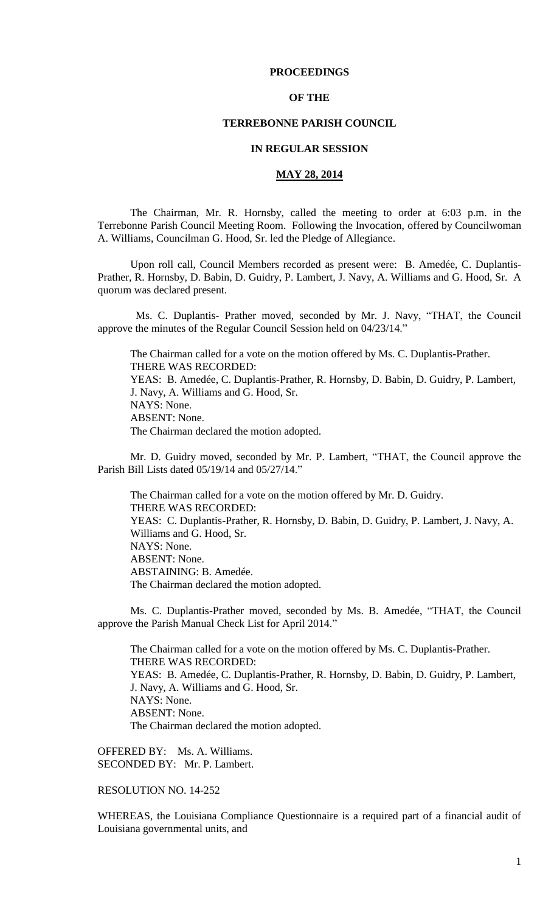# PROCEEDINGS

# OF THE

# TERREBONNE PARISH COUNCIL

# IN REGULAR SESSION

## MAY 28, 2014

The Chairman, Mr. R. Hornsby, called the meeting to order at 6:03 p.m. in the Terrebonne Parish Council Meeting Room. Following the Invocation, offered by Councilwoman A. Williams, Councilman G. Hood, Sr. led the Pledge of Allegiance.

Upon roll call, Council Members recorded as present were: B. Amedée, C. Duplantis-Prather, R. Hornsby, D. Babin, D. Guidry, P. Lambert, J. Navy, A. Williams and G. Hood, Sr. A quorum was declared present.

Ms. C. Duplantis- Prather moved, seconded by Mr. J. Navy, "THAT, the Council approve the minutes of the Regular Council Session held on 04/23/14."

The Chairman called for a vote on the motion offered by Ms. C. Duplantis-Prather.
THERE WAS RECORDED:
YEAS: B. Amedée, C. Duplantis-Prather, R. Hornsby, D. Babin, D. Guidry, P. Lambert, J. Navy, A. Williams and G. Hood, Sr.
NAYS: None.
ABSENT: None.
The Chairman declared the motion adopted.

Mr. D. Guidry moved, seconded by Mr. P. Lambert, "THAT, the Council approve the Parish Bill Lists dated 05/19/14 and 05/27/14."

The Chairman called for a vote on the motion offered by Mr. D. Guidry.
THERE WAS RECORDED:
YEAS: C. Duplantis-Prather, R. Hornsby, D. Babin, D. Guidry, P. Lambert, J. Navy, A. Williams and G. Hood, Sr.
NAYS: None.
ABSENT: None.
ABSTAINING: B. Amedée.
The Chairman declared the motion adopted.

Ms. C. Duplantis-Prather moved, seconded by Ms. B. Amedée, "THAT, the Council approve the Parish Manual Check List for April 2014."

The Chairman called for a vote on the motion offered by Ms. C. Duplantis-Prather.
THERE WAS RECORDED:
YEAS: B. Amedée, C. Duplantis-Prather, R. Hornsby, D. Babin, D. Guidry, P. Lambert, J. Navy, A. Williams and G. Hood, Sr.
NAYS: None.
ABSENT: None.
The Chairman declared the motion adopted.

OFFERED BY: Ms. A. Williams.
SECONDED BY: Mr. P. Lambert.

RESOLUTION NO. 14-252

WHEREAS, the Louisiana Compliance Questionnaire is a required part of a financial audit of Louisiana governmental units, and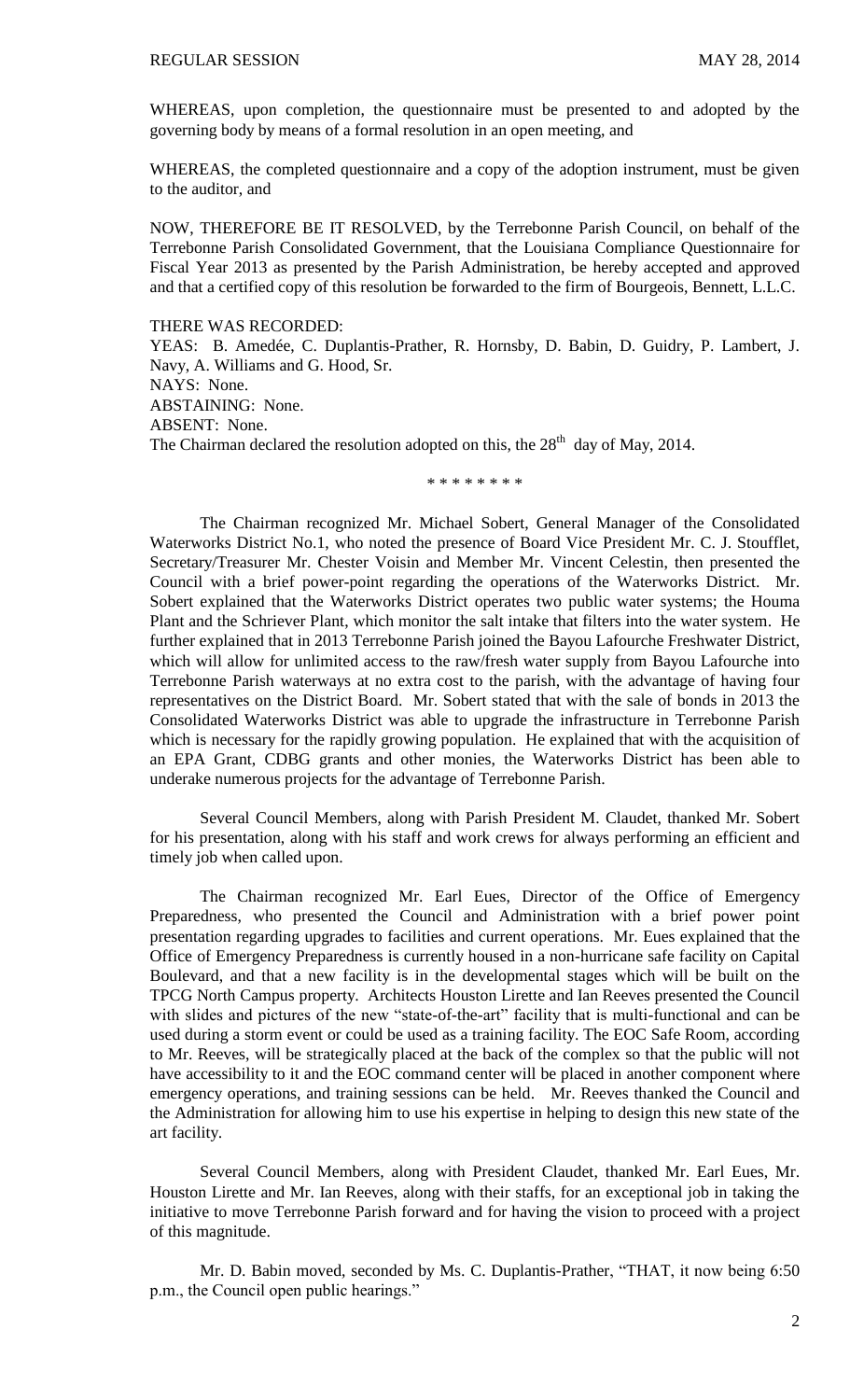WHEREAS, upon completion, the questionnaire must be presented to and adopted by the governing body by means of a formal resolution in an open meeting, and

WHEREAS, the completed questionnaire and a copy of the adoption instrument, must be given to the auditor, and

NOW, THEREFORE BE IT RESOLVED, by the Terrebonne Parish Council, on behalf of the Terrebonne Parish Consolidated Government, that the Louisiana Compliance Questionnaire for Fiscal Year 2013 as presented by the Parish Administration, be hereby accepted and approved and that a certified copy of this resolution be forwarded to the firm of Bourgeois, Bennett, L.L.C.

THERE WAS RECORDED:
YEAS: B. Amedée, C. Duplantis-Prather, R. Hornsby, D. Babin, D. Guidry, P. Lambert, J. Navy, A. Williams and G. Hood, Sr.
NAYS: None.
ABSTAINING: None.
ABSENT: None.
The Chairman declared the resolution adopted on this, the 28th day of May, 2014.

\* \* \* \* \* \* \* \*

The Chairman recognized Mr. Michael Sobert, General Manager of the Consolidated Waterworks District No.1, who noted the presence of Board Vice President Mr. C. J. Stoufflet, Secretary/Treasurer Mr. Chester Voisin and Member Mr. Vincent Celestin, then presented the Council with a brief power-point regarding the operations of the Waterworks District. Mr. Sobert explained that the Waterworks District operates two public water systems; the Houma Plant and the Schriever Plant, which monitor the salt intake that filters into the water system. He further explained that in 2013 Terrebonne Parish joined the Bayou Lafourche Freshwater District, which will allow for unlimited access to the raw/fresh water supply from Bayou Lafourche into Terrebonne Parish waterways at no extra cost to the parish, with the advantage of having four representatives on the District Board. Mr. Sobert stated that with the sale of bonds in 2013 the Consolidated Waterworks District was able to upgrade the infrastructure in Terrebonne Parish which is necessary for the rapidly growing population. He explained that with the acquisition of an EPA Grant, CDBG grants and other monies, the Waterworks District has been able to underake numerous projects for the advantage of Terrebonne Parish.

Several Council Members, along with Parish President M. Claudet, thanked Mr. Sobert for his presentation, along with his staff and work crews for always performing an efficient and timely job when called upon.

The Chairman recognized Mr. Earl Eues, Director of the Office of Emergency Preparedness, who presented the Council and Administration with a brief power point presentation regarding upgrades to facilities and current operations. Mr. Eues explained that the Office of Emergency Preparedness is currently housed in a non-hurricane safe facility on Capital Boulevard, and that a new facility is in the developmental stages which will be built on the TPCG North Campus property. Architects Houston Lirette and Ian Reeves presented the Council with slides and pictures of the new "state-of-the-art" facility that is multi-functional and can be used during a storm event or could be used as a training facility. The EOC Safe Room, according to Mr. Reeves, will be strategically placed at the back of the complex so that the public will not have accessibility to it and the EOC command center will be placed in another component where emergency operations, and training sessions can be held. Mr. Reeves thanked the Council and the Administration for allowing him to use his expertise in helping to design this new state of the art facility.

Several Council Members, along with President Claudet, thanked Mr. Earl Eues, Mr. Houston Lirette and Mr. Ian Reeves, along with their staffs, for an exceptional job in taking the initiative to move Terrebonne Parish forward and for having the vision to proceed with a project of this magnitude.

Mr. D. Babin moved, seconded by Ms. C. Duplantis-Prather, "THAT, it now being 6:50 p.m., the Council open public hearings."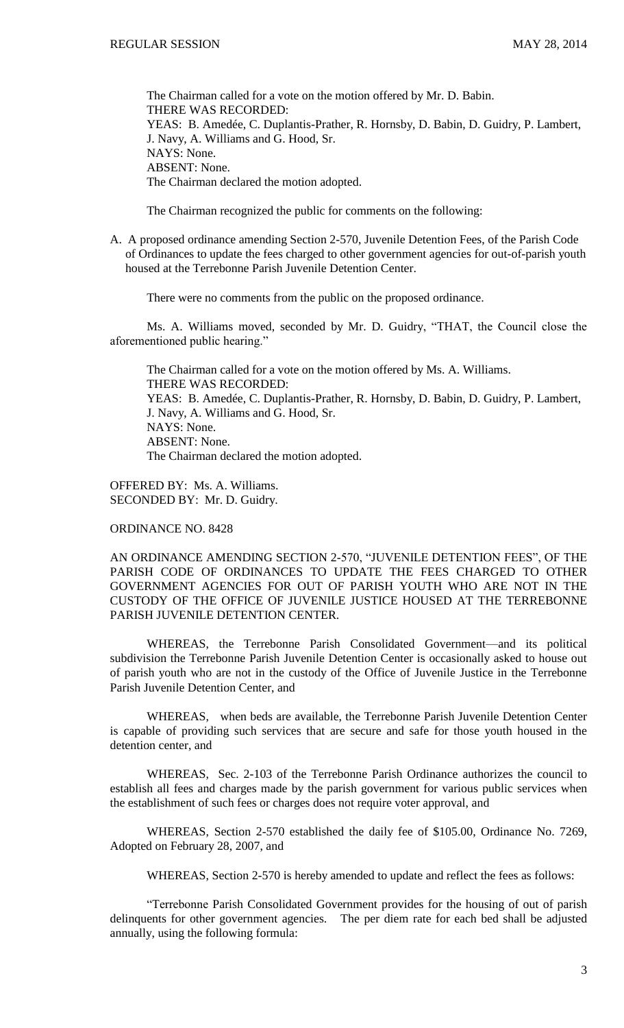The Chairman called for a vote on the motion offered by Mr. D. Babin.
THERE WAS RECORDED:
YEAS: B. Amedée, C. Duplantis-Prather, R. Hornsby, D. Babin, D. Guidry, P. Lambert, J. Navy, A. Williams and G. Hood, Sr.
NAYS: None.
ABSENT: None.
The Chairman declared the motion adopted.

The Chairman recognized the public for comments on the following:

A. A proposed ordinance amending Section 2-570, Juvenile Detention Fees, of the Parish Code of Ordinances to update the fees charged to other government agencies for out-of-parish youth housed at the Terrebonne Parish Juvenile Detention Center.

There were no comments from the public on the proposed ordinance.

Ms. A. Williams moved, seconded by Mr. D. Guidry, "THAT, the Council close the aforementioned public hearing."

The Chairman called for a vote on the motion offered by Ms. A. Williams.
THERE WAS RECORDED:
YEAS: B. Amedée, C. Duplantis-Prather, R. Hornsby, D. Babin, D. Guidry, P. Lambert, J. Navy, A. Williams and G. Hood, Sr.
NAYS: None.
ABSENT: None.
The Chairman declared the motion adopted.

OFFERED BY: Ms. A. Williams.
SECONDED BY: Mr. D. Guidry.

ORDINANCE NO. 8428

AN ORDINANCE AMENDING SECTION 2-570, "JUVENILE DETENTION FEES", OF THE PARISH CODE OF ORDINANCES TO UPDATE THE FEES CHARGED TO OTHER GOVERNMENT AGENCIES FOR OUT OF PARISH YOUTH WHO ARE NOT IN THE CUSTODY OF THE OFFICE OF JUVENILE JUSTICE HOUSED AT THE TERREBONNE PARISH JUVENILE DETENTION CENTER.

WHEREAS, the Terrebonne Parish Consolidated Government—and its political subdivision the Terrebonne Parish Juvenile Detention Center is occasionally asked to house out of parish youth who are not in the custody of the Office of Juvenile Justice in the Terrebonne Parish Juvenile Detention Center, and

WHEREAS, when beds are available, the Terrebonne Parish Juvenile Detention Center is capable of providing such services that are secure and safe for those youth housed in the detention center, and

WHEREAS, Sec. 2-103 of the Terrebonne Parish Ordinance authorizes the council to establish all fees and charges made by the parish government for various public services when the establishment of such fees or charges does not require voter approval, and

WHEREAS, Section 2-570 established the daily fee of $105.00, Ordinance No. 7269, Adopted on February 28, 2007, and

WHEREAS, Section 2-570 is hereby amended to update and reflect the fees as follows:

"Terrebonne Parish Consolidated Government provides for the housing of out of parish delinquents for other government agencies. The per diem rate for each bed shall be adjusted annually, using the following formula: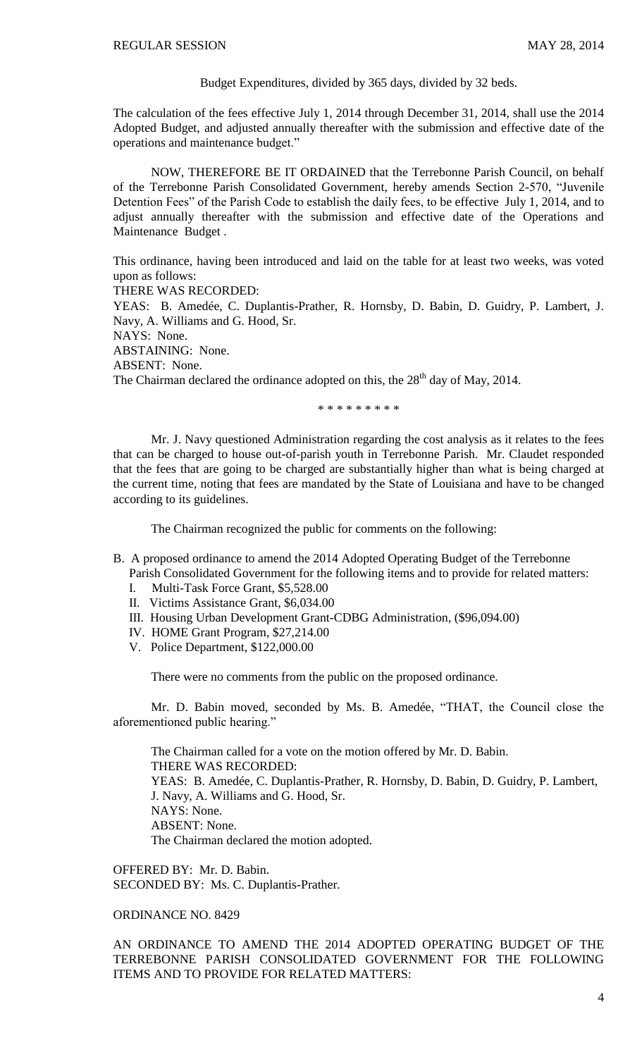Budget Expenditures, divided by 365 days, divided by 32 beds.

The calculation of the fees effective July 1, 2014 through December 31, 2014, shall use the 2014 Adopted Budget, and adjusted annually thereafter with the submission and effective date of the operations and maintenance budget."

NOW, THEREFORE BE IT ORDAINED that the Terrebonne Parish Council, on behalf of the Terrebonne Parish Consolidated Government, hereby amends Section 2-570, "Juvenile Detention Fees" of the Parish Code to establish the daily fees, to be effective July 1, 2014, and to adjust annually thereafter with the submission and effective date of the Operations and Maintenance Budget .

This ordinance, having been introduced and laid on the table for at least two weeks, was voted upon as follows:
THERE WAS RECORDED:
YEAS: B. Amedée, C. Duplantis-Prather, R. Hornsby, D. Babin, D. Guidry, P. Lambert, J. Navy, A. Williams and G. Hood, Sr.
NAYS: None.
ABSTAINING: None.
ABSENT: None.
The Chairman declared the ordinance adopted on this, the 28th day of May, 2014.

\* \* \* \* \* \* \* \* \*

Mr. J. Navy questioned Administration regarding the cost analysis as it relates to the fees that can be charged to house out-of-parish youth in Terrebonne Parish. Mr. Claudet responded that the fees that are going to be charged are substantially higher than what is being charged at the current time, noting that fees are mandated by the State of Louisiana and have to be changed according to its guidelines.

The Chairman recognized the public for comments on the following:

B. A proposed ordinance to amend the 2014 Adopted Operating Budget of the Terrebonne Parish Consolidated Government for the following items and to provide for related matters:
   I. Multi-Task Force Grant, $5,528.00
   II. Victims Assistance Grant, $6,034.00
   III. Housing Urban Development Grant-CDBG Administration, ($96,094.00)
   IV. HOME Grant Program, $27,214.00
   V. Police Department, $122,000.00

There were no comments from the public on the proposed ordinance.

Mr. D. Babin moved, seconded by Ms. B. Amedée, "THAT, the Council close the aforementioned public hearing."

The Chairman called for a vote on the motion offered by Mr. D. Babin.
THERE WAS RECORDED:
YEAS: B. Amedée, C. Duplantis-Prather, R. Hornsby, D. Babin, D. Guidry, P. Lambert, J. Navy, A. Williams and G. Hood, Sr.
NAYS: None.
ABSENT: None.
The Chairman declared the motion adopted.

OFFERED BY: Mr. D. Babin.
SECONDED BY: Ms. C. Duplantis-Prather.

ORDINANCE NO. 8429

AN ORDINANCE TO AMEND THE 2014 ADOPTED OPERATING BUDGET OF THE TERREBONNE PARISH CONSOLIDATED GOVERNMENT FOR THE FOLLOWING ITEMS AND TO PROVIDE FOR RELATED MATTERS: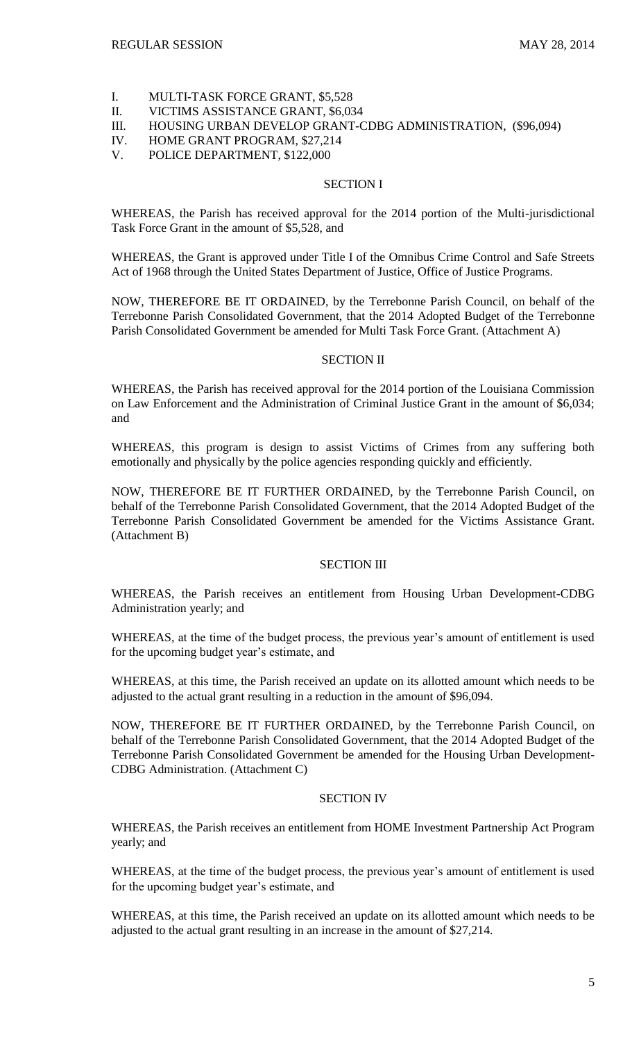I. MULTI-TASK FORCE GRANT, $5,528
II. VICTIMS ASSISTANCE GRANT, $6,034
III. HOUSING URBAN DEVELOP GRANT-CDBG ADMINISTRATION, ($96,094)
IV. HOME GRANT PROGRAM, $27,214
V. POLICE DEPARTMENT, $122,000

## SECTION I

WHEREAS, the Parish has received approval for the 2014 portion of the Multi-jurisdictional Task Force Grant in the amount of $5,528, and

WHEREAS, the Grant is approved under Title I of the Omnibus Crime Control and Safe Streets Act of 1968 through the United States Department of Justice, Office of Justice Programs.

NOW, THEREFORE BE IT ORDAINED, by the Terrebonne Parish Council, on behalf of the Terrebonne Parish Consolidated Government, that the 2014 Adopted Budget of the Terrebonne Parish Consolidated Government be amended for Multi Task Force Grant. (Attachment A)

## SECTION II

WHEREAS, the Parish has received approval for the 2014 portion of the Louisiana Commission on Law Enforcement and the Administration of Criminal Justice Grant in the amount of $6,034; and

WHEREAS, this program is design to assist Victims of Crimes from any suffering both emotionally and physically by the police agencies responding quickly and efficiently.

NOW, THEREFORE BE IT FURTHER ORDAINED, by the Terrebonne Parish Council, on behalf of the Terrebonne Parish Consolidated Government, that the 2014 Adopted Budget of the Terrebonne Parish Consolidated Government be amended for the Victims Assistance Grant. (Attachment B)

## SECTION III

WHEREAS, the Parish receives an entitlement from Housing Urban Development-CDBG Administration yearly; and

WHEREAS, at the time of the budget process, the previous year's amount of entitlement is used for the upcoming budget year's estimate, and

WHEREAS, at this time, the Parish received an update on its allotted amount which needs to be adjusted to the actual grant resulting in a reduction in the amount of $96,094.

NOW, THEREFORE BE IT FURTHER ORDAINED, by the Terrebonne Parish Council, on behalf of the Terrebonne Parish Consolidated Government, that the 2014 Adopted Budget of the Terrebonne Parish Consolidated Government be amended for the Housing Urban Development-CDBG Administration. (Attachment C)

## SECTION IV

WHEREAS, the Parish receives an entitlement from HOME Investment Partnership Act Program yearly; and

WHEREAS, at the time of the budget process, the previous year's amount of entitlement is used for the upcoming budget year's estimate, and

WHEREAS, at this time, the Parish received an update on its allotted amount which needs to be adjusted to the actual grant resulting in an increase in the amount of $27,214.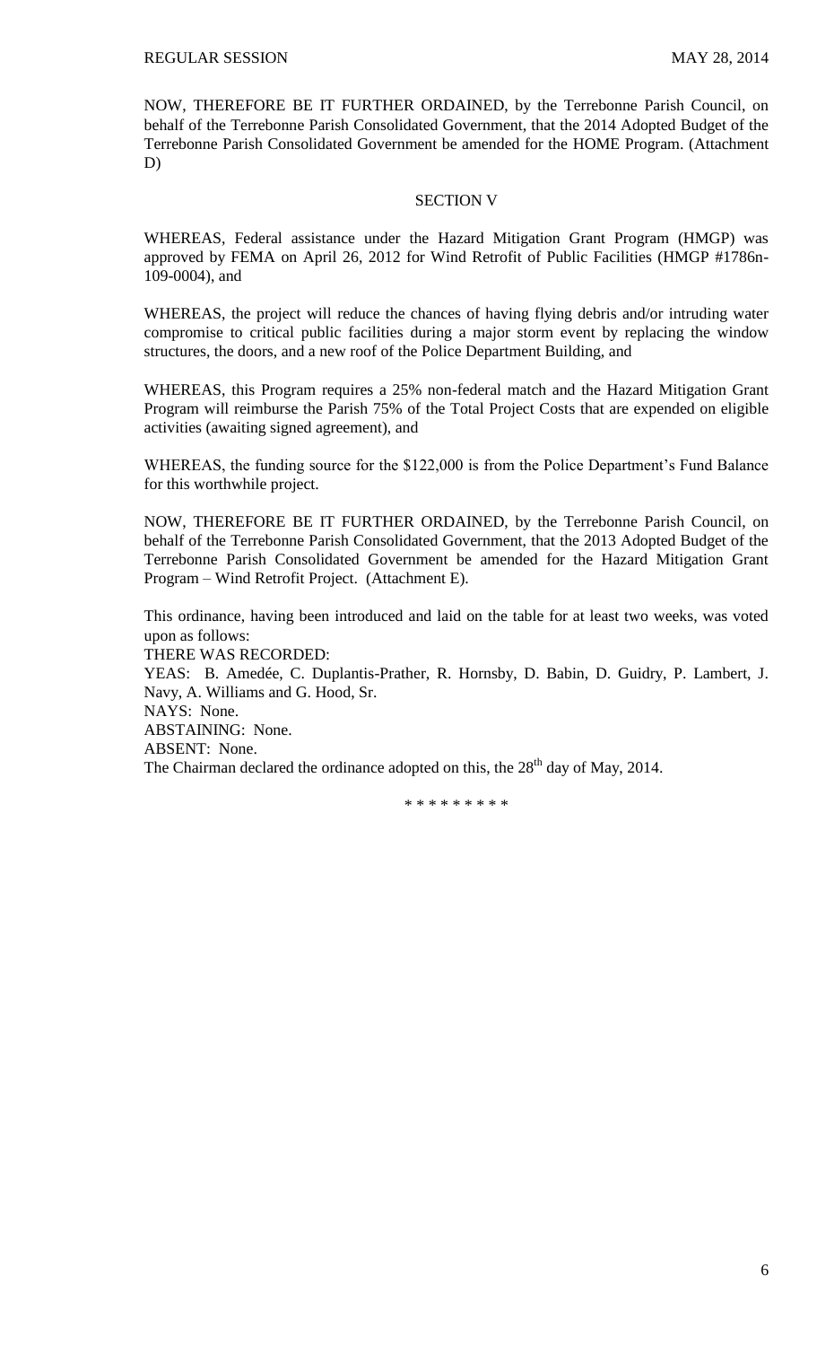NOW, THEREFORE BE IT FURTHER ORDAINED, by the Terrebonne Parish Council, on behalf of the Terrebonne Parish Consolidated Government, that the 2014 Adopted Budget of the Terrebonne Parish Consolidated Government be amended for the HOME Program. (Attachment D)

SECTION V

WHEREAS, Federal assistance under the Hazard Mitigation Grant Program (HMGP) was approved by FEMA on April 26, 2012 for Wind Retrofit of Public Facilities (HMGP #1786n-109-0004), and

WHEREAS, the project will reduce the chances of having flying debris and/or intruding water compromise to critical public facilities during a major storm event by replacing the window structures, the doors, and a new roof of the Police Department Building, and

WHEREAS, this Program requires a 25% non-federal match and the Hazard Mitigation Grant Program will reimburse the Parish 75% of the Total Project Costs that are expended on eligible activities (awaiting signed agreement), and

WHEREAS, the funding source for the $122,000 is from the Police Department's Fund Balance for this worthwhile project.

NOW, THEREFORE BE IT FURTHER ORDAINED, by the Terrebonne Parish Council, on behalf of the Terrebonne Parish Consolidated Government, that the 2013 Adopted Budget of the Terrebonne Parish Consolidated Government be amended for the Hazard Mitigation Grant Program – Wind Retrofit Project. (Attachment E).

This ordinance, having been introduced and laid on the table for at least two weeks, was voted upon as follows:

THERE WAS RECORDED:

YEAS: B. Amedée, C. Duplantis-Prather, R. Hornsby, D. Babin, D. Guidry, P. Lambert, J. Navy, A. Williams and G. Hood, Sr.

NAYS: None.

ABSTAINING: None.

ABSENT: None.

The Chairman declared the ordinance adopted on this, the 28th day of May, 2014.

* * * * * * * * *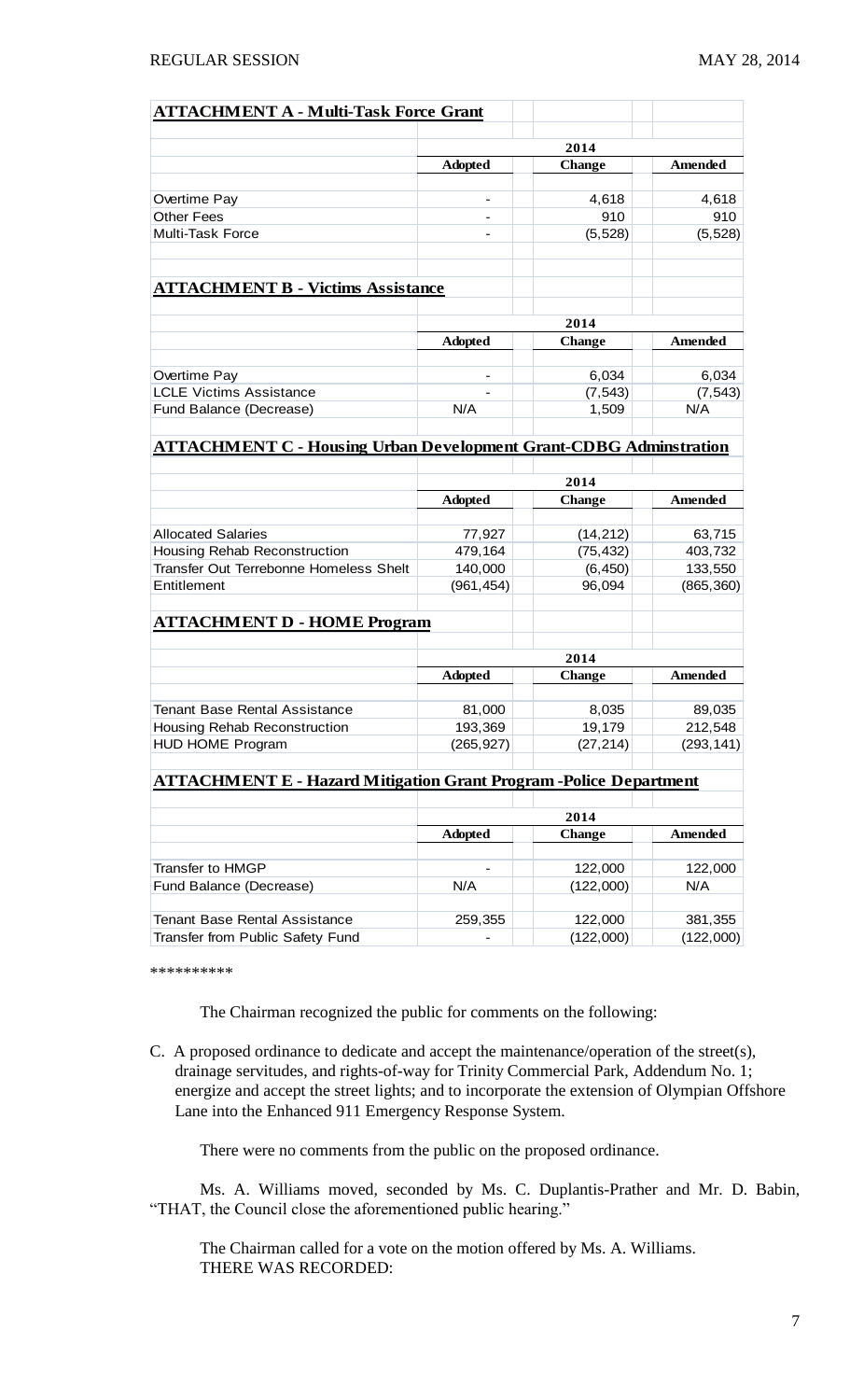**ATTACHMENT A - Multi-Task Force Grant**

| | 2014 | | |
|---|---|---|---|
| | **Adopted** | **Change** | **Amended** |
| Overtime Pay | - | 4,618 | 4,618 |
| Other Fees | - | 910 | 910 |
| Multi-Task Force | - | (5,528) | (5,528) |

**ATTACHMENT B - Victims Assistance**

| | 2014 | | |
|---|---|---|---|
| | **Adopted** | **Change** | **Amended** |
| Overtime Pay | - | 6,034 | 6,034 |
| LCLE Victims Assistance | - | (7,543) | (7,543) |
| Fund Balance (Decrease) | N/A | 1,509 | N/A |

**ATTACHMENT C - Housing Urban Development Grant-CDBG Adminstration**

| | 2014 | | |
|---|---|---|---|
| | **Adopted** | **Change** | **Amended** |
| Allocated Salaries | 77,927 | (14,212) | 63,715 |
| Housing Rehab Reconstruction | 479,164 | (75,432) | 403,732 |
| Transfer Out Terrebonne Homeless Shelt | 140,000 | (6,450) | 133,550 |
| Entitlement | (961,454) | 96,094 | (865,360) |

**ATTACHMENT D - HOME Program**

| | 2014 | | |
|---|---|---|---|
| | **Adopted** | **Change** | **Amended** |
| Tenant Base Rental Assistance | 81,000 | 8,035 | 89,035 |
| Housing Rehab Reconstruction | 193,369 | 19,179 | 212,548 |
| HUD HOME Program | (265,927) | (27,214) | (293,141) |

**ATTACHMENT E - Hazard Mitigation Grant Program -Police Department**

| | 2014 | | |
|---|---|---|---|
| | **Adopted** | **Change** | **Amended** |
| Transfer to HMGP | - | 122,000 | 122,000 |
| Fund Balance (Decrease) | N/A | (122,000) | N/A |
| | | | |
| Tenant Base Rental Assistance | 259,355 | 122,000 | 381,355 |
| Transfer from Public Safety Fund | - | (122,000) | (122,000) |

**********

The Chairman recognized the public for comments on the following:

C. A proposed ordinance to dedicate and accept the maintenance/operation of the street(s), drainage servitudes, and rights-of-way for Trinity Commercial Park, Addendum No. 1; energize and accept the street lights; and to incorporate the extension of Olympian Offshore Lane into the Enhanced 911 Emergency Response System.

There were no comments from the public on the proposed ordinance.

Ms. A. Williams moved, seconded by Ms. C. Duplantis-Prather and Mr. D. Babin, "THAT, the Council close the aforementioned public hearing."

The Chairman called for a vote on the motion offered by Ms. A. Williams.
THERE WAS RECORDED: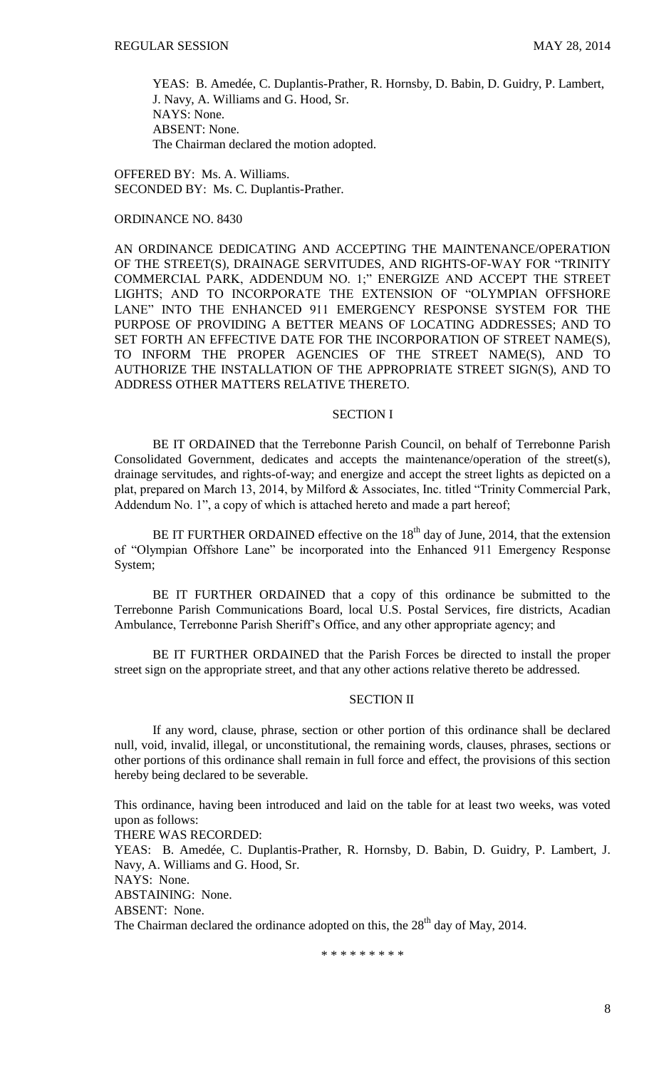YEAS: B. Amedée, C. Duplantis-Prather, R. Hornsby, D. Babin, D. Guidry, P. Lambert, J. Navy, A. Williams and G. Hood, Sr.
NAYS: None.
ABSENT: None.
The Chairman declared the motion adopted.

OFFERED BY: Ms. A. Williams.
SECONDED BY: Ms. C. Duplantis-Prather.

ORDINANCE NO. 8430

AN ORDINANCE DEDICATING AND ACCEPTING THE MAINTENANCE/OPERATION OF THE STREET(S), DRAINAGE SERVITUDES, AND RIGHTS-OF-WAY FOR "TRINITY COMMERCIAL PARK, ADDENDUM NO. 1;" ENERGIZE AND ACCEPT THE STREET LIGHTS; AND TO INCORPORATE THE EXTENSION OF "OLYMPIAN OFFSHORE LANE" INTO THE ENHANCED 911 EMERGENCY RESPONSE SYSTEM FOR THE PURPOSE OF PROVIDING A BETTER MEANS OF LOCATING ADDRESSES; AND TO SET FORTH AN EFFECTIVE DATE FOR THE INCORPORATION OF STREET NAME(S), TO INFORM THE PROPER AGENCIES OF THE STREET NAME(S), AND TO AUTHORIZE THE INSTALLATION OF THE APPROPRIATE STREET SIGN(S), AND TO ADDRESS OTHER MATTERS RELATIVE THERETO.

SECTION I

BE IT ORDAINED that the Terrebonne Parish Council, on behalf of Terrebonne Parish Consolidated Government, dedicates and accepts the maintenance/operation of the street(s), drainage servitudes, and rights-of-way; and energize and accept the street lights as depicted on a plat, prepared on March 13, 2014, by Milford & Associates, Inc. titled "Trinity Commercial Park, Addendum No. 1", a copy of which is attached hereto and made a part hereof;

BE IT FURTHER ORDAINED effective on the 18th day of June, 2014, that the extension of "Olympian Offshore Lane" be incorporated into the Enhanced 911 Emergency Response System;

BE IT FURTHER ORDAINED that a copy of this ordinance be submitted to the Terrebonne Parish Communications Board, local U.S. Postal Services, fire districts, Acadian Ambulance, Terrebonne Parish Sheriff's Office, and any other appropriate agency; and

BE IT FURTHER ORDAINED that the Parish Forces be directed to install the proper street sign on the appropriate street, and that any other actions relative thereto be addressed.

SECTION II

If any word, clause, phrase, section or other portion of this ordinance shall be declared null, void, invalid, illegal, or unconstitutional, the remaining words, clauses, phrases, sections or other portions of this ordinance shall remain in full force and effect, the provisions of this section hereby being declared to be severable.

This ordinance, having been introduced and laid on the table for at least two weeks, was voted upon as follows:
THERE WAS RECORDED:
YEAS: B. Amedée, C. Duplantis-Prather, R. Hornsby, D. Babin, D. Guidry, P. Lambert, J. Navy, A. Williams and G. Hood, Sr.
NAYS: None.
ABSTAINING: None.
ABSENT: None.
The Chairman declared the ordinance adopted on this, the 28th day of May, 2014.

\* \* \* \* \* \* \* \* \*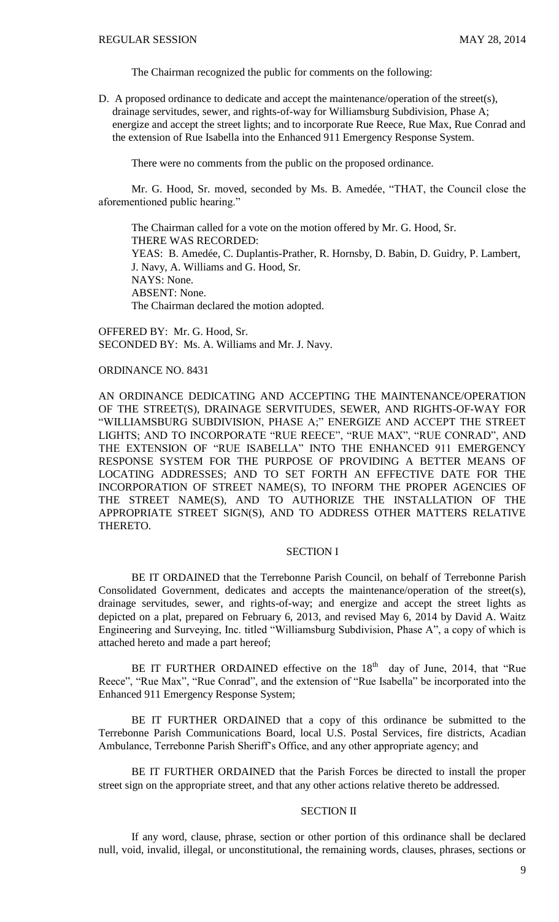The Chairman recognized the public for comments on the following:

D. A proposed ordinance to dedicate and accept the maintenance/operation of the street(s), drainage servitudes, sewer, and rights-of-way for Williamsburg Subdivision, Phase A; energize and accept the street lights; and to incorporate Rue Reece, Rue Max, Rue Conrad and the extension of Rue Isabella into the Enhanced 911 Emergency Response System.

There were no comments from the public on the proposed ordinance.

Mr. G. Hood, Sr. moved, seconded by Ms. B. Amedée, "THAT, the Council close the aforementioned public hearing."

The Chairman called for a vote on the motion offered by Mr. G. Hood, Sr.
THERE WAS RECORDED:
YEAS: B. Amedée, C. Duplantis-Prather, R. Hornsby, D. Babin, D. Guidry, P. Lambert, J. Navy, A. Williams and G. Hood, Sr.
NAYS: None.
ABSENT: None.
The Chairman declared the motion adopted.

OFFERED BY: Mr. G. Hood, Sr.
SECONDED BY: Ms. A. Williams and Mr. J. Navy.

ORDINANCE NO. 8431

AN ORDINANCE DEDICATING AND ACCEPTING THE MAINTENANCE/OPERATION OF THE STREET(S), DRAINAGE SERVITUDES, SEWER, AND RIGHTS-OF-WAY FOR "WILLIAMSBURG SUBDIVISION, PHASE A;" ENERGIZE AND ACCEPT THE STREET LIGHTS; AND TO INCORPORATE "RUE REECE", "RUE MAX", "RUE CONRAD", AND THE EXTENSION OF "RUE ISABELLA" INTO THE ENHANCED 911 EMERGENCY RESPONSE SYSTEM FOR THE PURPOSE OF PROVIDING A BETTER MEANS OF LOCATING ADDRESSES; AND TO SET FORTH AN EFFECTIVE DATE FOR THE INCORPORATION OF STREET NAME(S), TO INFORM THE PROPER AGENCIES OF THE STREET NAME(S), AND TO AUTHORIZE THE INSTALLATION OF THE APPROPRIATE STREET SIGN(S), AND TO ADDRESS OTHER MATTERS RELATIVE THERETO.

SECTION I

BE IT ORDAINED that the Terrebonne Parish Council, on behalf of Terrebonne Parish Consolidated Government, dedicates and accepts the maintenance/operation of the street(s), drainage servitudes, sewer, and rights-of-way; and energize and accept the street lights as depicted on a plat, prepared on February 6, 2013, and revised May 6, 2014 by David A. Waitz Engineering and Surveying, Inc. titled "Williamsburg Subdivision, Phase A", a copy of which is attached hereto and made a part hereof;

BE IT FURTHER ORDAINED effective on the 18th day of June, 2014, that "Rue Reece", "Rue Max", "Rue Conrad", and the extension of "Rue Isabella" be incorporated into the Enhanced 911 Emergency Response System;

BE IT FURTHER ORDAINED that a copy of this ordinance be submitted to the Terrebonne Parish Communications Board, local U.S. Postal Services, fire districts, Acadian Ambulance, Terrebonne Parish Sheriff's Office, and any other appropriate agency; and

BE IT FURTHER ORDAINED that the Parish Forces be directed to install the proper street sign on the appropriate street, and that any other actions relative thereto be addressed.

SECTION II

If any word, clause, phrase, section or other portion of this ordinance shall be declared null, void, invalid, illegal, or unconstitutional, the remaining words, clauses, phrases, sections or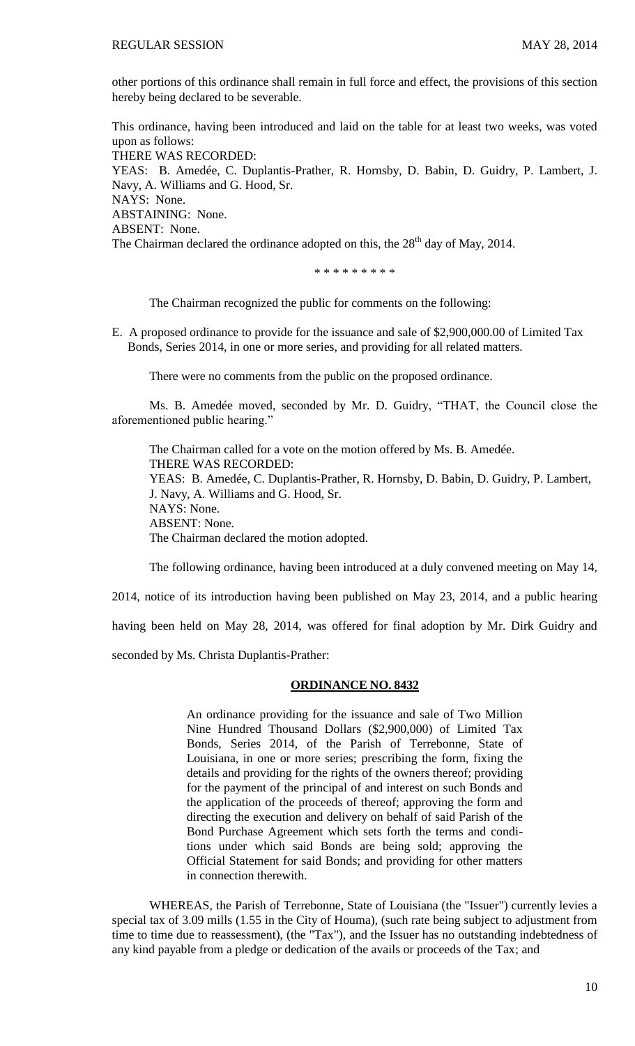other portions of this ordinance shall remain in full force and effect, the provisions of this section hereby being declared to be severable.

This ordinance, having been introduced and laid on the table for at least two weeks, was voted upon as follows:
THERE WAS RECORDED:
YEAS: B. Amedée, C. Duplantis-Prather, R. Hornsby, D. Babin, D. Guidry, P. Lambert, J. Navy, A. Williams and G. Hood, Sr.
NAYS: None.
ABSTAINING: None.
ABSENT: None.
The Chairman declared the ordinance adopted on this, the 28th day of May, 2014.

\* \* \* \* \* \* \* \* \*

The Chairman recognized the public for comments on the following:

E. A proposed ordinance to provide for the issuance and sale of $2,900,000.00 of Limited Tax Bonds, Series 2014, in one or more series, and providing for all related matters.

There were no comments from the public on the proposed ordinance.

Ms. B. Amedée moved, seconded by Mr. D. Guidry, "THAT, the Council close the aforementioned public hearing."

The Chairman called for a vote on the motion offered by Ms. B. Amedée.
THERE WAS RECORDED:
YEAS: B. Amedée, C. Duplantis-Prather, R. Hornsby, D. Babin, D. Guidry, P. Lambert, J. Navy, A. Williams and G. Hood, Sr.
NAYS: None.
ABSENT: None.
The Chairman declared the motion adopted.

The following ordinance, having been introduced at a duly convened meeting on May 14, 2014, notice of its introduction having been published on May 23, 2014, and a public hearing having been held on May 28, 2014, was offered for final adoption by Mr. Dirk Guidry and seconded by Ms. Christa Duplantis-Prather:

**ORDINANCE NO. 8432**

An ordinance providing for the issuance and sale of Two Million Nine Hundred Thousand Dollars ($2,900,000) of Limited Tax Bonds, Series 2014, of the Parish of Terrebonne, State of Louisiana, in one or more series; prescribing the form, fixing the details and providing for the rights of the owners thereof; providing for the payment of the principal of and interest on such Bonds and the application of the proceeds of thereof; approving the form and directing the execution and delivery on behalf of said Parish of the Bond Purchase Agreement which sets forth the terms and conditions under which said Bonds are being sold; approving the Official Statement for said Bonds; and providing for other matters in connection therewith.

WHEREAS, the Parish of Terrebonne, State of Louisiana (the "Issuer") currently levies a special tax of 3.09 mills (1.55 in the City of Houma), (such rate being subject to adjustment from time to time due to reassessment), (the "Tax"), and the Issuer has no outstanding indebtedness of any kind payable from a pledge or dedication of the avails or proceeds of the Tax; and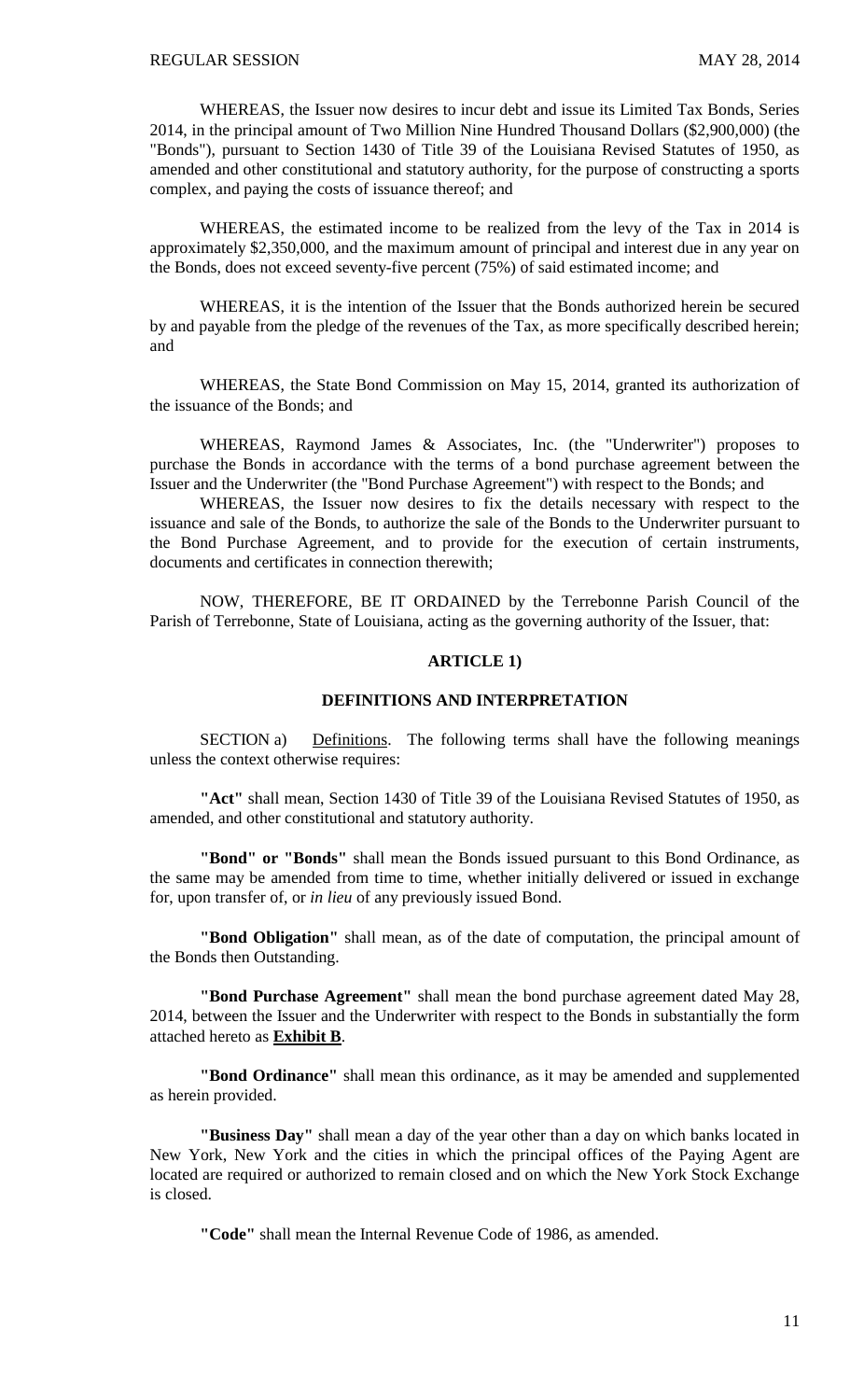WHEREAS, the Issuer now desires to incur debt and issue its Limited Tax Bonds, Series 2014, in the principal amount of Two Million Nine Hundred Thousand Dollars ($2,900,000) (the "Bonds"), pursuant to Section 1430 of Title 39 of the Louisiana Revised Statutes of 1950, as amended and other constitutional and statutory authority, for the purpose of constructing a sports complex, and paying the costs of issuance thereof; and

WHEREAS, the estimated income to be realized from the levy of the Tax in 2014 is approximately $2,350,000, and the maximum amount of principal and interest due in any year on the Bonds, does not exceed seventy-five percent (75%) of said estimated income; and

WHEREAS, it is the intention of the Issuer that the Bonds authorized herein be secured by and payable from the pledge of the revenues of the Tax, as more specifically described herein; and

WHEREAS, the State Bond Commission on May 15, 2014, granted its authorization of the issuance of the Bonds; and

WHEREAS, Raymond James & Associates, Inc. (the "Underwriter") proposes to purchase the Bonds in accordance with the terms of a bond purchase agreement between the Issuer and the Underwriter (the "Bond Purchase Agreement") with respect to the Bonds; and

WHEREAS, the Issuer now desires to fix the details necessary with respect to the issuance and sale of the Bonds, to authorize the sale of the Bonds to the Underwriter pursuant to the Bond Purchase Agreement, and to provide for the execution of certain instruments, documents and certificates in connection therewith;

NOW, THEREFORE, BE IT ORDAINED by the Terrebonne Parish Council of the Parish of Terrebonne, State of Louisiana, acting as the governing authority of the Issuer, that:

## ARTICLE 1)

## DEFINITIONS AND INTERPRETATION

SECTION a) Definitions. The following terms shall have the following meanings unless the context otherwise requires:

**"Act"** shall mean, Section 1430 of Title 39 of the Louisiana Revised Statutes of 1950, as amended, and other constitutional and statutory authority.

**"Bond" or "Bonds"** shall mean the Bonds issued pursuant to this Bond Ordinance, as the same may be amended from time to time, whether initially delivered or issued in exchange for, upon transfer of, or *in lieu* of any previously issued Bond.

**"Bond Obligation"** shall mean, as of the date of computation, the principal amount of the Bonds then Outstanding.

**"Bond Purchase Agreement"** shall mean the bond purchase agreement dated May 28, 2014, between the Issuer and the Underwriter with respect to the Bonds in substantially the form attached hereto as **Exhibit B**.

**"Bond Ordinance"** shall mean this ordinance, as it may be amended and supplemented as herein provided.

**"Business Day"** shall mean a day of the year other than a day on which banks located in New York, New York and the cities in which the principal offices of the Paying Agent are located are required or authorized to remain closed and on which the New York Stock Exchange is closed.

**"Code"** shall mean the Internal Revenue Code of 1986, as amended.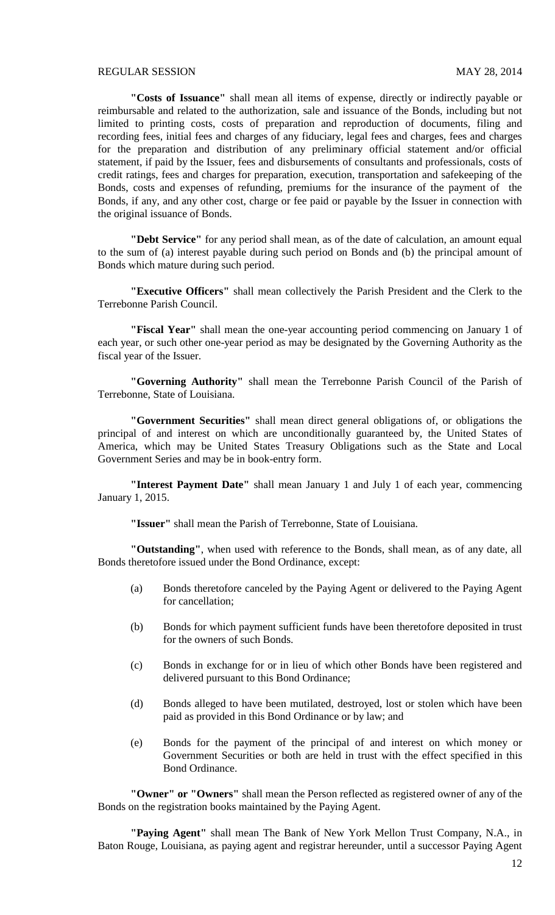**"Costs of Issuance"** shall mean all items of expense, directly or indirectly payable or reimbursable and related to the authorization, sale and issuance of the Bonds, including but not limited to printing costs, costs of preparation and reproduction of documents, filing and recording fees, initial fees and charges of any fiduciary, legal fees and charges, fees and charges for the preparation and distribution of any preliminary official statement and/or official statement, if paid by the Issuer, fees and disbursements of consultants and professionals, costs of credit ratings, fees and charges for preparation, execution, transportation and safekeeping of the Bonds, costs and expenses of refunding, premiums for the insurance of the payment of the Bonds, if any, and any other cost, charge or fee paid or payable by the Issuer in connection with the original issuance of Bonds.

**"Debt Service"** for any period shall mean, as of the date of calculation, an amount equal to the sum of (a) interest payable during such period on Bonds and (b) the principal amount of Bonds which mature during such period.

**"Executive Officers"** shall mean collectively the Parish President and the Clerk to the Terrebonne Parish Council.

**"Fiscal Year"** shall mean the one-year accounting period commencing on January 1 of each year, or such other one-year period as may be designated by the Governing Authority as the fiscal year of the Issuer.

**"Governing Authority"** shall mean the Terrebonne Parish Council of the Parish of Terrebonne, State of Louisiana.

**"Government Securities"** shall mean direct general obligations of, or obligations the principal of and interest on which are unconditionally guaranteed by, the United States of America, which may be United States Treasury Obligations such as the State and Local Government Series and may be in book-entry form.

**"Interest Payment Date"** shall mean January 1 and July 1 of each year, commencing January 1, 2015.

**"Issuer"** shall mean the Parish of Terrebonne, State of Louisiana.

**"Outstanding"**, when used with reference to the Bonds, shall mean, as of any date, all Bonds theretofore issued under the Bond Ordinance, except:

(a) Bonds theretofore canceled by the Paying Agent or delivered to the Paying Agent for cancellation;

(b) Bonds for which payment sufficient funds have been theretofore deposited in trust for the owners of such Bonds.

(c) Bonds in exchange for or in lieu of which other Bonds have been registered and delivered pursuant to this Bond Ordinance;

(d) Bonds alleged to have been mutilated, destroyed, lost or stolen which have been paid as provided in this Bond Ordinance or by law; and

(e) Bonds for the payment of the principal of and interest on which money or Government Securities or both are held in trust with the effect specified in this Bond Ordinance.

**"Owner" or "Owners"** shall mean the Person reflected as registered owner of any of the Bonds on the registration books maintained by the Paying Agent.

**"Paying Agent"** shall mean The Bank of New York Mellon Trust Company, N.A., in Baton Rouge, Louisiana, as paying agent and registrar hereunder, until a successor Paying Agent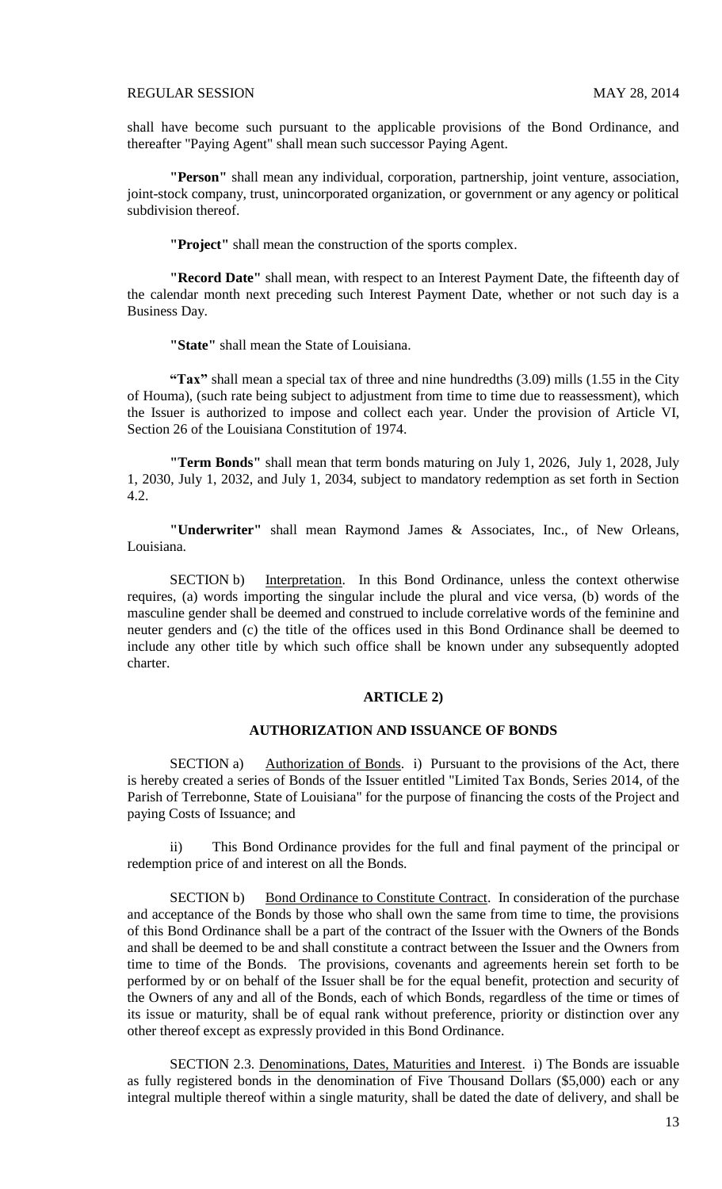shall have become such pursuant to the applicable provisions of the Bond Ordinance, and thereafter "Paying Agent" shall mean such successor Paying Agent.

**"Person"** shall mean any individual, corporation, partnership, joint venture, association, joint-stock company, trust, unincorporated organization, or government or any agency or political subdivision thereof.

**"Project"** shall mean the construction of the sports complex.

**"Record Date"** shall mean, with respect to an Interest Payment Date, the fifteenth day of the calendar month next preceding such Interest Payment Date, whether or not such day is a Business Day.

**"State"** shall mean the State of Louisiana.

**"Tax"** shall mean a special tax of three and nine hundredths (3.09) mills (1.55 in the City of Houma), (such rate being subject to adjustment from time to time due to reassessment), which the Issuer is authorized to impose and collect each year. Under the provision of Article VI, Section 26 of the Louisiana Constitution of 1974.

**"Term Bonds"** shall mean that term bonds maturing on July 1, 2026, July 1, 2028, July 1, 2030, July 1, 2032, and July 1, 2034, subject to mandatory redemption as set forth in Section 4.2.

**"Underwriter"** shall mean Raymond James & Associates, Inc., of New Orleans, Louisiana.

SECTION b) Interpretation. In this Bond Ordinance, unless the context otherwise requires, (a) words importing the singular include the plural and vice versa, (b) words of the masculine gender shall be deemed and construed to include correlative words of the feminine and neuter genders and (c) the title of the offices used in this Bond Ordinance shall be deemed to include any other title by which such office shall be known under any subsequently adopted charter.

## ARTICLE 2)

## AUTHORIZATION AND ISSUANCE OF BONDS

SECTION a) Authorization of Bonds. i) Pursuant to the provisions of the Act, there is hereby created a series of Bonds of the Issuer entitled "Limited Tax Bonds, Series 2014, of the Parish of Terrebonne, State of Louisiana" for the purpose of financing the costs of the Project and paying Costs of Issuance; and

ii) This Bond Ordinance provides for the full and final payment of the principal or redemption price of and interest on all the Bonds.

SECTION b) Bond Ordinance to Constitute Contract. In consideration of the purchase and acceptance of the Bonds by those who shall own the same from time to time, the provisions of this Bond Ordinance shall be a part of the contract of the Issuer with the Owners of the Bonds and shall be deemed to be and shall constitute a contract between the Issuer and the Owners from time to time of the Bonds. The provisions, covenants and agreements herein set forth to be performed by or on behalf of the Issuer shall be for the equal benefit, protection and security of the Owners of any and all of the Bonds, each of which Bonds, regardless of the time or times of its issue or maturity, shall be of equal rank without preference, priority or distinction over any other thereof except as expressly provided in this Bond Ordinance.

SECTION 2.3. Denominations, Dates, Maturities and Interest. i) The Bonds are issuable as fully registered bonds in the denomination of Five Thousand Dollars ($5,000) each or any integral multiple thereof within a single maturity, shall be dated the date of delivery, and shall be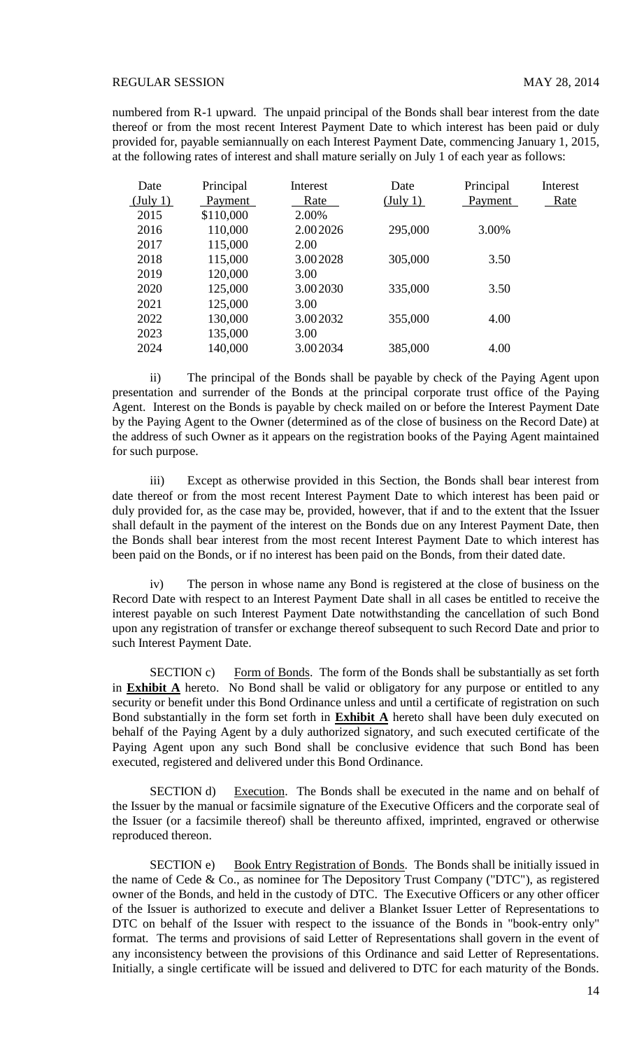numbered from R-1 upward. The unpaid principal of the Bonds shall bear interest from the date thereof or from the most recent Interest Payment Date to which interest has been paid or duly provided for, payable semiannually on each Interest Payment Date, commencing January 1, 2015, at the following rates of interest and shall mature serially on July 1 of each year as follows:

| Date (July 1) | Principal Payment | Interest Rate | Date (July 1) | Principal Payment | Interest Rate |
|---|---|---|---|---|---|
| 2015 | $110,000 | 2.00% | | | |
| 2016 | 110,000 | 2.00 | 2026 | 295,000 | 3.00% |
| 2017 | 115,000 | 2.00 | | | |
| 2018 | 115,000 | 3.00 | 2028 | 305,000 | 3.50 |
| 2019 | 120,000 | 3.00 | | | |
| 2020 | 125,000 | 3.00 | 2030 | 335,000 | 3.50 |
| 2021 | 125,000 | 3.00 | | | |
| 2022 | 130,000 | 3.00 | 2032 | 355,000 | 4.00 |
| 2023 | 135,000 | 3.00 | | | |
| 2024 | 140,000 | 3.00 | 2034 | 385,000 | 4.00 |

ii) The principal of the Bonds shall be payable by check of the Paying Agent upon presentation and surrender of the Bonds at the principal corporate trust office of the Paying Agent. Interest on the Bonds is payable by check mailed on or before the Interest Payment Date by the Paying Agent to the Owner (determined as of the close of business on the Record Date) at the address of such Owner as it appears on the registration books of the Paying Agent maintained for such purpose.

iii) Except as otherwise provided in this Section, the Bonds shall bear interest from date thereof or from the most recent Interest Payment Date to which interest has been paid or duly provided for, as the case may be, provided, however, that if and to the extent that the Issuer shall default in the payment of the interest on the Bonds due on any Interest Payment Date, then the Bonds shall bear interest from the most recent Interest Payment Date to which interest has been paid on the Bonds, or if no interest has been paid on the Bonds, from their dated date.

iv) The person in whose name any Bond is registered at the close of business on the Record Date with respect to an Interest Payment Date shall in all cases be entitled to receive the interest payable on such Interest Payment Date notwithstanding the cancellation of such Bond upon any registration of transfer or exchange thereof subsequent to such Record Date and prior to such Interest Payment Date.

SECTION c) Form of Bonds. The form of the Bonds shall be substantially as set forth in **Exhibit A** hereto. No Bond shall be valid or obligatory for any purpose or entitled to any security or benefit under this Bond Ordinance unless and until a certificate of registration on such Bond substantially in the form set forth in **Exhibit A** hereto shall have been duly executed on behalf of the Paying Agent by a duly authorized signatory, and such executed certificate of the Paying Agent upon any such Bond shall be conclusive evidence that such Bond has been executed, registered and delivered under this Bond Ordinance.

SECTION d) Execution. The Bonds shall be executed in the name and on behalf of the Issuer by the manual or facsimile signature of the Executive Officers and the corporate seal of the Issuer (or a facsimile thereof) shall be thereunto affixed, imprinted, engraved or otherwise reproduced thereon.

SECTION e) Book Entry Registration of Bonds. The Bonds shall be initially issued in the name of Cede & Co., as nominee for The Depository Trust Company ("DTC"), as registered owner of the Bonds, and held in the custody of DTC. The Executive Officers or any other officer of the Issuer is authorized to execute and deliver a Blanket Issuer Letter of Representations to DTC on behalf of the Issuer with respect to the issuance of the Bonds in "book-entry only" format. The terms and provisions of said Letter of Representations shall govern in the event of any inconsistency between the provisions of this Ordinance and said Letter of Representations. Initially, a single certificate will be issued and delivered to DTC for each maturity of the Bonds.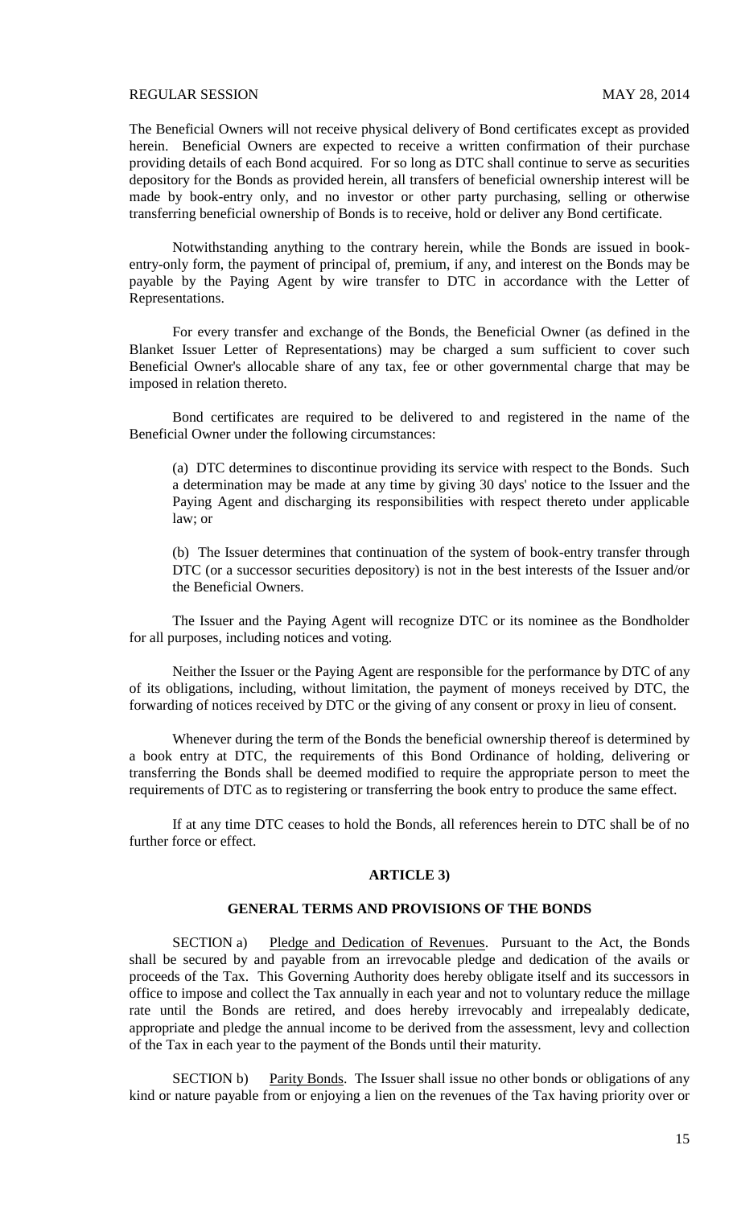The Beneficial Owners will not receive physical delivery of Bond certificates except as provided herein. Beneficial Owners are expected to receive a written confirmation of their purchase providing details of each Bond acquired. For so long as DTC shall continue to serve as securities depository for the Bonds as provided herein, all transfers of beneficial ownership interest will be made by book-entry only, and no investor or other party purchasing, selling or otherwise transferring beneficial ownership of Bonds is to receive, hold or deliver any Bond certificate.

Notwithstanding anything to the contrary herein, while the Bonds are issued in book-entry-only form, the payment of principal of, premium, if any, and interest on the Bonds may be payable by the Paying Agent by wire transfer to DTC in accordance with the Letter of Representations.

For every transfer and exchange of the Bonds, the Beneficial Owner (as defined in the Blanket Issuer Letter of Representations) may be charged a sum sufficient to cover such Beneficial Owner's allocable share of any tax, fee or other governmental charge that may be imposed in relation thereto.

Bond certificates are required to be delivered to and registered in the name of the Beneficial Owner under the following circumstances:

(a) DTC determines to discontinue providing its service with respect to the Bonds. Such a determination may be made at any time by giving 30 days' notice to the Issuer and the Paying Agent and discharging its responsibilities with respect thereto under applicable law; or

(b) The Issuer determines that continuation of the system of book-entry transfer through DTC (or a successor securities depository) is not in the best interests of the Issuer and/or the Beneficial Owners.

The Issuer and the Paying Agent will recognize DTC or its nominee as the Bondholder for all purposes, including notices and voting.

Neither the Issuer or the Paying Agent are responsible for the performance by DTC of any of its obligations, including, without limitation, the payment of moneys received by DTC, the forwarding of notices received by DTC or the giving of any consent or proxy in lieu of consent.

Whenever during the term of the Bonds the beneficial ownership thereof is determined by a book entry at DTC, the requirements of this Bond Ordinance of holding, delivering or transferring the Bonds shall be deemed modified to require the appropriate person to meet the requirements of DTC as to registering or transferring the book entry to produce the same effect.

If at any time DTC ceases to hold the Bonds, all references herein to DTC shall be of no further force or effect.

## ARTICLE 3)

## GENERAL TERMS AND PROVISIONS OF THE BONDS

SECTION a) Pledge and Dedication of Revenues. Pursuant to the Act, the Bonds shall be secured by and payable from an irrevocable pledge and dedication of the avails or proceeds of the Tax. This Governing Authority does hereby obligate itself and its successors in office to impose and collect the Tax annually in each year and not to voluntary reduce the millage rate until the Bonds are retired, and does hereby irrevocably and irrepealably dedicate, appropriate and pledge the annual income to be derived from the assessment, levy and collection of the Tax in each year to the payment of the Bonds until their maturity.

SECTION b) Parity Bonds. The Issuer shall issue no other bonds or obligations of any kind or nature payable from or enjoying a lien on the revenues of the Tax having priority over or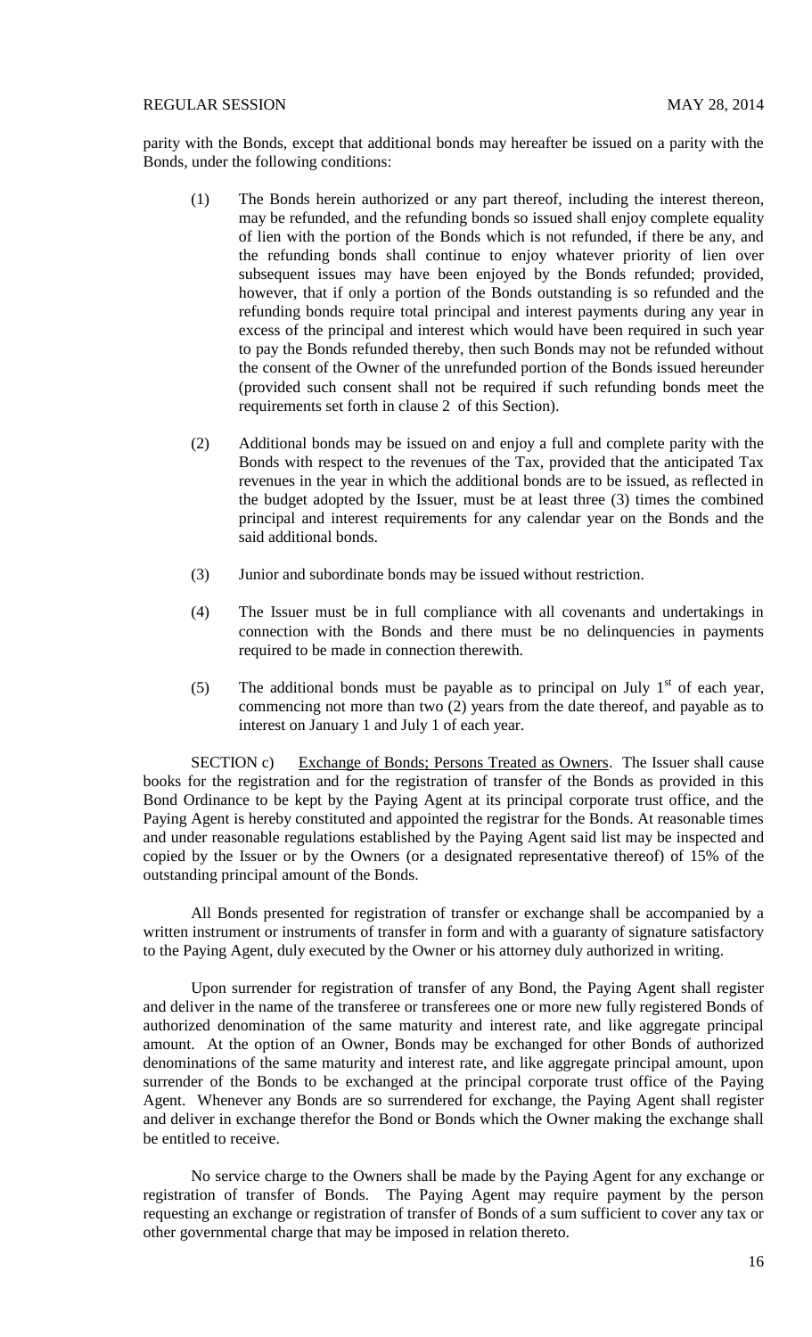parity with the Bonds, except that additional bonds may hereafter be issued on a parity with the Bonds, under the following conditions:

(1) The Bonds herein authorized or any part thereof, including the interest thereon, may be refunded, and the refunding bonds so issued shall enjoy complete equality of lien with the portion of the Bonds which is not refunded, if there be any, and the refunding bonds shall continue to enjoy whatever priority of lien over subsequent issues may have been enjoyed by the Bonds refunded; provided, however, that if only a portion of the Bonds outstanding is so refunded and the refunding bonds require total principal and interest payments during any year in excess of the principal and interest which would have been required in such year to pay the Bonds refunded thereby, then such Bonds may not be refunded without the consent of the Owner of the unrefunded portion of the Bonds issued hereunder (provided such consent shall not be required if such refunding bonds meet the requirements set forth in clause 2 of this Section).

(2) Additional bonds may be issued on and enjoy a full and complete parity with the Bonds with respect to the revenues of the Tax, provided that the anticipated Tax revenues in the year in which the additional bonds are to be issued, as reflected in the budget adopted by the Issuer, must be at least three (3) times the combined principal and interest requirements for any calendar year on the Bonds and the said additional bonds.

(3) Junior and subordinate bonds may be issued without restriction.

(4) The Issuer must be in full compliance with all covenants and undertakings in connection with the Bonds and there must be no delinquencies in payments required to be made in connection therewith.

(5) The additional bonds must be payable as to principal on July 1st of each year, commencing not more than two (2) years from the date thereof, and payable as to interest on January 1 and July 1 of each year.

SECTION c) Exchange of Bonds; Persons Treated as Owners. The Issuer shall cause books for the registration and for the registration of transfer of the Bonds as provided in this Bond Ordinance to be kept by the Paying Agent at its principal corporate trust office, and the Paying Agent is hereby constituted and appointed the registrar for the Bonds. At reasonable times and under reasonable regulations established by the Paying Agent said list may be inspected and copied by the Issuer or by the Owners (or a designated representative thereof) of 15% of the outstanding principal amount of the Bonds.

All Bonds presented for registration of transfer or exchange shall be accompanied by a written instrument or instruments of transfer in form and with a guaranty of signature satisfactory to the Paying Agent, duly executed by the Owner or his attorney duly authorized in writing.

Upon surrender for registration of transfer of any Bond, the Paying Agent shall register and deliver in the name of the transferee or transferees one or more new fully registered Bonds of authorized denomination of the same maturity and interest rate, and like aggregate principal amount. At the option of an Owner, Bonds may be exchanged for other Bonds of authorized denominations of the same maturity and interest rate, and like aggregate principal amount, upon surrender of the Bonds to be exchanged at the principal corporate trust office of the Paying Agent. Whenever any Bonds are so surrendered for exchange, the Paying Agent shall register and deliver in exchange therefor the Bond or Bonds which the Owner making the exchange shall be entitled to receive.

No service charge to the Owners shall be made by the Paying Agent for any exchange or registration of transfer of Bonds. The Paying Agent may require payment by the person requesting an exchange or registration of transfer of Bonds of a sum sufficient to cover any tax or other governmental charge that may be imposed in relation thereto.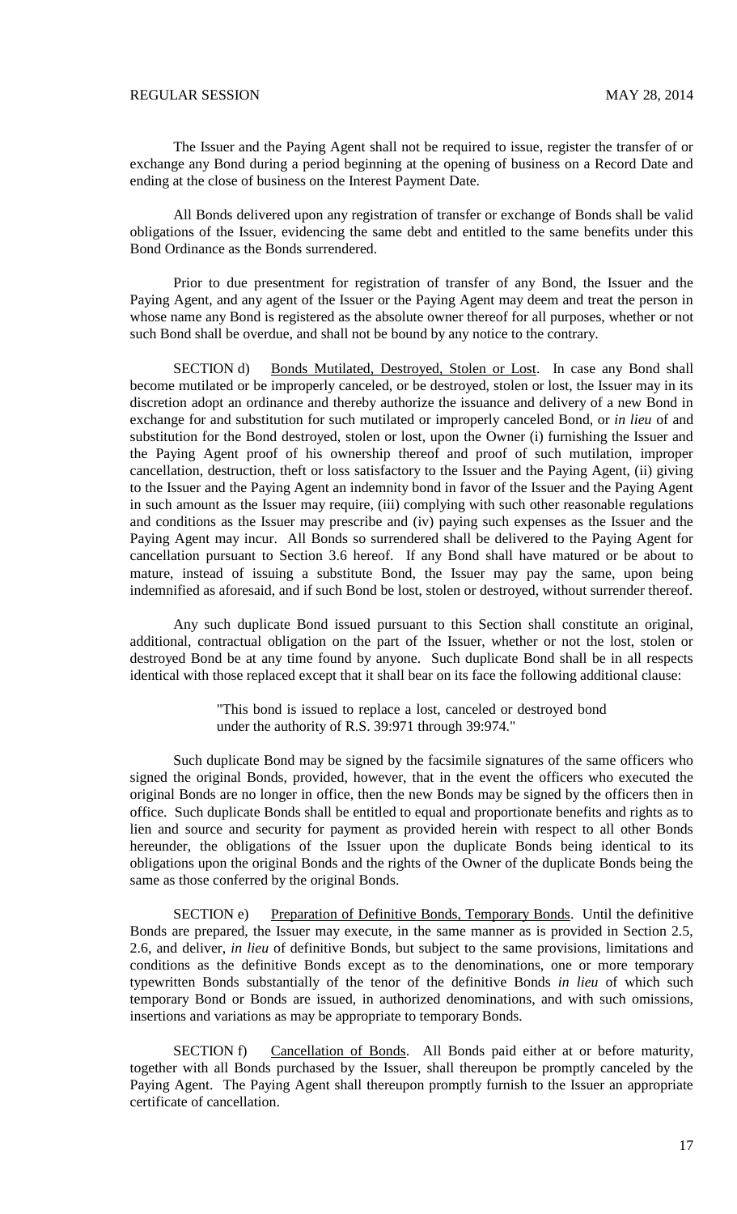The Issuer and the Paying Agent shall not be required to issue, register the transfer of or exchange any Bond during a period beginning at the opening of business on a Record Date and ending at the close of business on the Interest Payment Date.

All Bonds delivered upon any registration of transfer or exchange of Bonds shall be valid obligations of the Issuer, evidencing the same debt and entitled to the same benefits under this Bond Ordinance as the Bonds surrendered.

Prior to due presentment for registration of transfer of any Bond, the Issuer and the Paying Agent, and any agent of the Issuer or the Paying Agent may deem and treat the person in whose name any Bond is registered as the absolute owner thereof for all purposes, whether or not such Bond shall be overdue, and shall not be bound by any notice to the contrary.

SECTION d) Bonds Mutilated, Destroyed, Stolen or Lost. In case any Bond shall become mutilated or be improperly canceled, or be destroyed, stolen or lost, the Issuer may in its discretion adopt an ordinance and thereby authorize the issuance and delivery of a new Bond in exchange for and substitution for such mutilated or improperly canceled Bond, or *in lieu* of and substitution for the Bond destroyed, stolen or lost, upon the Owner (i) furnishing the Issuer and the Paying Agent proof of his ownership thereof and proof of such mutilation, improper cancellation, destruction, theft or loss satisfactory to the Issuer and the Paying Agent, (ii) giving to the Issuer and the Paying Agent an indemnity bond in favor of the Issuer and the Paying Agent in such amount as the Issuer may require, (iii) complying with such other reasonable regulations and conditions as the Issuer may prescribe and (iv) paying such expenses as the Issuer and the Paying Agent may incur. All Bonds so surrendered shall be delivered to the Paying Agent for cancellation pursuant to Section 3.6 hereof. If any Bond shall have matured or be about to mature, instead of issuing a substitute Bond, the Issuer may pay the same, upon being indemnified as aforesaid, and if such Bond be lost, stolen or destroyed, without surrender thereof.

Any such duplicate Bond issued pursuant to this Section shall constitute an original, additional, contractual obligation on the part of the Issuer, whether or not the lost, stolen or destroyed Bond be at any time found by anyone. Such duplicate Bond shall be in all respects identical with those replaced except that it shall bear on its face the following additional clause:

> "This bond is issued to replace a lost, canceled or destroyed bond under the authority of R.S. 39:971 through 39:974."

Such duplicate Bond may be signed by the facsimile signatures of the same officers who signed the original Bonds, provided, however, that in the event the officers who executed the original Bonds are no longer in office, then the new Bonds may be signed by the officers then in office. Such duplicate Bonds shall be entitled to equal and proportionate benefits and rights as to lien and source and security for payment as provided herein with respect to all other Bonds hereunder, the obligations of the Issuer upon the duplicate Bonds being identical to its obligations upon the original Bonds and the rights of the Owner of the duplicate Bonds being the same as those conferred by the original Bonds.

SECTION e) Preparation of Definitive Bonds, Temporary Bonds. Until the definitive Bonds are prepared, the Issuer may execute, in the same manner as is provided in Section 2.5, 2.6, and deliver, *in lieu* of definitive Bonds, but subject to the same provisions, limitations and conditions as the definitive Bonds except as to the denominations, one or more temporary typewritten Bonds substantially of the tenor of the definitive Bonds *in lieu* of which such temporary Bond or Bonds are issued, in authorized denominations, and with such omissions, insertions and variations as may be appropriate to temporary Bonds.

SECTION f) Cancellation of Bonds. All Bonds paid either at or before maturity, together with all Bonds purchased by the Issuer, shall thereupon be promptly canceled by the Paying Agent. The Paying Agent shall thereupon promptly furnish to the Issuer an appropriate certificate of cancellation.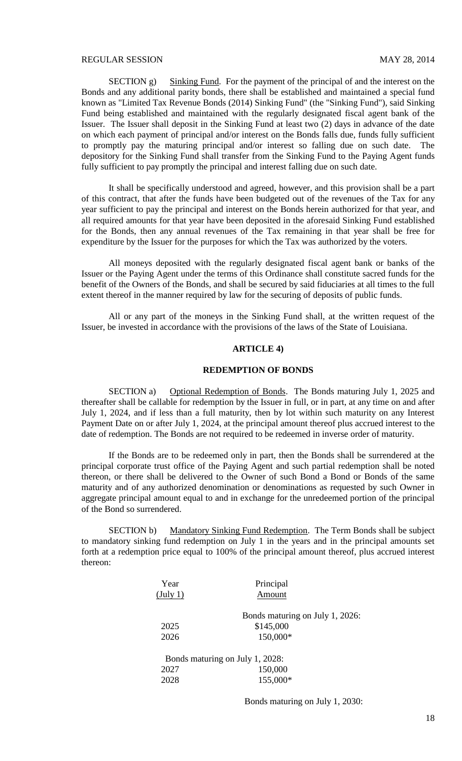SECTION g) Sinking Fund. For the payment of the principal of and the interest on the Bonds and any additional parity bonds, there shall be established and maintained a special fund known as "Limited Tax Revenue Bonds (2014) Sinking Fund" (the "Sinking Fund"), said Sinking Fund being established and maintained with the regularly designated fiscal agent bank of the Issuer. The Issuer shall deposit in the Sinking Fund at least two (2) days in advance of the date on which each payment of principal and/or interest on the Bonds falls due, funds fully sufficient to promptly pay the maturing principal and/or interest so falling due on such date. The depository for the Sinking Fund shall transfer from the Sinking Fund to the Paying Agent funds fully sufficient to pay promptly the principal and interest falling due on such date.

It shall be specifically understood and agreed, however, and this provision shall be a part of this contract, that after the funds have been budgeted out of the revenues of the Tax for any year sufficient to pay the principal and interest on the Bonds herein authorized for that year, and all required amounts for that year have been deposited in the aforesaid Sinking Fund established for the Bonds, then any annual revenues of the Tax remaining in that year shall be free for expenditure by the Issuer for the purposes for which the Tax was authorized by the voters.

All moneys deposited with the regularly designated fiscal agent bank or banks of the Issuer or the Paying Agent under the terms of this Ordinance shall constitute sacred funds for the benefit of the Owners of the Bonds, and shall be secured by said fiduciaries at all times to the full extent thereof in the manner required by law for the securing of deposits of public funds.

All or any part of the moneys in the Sinking Fund shall, at the written request of the Issuer, be invested in accordance with the provisions of the laws of the State of Louisiana.

## ARTICLE 4)

## REDEMPTION OF BONDS

SECTION a) Optional Redemption of Bonds. The Bonds maturing July 1, 2025 and thereafter shall be callable for redemption by the Issuer in full, or in part, at any time on and after July 1, 2024, and if less than a full maturity, then by lot within such maturity on any Interest Payment Date on or after July 1, 2024, at the principal amount thereof plus accrued interest to the date of redemption. The Bonds are not required to be redeemed in inverse order of maturity.

If the Bonds are to be redeemed only in part, then the Bonds shall be surrendered at the principal corporate trust office of the Paying Agent and such partial redemption shall be noted thereon, or there shall be delivered to the Owner of such Bond a Bond or Bonds of the same maturity and of any authorized denomination or denominations as requested by such Owner in aggregate principal amount equal to and in exchange for the unredeemed portion of the principal of the Bond so surrendered.

SECTION b) Mandatory Sinking Fund Redemption. The Term Bonds shall be subject to mandatory sinking fund redemption on July 1 in the years and in the principal amounts set forth at a redemption price equal to 100% of the principal amount thereof, plus accrued interest thereon:

| Year (July 1) | Principal Amount |
|---|---|
| | Bonds maturing on July 1, 2026: |
| 2025 | $145,000 |
| 2026 | 150,000* |
| Bonds maturing on July 1, 2028: | |
| 2027 | 150,000 |
| 2028 | 155,000* |
| | Bonds maturing on July 1, 2030: |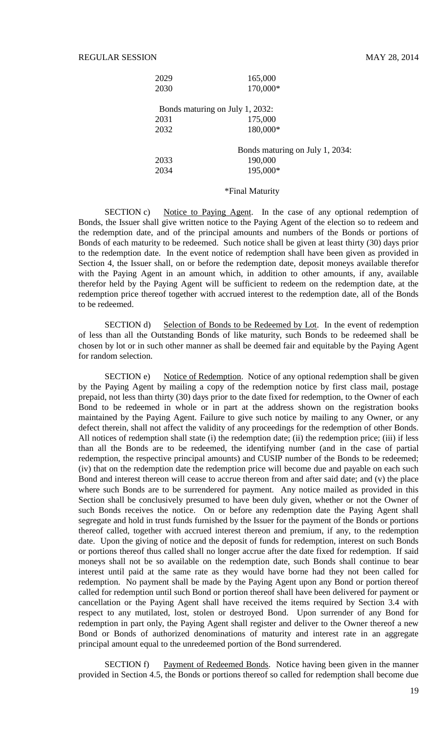| | |
|---|---|
| 2029 | 165,000 |
| 2030 | 170,000* |
| Bonds maturing on July 1, 2032: | |
| 2031 | 175,000 |
| 2032 | 180,000* |
| | Bonds maturing on July 1, 2034: |
| 2033 | 190,000 |
| 2034 | 195,000* |

*Final Maturity

SECTION c) <u>Notice to Paying Agent</u>. In the case of any optional redemption of Bonds, the Issuer shall give written notice to the Paying Agent of the election so to redeem and the redemption date, and of the principal amounts and numbers of the Bonds or portions of Bonds of each maturity to be redeemed. Such notice shall be given at least thirty (30) days prior to the redemption date. In the event notice of redemption shall have been given as provided in Section 4, the Issuer shall, on or before the redemption date, deposit moneys available therefor with the Paying Agent in an amount which, in addition to other amounts, if any, available therefor held by the Paying Agent will be sufficient to redeem on the redemption date, at the redemption price thereof together with accrued interest to the redemption date, all of the Bonds to be redeemed.

SECTION d) <u>Selection of Bonds to be Redeemed by Lot</u>. In the event of redemption of less than all the Outstanding Bonds of like maturity, such Bonds to be redeemed shall be chosen by lot or in such other manner as shall be deemed fair and equitable by the Paying Agent for random selection.

SECTION e) <u>Notice of Redemption</u>. Notice of any optional redemption shall be given by the Paying Agent by mailing a copy of the redemption notice by first class mail, postage prepaid, not less than thirty (30) days prior to the date fixed for redemption, to the Owner of each Bond to be redeemed in whole or in part at the address shown on the registration books maintained by the Paying Agent. Failure to give such notice by mailing to any Owner, or any defect therein, shall not affect the validity of any proceedings for the redemption of other Bonds. All notices of redemption shall state (i) the redemption date; (ii) the redemption price; (iii) if less than all the Bonds are to be redeemed, the identifying number (and in the case of partial redemption, the respective principal amounts) and CUSIP number of the Bonds to be redeemed; (iv) that on the redemption date the redemption price will become due and payable on each such Bond and interest thereon will cease to accrue thereon from and after said date; and (v) the place where such Bonds are to be surrendered for payment. Any notice mailed as provided in this Section shall be conclusively presumed to have been duly given, whether or not the Owner of such Bonds receives the notice. On or before any redemption date the Paying Agent shall segregate and hold in trust funds furnished by the Issuer for the payment of the Bonds or portions thereof called, together with accrued interest thereon and premium, if any, to the redemption date. Upon the giving of notice and the deposit of funds for redemption, interest on such Bonds or portions thereof thus called shall no longer accrue after the date fixed for redemption. If said moneys shall not be so available on the redemption date, such Bonds shall continue to bear interest until paid at the same rate as they would have borne had they not been called for redemption. No payment shall be made by the Paying Agent upon any Bond or portion thereof called for redemption until such Bond or portion thereof shall have been delivered for payment or cancellation or the Paying Agent shall have received the items required by Section 3.4 with respect to any mutilated, lost, stolen or destroyed Bond. Upon surrender of any Bond for redemption in part only, the Paying Agent shall register and deliver to the Owner thereof a new Bond or Bonds of authorized denominations of maturity and interest rate in an aggregate principal amount equal to the unredeemed portion of the Bond surrendered.

SECTION f) <u>Payment of Redeemed Bonds</u>. Notice having been given in the manner provided in Section 4.5, the Bonds or portions thereof so called for redemption shall become due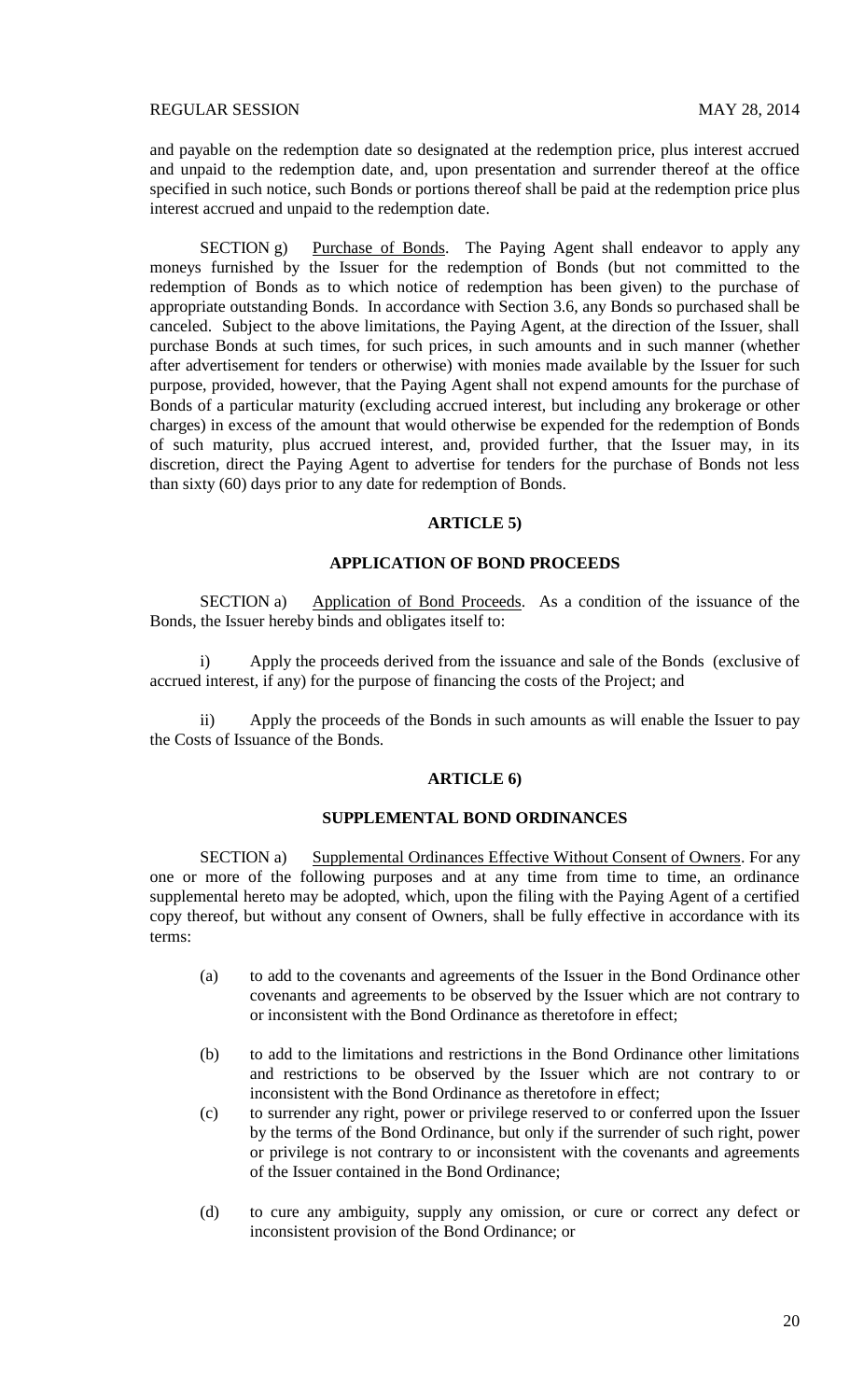and payable on the redemption date so designated at the redemption price, plus interest accrued and unpaid to the redemption date, and, upon presentation and surrender thereof at the office specified in such notice, such Bonds or portions thereof shall be paid at the redemption price plus interest accrued and unpaid to the redemption date.

SECTION g) Purchase of Bonds. The Paying Agent shall endeavor to apply any moneys furnished by the Issuer for the redemption of Bonds (but not committed to the redemption of Bonds as to which notice of redemption has been given) to the purchase of appropriate outstanding Bonds. In accordance with Section 3.6, any Bonds so purchased shall be canceled. Subject to the above limitations, the Paying Agent, at the direction of the Issuer, shall purchase Bonds at such times, for such prices, in such amounts and in such manner (whether after advertisement for tenders or otherwise) with monies made available by the Issuer for such purpose, provided, however, that the Paying Agent shall not expend amounts for the purchase of Bonds of a particular maturity (excluding accrued interest, but including any brokerage or other charges) in excess of the amount that would otherwise be expended for the redemption of Bonds of such maturity, plus accrued interest, and, provided further, that the Issuer may, in its discretion, direct the Paying Agent to advertise for tenders for the purchase of Bonds not less than sixty (60) days prior to any date for redemption of Bonds.

**ARTICLE 5)**

**APPLICATION OF BOND PROCEEDS**

SECTION a) Application of Bond Proceeds. As a condition of the issuance of the Bonds, the Issuer hereby binds and obligates itself to:

i) Apply the proceeds derived from the issuance and sale of the Bonds (exclusive of accrued interest, if any) for the purpose of financing the costs of the Project; and

ii) Apply the proceeds of the Bonds in such amounts as will enable the Issuer to pay the Costs of Issuance of the Bonds.

**ARTICLE 6)**

**SUPPLEMENTAL BOND ORDINANCES**

SECTION a) Supplemental Ordinances Effective Without Consent of Owners. For any one or more of the following purposes and at any time from time to time, an ordinance supplemental hereto may be adopted, which, upon the filing with the Paying Agent of a certified copy thereof, but without any consent of Owners, shall be fully effective in accordance with its terms:

(a) to add to the covenants and agreements of the Issuer in the Bond Ordinance other covenants and agreements to be observed by the Issuer which are not contrary to or inconsistent with the Bond Ordinance as theretofore in effect;

(b) to add to the limitations and restrictions in the Bond Ordinance other limitations and restrictions to be observed by the Issuer which are not contrary to or inconsistent with the Bond Ordinance as theretofore in effect;

(c) to surrender any right, power or privilege reserved to or conferred upon the Issuer by the terms of the Bond Ordinance, but only if the surrender of such right, power or privilege is not contrary to or inconsistent with the covenants and agreements of the Issuer contained in the Bond Ordinance;

(d) to cure any ambiguity, supply any omission, or cure or correct any defect or inconsistent provision of the Bond Ordinance; or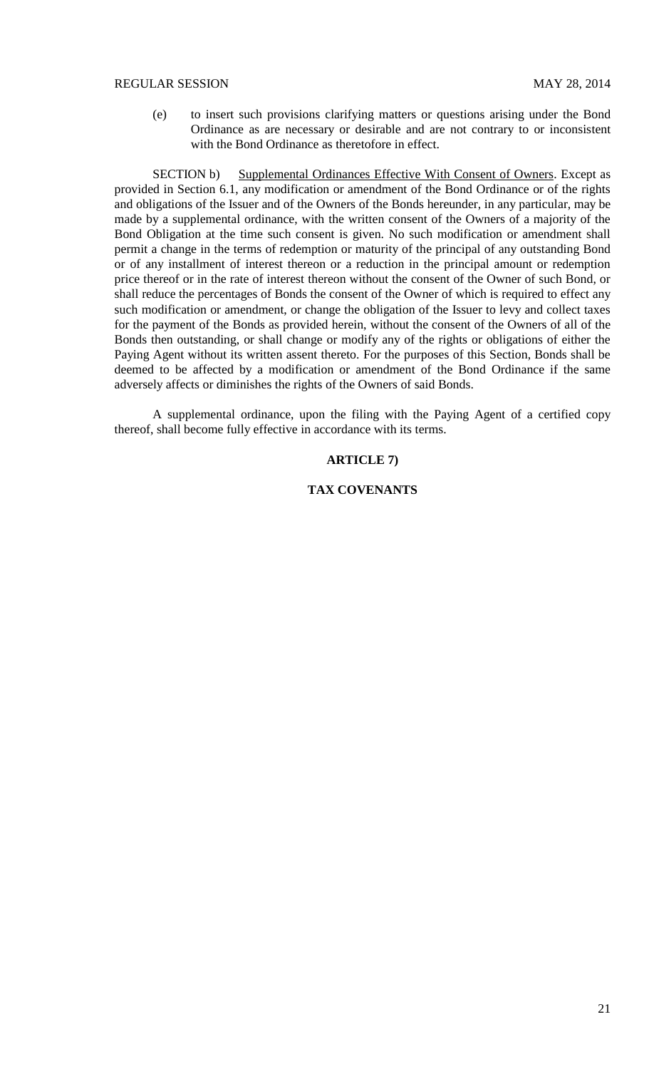(e) to insert such provisions clarifying matters or questions arising under the Bond Ordinance as are necessary or desirable and are not contrary to or inconsistent with the Bond Ordinance as theretofore in effect.

SECTION b) Supplemental Ordinances Effective With Consent of Owners. Except as provided in Section 6.1, any modification or amendment of the Bond Ordinance or of the rights and obligations of the Issuer and of the Owners of the Bonds hereunder, in any particular, may be made by a supplemental ordinance, with the written consent of the Owners of a majority of the Bond Obligation at the time such consent is given. No such modification or amendment shall permit a change in the terms of redemption or maturity of the principal of any outstanding Bond or of any installment of interest thereon or a reduction in the principal amount or redemption price thereof or in the rate of interest thereon without the consent of the Owner of such Bond, or shall reduce the percentages of Bonds the consent of the Owner of which is required to effect any such modification or amendment, or change the obligation of the Issuer to levy and collect taxes for the payment of the Bonds as provided herein, without the consent of the Owners of all of the Bonds then outstanding, or shall change or modify any of the rights or obligations of either the Paying Agent without its written assent thereto. For the purposes of this Section, Bonds shall be deemed to be affected by a modification or amendment of the Bond Ordinance if the same adversely affects or diminishes the rights of the Owners of said Bonds.

A supplemental ordinance, upon the filing with the Paying Agent of a certified copy thereof, shall become fully effective in accordance with its terms.

## ARTICLE 7)

## TAX COVENANTS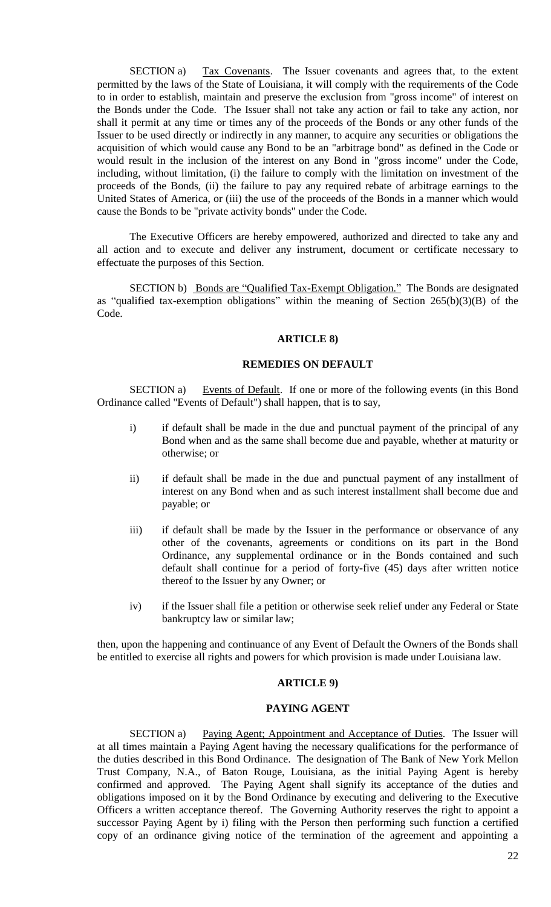SECTION a) Tax Covenants. The Issuer covenants and agrees that, to the extent permitted by the laws of the State of Louisiana, it will comply with the requirements of the Code to in order to establish, maintain and preserve the exclusion from "gross income" of interest on the Bonds under the Code. The Issuer shall not take any action or fail to take any action, nor shall it permit at any time or times any of the proceeds of the Bonds or any other funds of the Issuer to be used directly or indirectly in any manner, to acquire any securities or obligations the acquisition of which would cause any Bond to be an "arbitrage bond" as defined in the Code or would result in the inclusion of the interest on any Bond in "gross income" under the Code, including, without limitation, (i) the failure to comply with the limitation on investment of the proceeds of the Bonds, (ii) the failure to pay any required rebate of arbitrage earnings to the United States of America, or (iii) the use of the proceeds of the Bonds in a manner which would cause the Bonds to be "private activity bonds" under the Code.

The Executive Officers are hereby empowered, authorized and directed to take any and all action and to execute and deliver any instrument, document or certificate necessary to effectuate the purposes of this Section.

SECTION b) Bonds are "Qualified Tax-Exempt Obligation." The Bonds are designated as "qualified tax-exemption obligations" within the meaning of Section 265(b)(3)(B) of the Code.

## ARTICLE 8)

## REMEDIES ON DEFAULT

SECTION a) Events of Default. If one or more of the following events (in this Bond Ordinance called "Events of Default") shall happen, that is to say,

i) if default shall be made in the due and punctual payment of the principal of any Bond when and as the same shall become due and payable, whether at maturity or otherwise; or

ii) if default shall be made in the due and punctual payment of any installment of interest on any Bond when and as such interest installment shall become due and payable; or

iii) if default shall be made by the Issuer in the performance or observance of any other of the covenants, agreements or conditions on its part in the Bond Ordinance, any supplemental ordinance or in the Bonds contained and such default shall continue for a period of forty-five (45) days after written notice thereof to the Issuer by any Owner; or

iv) if the Issuer shall file a petition or otherwise seek relief under any Federal or State bankruptcy law or similar law;

then, upon the happening and continuance of any Event of Default the Owners of the Bonds shall be entitled to exercise all rights and powers for which provision is made under Louisiana law.

## ARTICLE 9)

## PAYING AGENT

SECTION a) Paying Agent; Appointment and Acceptance of Duties. The Issuer will at all times maintain a Paying Agent having the necessary qualifications for the performance of the duties described in this Bond Ordinance. The designation of The Bank of New York Mellon Trust Company, N.A., of Baton Rouge, Louisiana, as the initial Paying Agent is hereby confirmed and approved. The Paying Agent shall signify its acceptance of the duties and obligations imposed on it by the Bond Ordinance by executing and delivering to the Executive Officers a written acceptance thereof. The Governing Authority reserves the right to appoint a successor Paying Agent by i) filing with the Person then performing such function a certified copy of an ordinance giving notice of the termination of the agreement and appointing a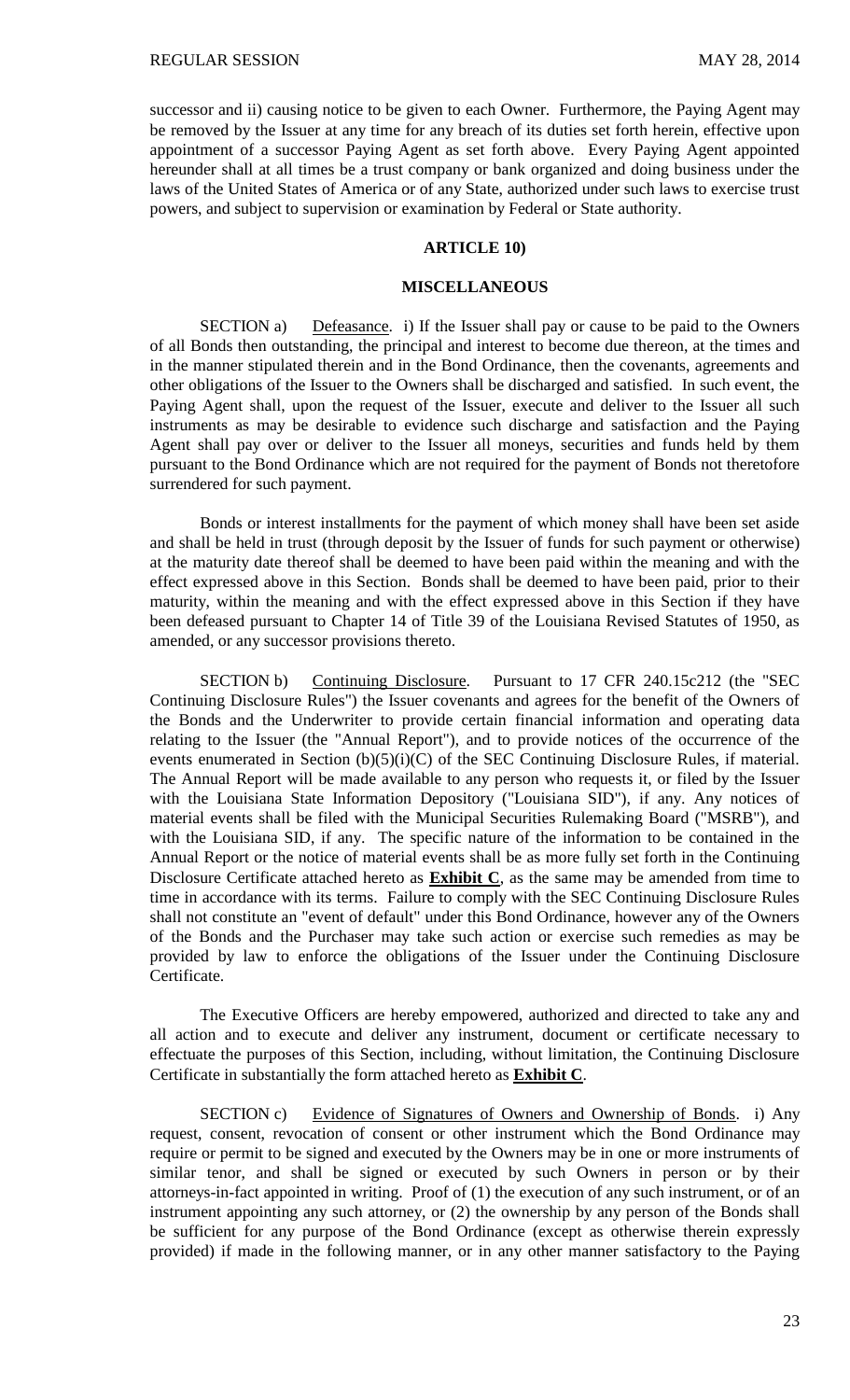successor and ii) causing notice to be given to each Owner. Furthermore, the Paying Agent may be removed by the Issuer at any time for any breach of its duties set forth herein, effective upon appointment of a successor Paying Agent as set forth above. Every Paying Agent appointed hereunder shall at all times be a trust company or bank organized and doing business under the laws of the United States of America or of any State, authorized under such laws to exercise trust powers, and subject to supervision or examination by Federal or State authority.

## ARTICLE 10)

## MISCELLANEOUS

SECTION a) Defeasance. i) If the Issuer shall pay or cause to be paid to the Owners of all Bonds then outstanding, the principal and interest to become due thereon, at the times and in the manner stipulated therein and in the Bond Ordinance, then the covenants, agreements and other obligations of the Issuer to the Owners shall be discharged and satisfied. In such event, the Paying Agent shall, upon the request of the Issuer, execute and deliver to the Issuer all such instruments as may be desirable to evidence such discharge and satisfaction and the Paying Agent shall pay over or deliver to the Issuer all moneys, securities and funds held by them pursuant to the Bond Ordinance which are not required for the payment of Bonds not theretofore surrendered for such payment.

Bonds or interest installments for the payment of which money shall have been set aside and shall be held in trust (through deposit by the Issuer of funds for such payment or otherwise) at the maturity date thereof shall be deemed to have been paid within the meaning and with the effect expressed above in this Section. Bonds shall be deemed to have been paid, prior to their maturity, within the meaning and with the effect expressed above in this Section if they have been defeased pursuant to Chapter 14 of Title 39 of the Louisiana Revised Statutes of 1950, as amended, or any successor provisions thereto.

SECTION b) Continuing Disclosure. Pursuant to 17 CFR 240.15c212 (the "SEC Continuing Disclosure Rules") the Issuer covenants and agrees for the benefit of the Owners of the Bonds and the Underwriter to provide certain financial information and operating data relating to the Issuer (the "Annual Report"), and to provide notices of the occurrence of the events enumerated in Section (b)(5)(i)(C) of the SEC Continuing Disclosure Rules, if material. The Annual Report will be made available to any person who requests it, or filed by the Issuer with the Louisiana State Information Depository ("Louisiana SID"), if any. Any notices of material events shall be filed with the Municipal Securities Rulemaking Board ("MSRB"), and with the Louisiana SID, if any. The specific nature of the information to be contained in the Annual Report or the notice of material events shall be as more fully set forth in the Continuing Disclosure Certificate attached hereto as **Exhibit C**, as the same may be amended from time to time in accordance with its terms. Failure to comply with the SEC Continuing Disclosure Rules shall not constitute an "event of default" under this Bond Ordinance, however any of the Owners of the Bonds and the Purchaser may take such action or exercise such remedies as may be provided by law to enforce the obligations of the Issuer under the Continuing Disclosure Certificate.

The Executive Officers are hereby empowered, authorized and directed to take any and all action and to execute and deliver any instrument, document or certificate necessary to effectuate the purposes of this Section, including, without limitation, the Continuing Disclosure Certificate in substantially the form attached hereto as **Exhibit C**.

SECTION c) Evidence of Signatures of Owners and Ownership of Bonds. i) Any request, consent, revocation of consent or other instrument which the Bond Ordinance may require or permit to be signed and executed by the Owners may be in one or more instruments of similar tenor, and shall be signed or executed by such Owners in person or by their attorneys-in-fact appointed in writing. Proof of (1) the execution of any such instrument, or of an instrument appointing any such attorney, or (2) the ownership by any person of the Bonds shall be sufficient for any purpose of the Bond Ordinance (except as otherwise therein expressly provided) if made in the following manner, or in any other manner satisfactory to the Paying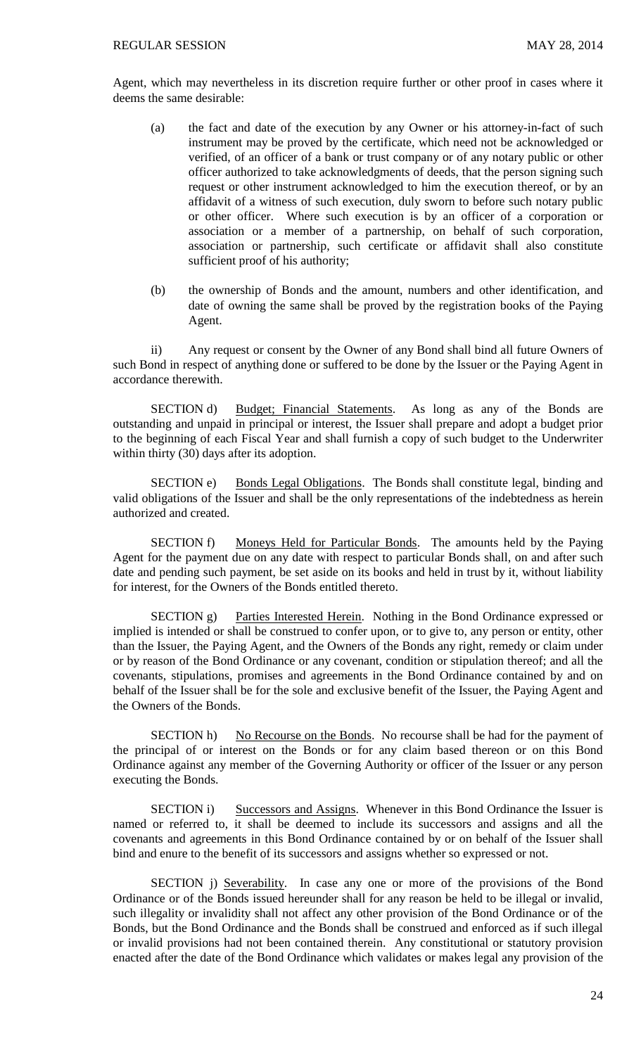Agent, which may nevertheless in its discretion require further or other proof in cases where it deems the same desirable:

(a) the fact and date of the execution by any Owner or his attorney-in-fact of such instrument may be proved by the certificate, which need not be acknowledged or verified, of an officer of a bank or trust company or of any notary public or other officer authorized to take acknowledgments of deeds, that the person signing such request or other instrument acknowledged to him the execution thereof, or by an affidavit of a witness of such execution, duly sworn to before such notary public or other officer. Where such execution is by an officer of a corporation or association or a member of a partnership, on behalf of such corporation, association or partnership, such certificate or affidavit shall also constitute sufficient proof of his authority;

(b) the ownership of Bonds and the amount, numbers and other identification, and date of owning the same shall be proved by the registration books of the Paying Agent.

ii) Any request or consent by the Owner of any Bond shall bind all future Owners of such Bond in respect of anything done or suffered to be done by the Issuer or the Paying Agent in accordance therewith.

SECTION d) Budget; Financial Statements. As long as any of the Bonds are outstanding and unpaid in principal or interest, the Issuer shall prepare and adopt a budget prior to the beginning of each Fiscal Year and shall furnish a copy of such budget to the Underwriter within thirty (30) days after its adoption.

SECTION e) Bonds Legal Obligations. The Bonds shall constitute legal, binding and valid obligations of the Issuer and shall be the only representations of the indebtedness as herein authorized and created.

SECTION f) Moneys Held for Particular Bonds. The amounts held by the Paying Agent for the payment due on any date with respect to particular Bonds shall, on and after such date and pending such payment, be set aside on its books and held in trust by it, without liability for interest, for the Owners of the Bonds entitled thereto.

SECTION g) Parties Interested Herein. Nothing in the Bond Ordinance expressed or implied is intended or shall be construed to confer upon, or to give to, any person or entity, other than the Issuer, the Paying Agent, and the Owners of the Bonds any right, remedy or claim under or by reason of the Bond Ordinance or any covenant, condition or stipulation thereof; and all the covenants, stipulations, promises and agreements in the Bond Ordinance contained by and on behalf of the Issuer shall be for the sole and exclusive benefit of the Issuer, the Paying Agent and the Owners of the Bonds.

SECTION h) No Recourse on the Bonds. No recourse shall be had for the payment of the principal of or interest on the Bonds or for any claim based thereon or on this Bond Ordinance against any member of the Governing Authority or officer of the Issuer or any person executing the Bonds.

SECTION i) Successors and Assigns. Whenever in this Bond Ordinance the Issuer is named or referred to, it shall be deemed to include its successors and assigns and all the covenants and agreements in this Bond Ordinance contained by or on behalf of the Issuer shall bind and enure to the benefit of its successors and assigns whether so expressed or not.

SECTION j) Severability. In case any one or more of the provisions of the Bond Ordinance or of the Bonds issued hereunder shall for any reason be held to be illegal or invalid, such illegality or invalidity shall not affect any other provision of the Bond Ordinance or of the Bonds, but the Bond Ordinance and the Bonds shall be construed and enforced as if such illegal or invalid provisions had not been contained therein. Any constitutional or statutory provision enacted after the date of the Bond Ordinance which validates or makes legal any provision of the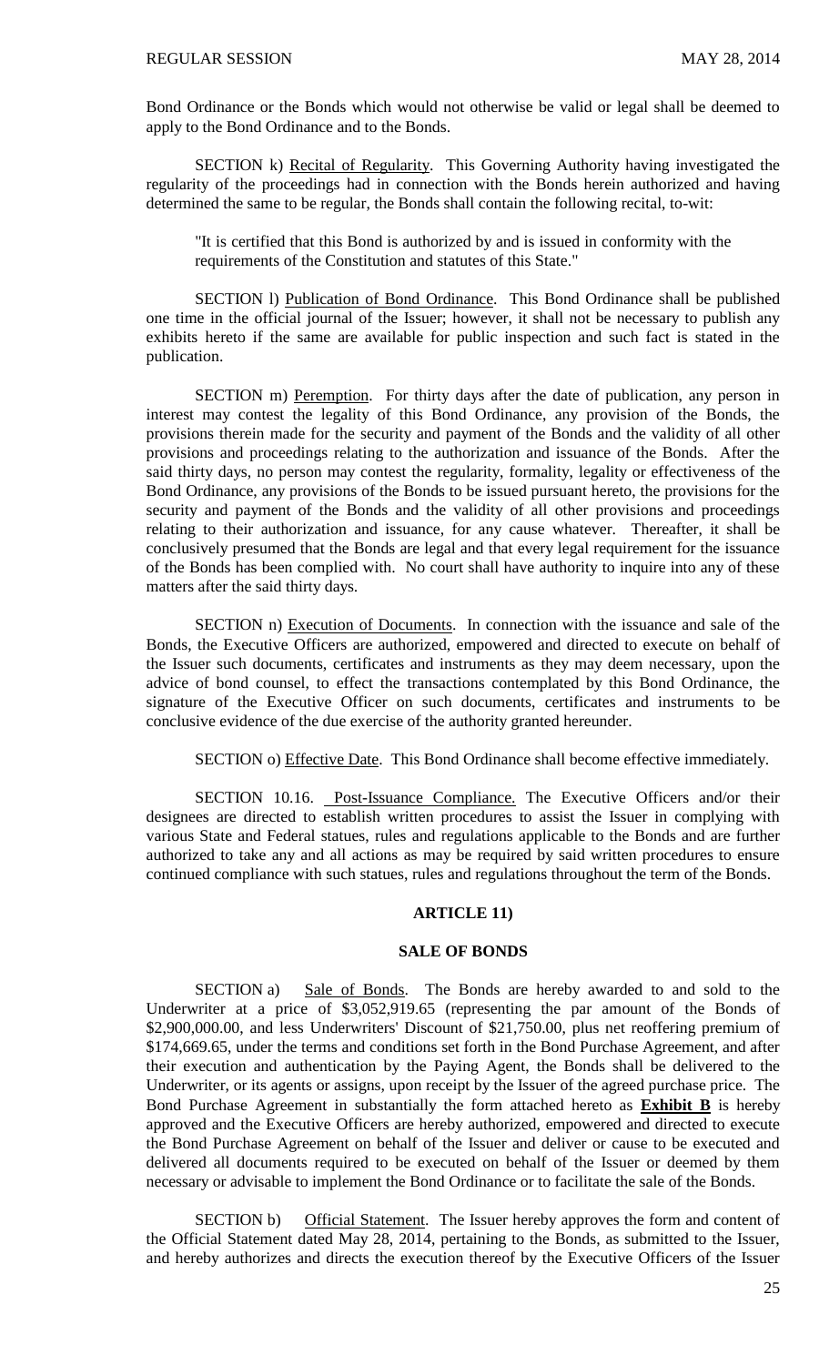Bond Ordinance or the Bonds which would not otherwise be valid or legal shall be deemed to apply to the Bond Ordinance and to the Bonds.

SECTION k) Recital of Regularity. This Governing Authority having investigated the regularity of the proceedings had in connection with the Bonds herein authorized and having determined the same to be regular, the Bonds shall contain the following recital, to-wit:

> "It is certified that this Bond is authorized by and is issued in conformity with the requirements of the Constitution and statutes of this State."

SECTION l) Publication of Bond Ordinance. This Bond Ordinance shall be published one time in the official journal of the Issuer; however, it shall not be necessary to publish any exhibits hereto if the same are available for public inspection and such fact is stated in the publication.

SECTION m) Peremption. For thirty days after the date of publication, any person in interest may contest the legality of this Bond Ordinance, any provision of the Bonds, the provisions therein made for the security and payment of the Bonds and the validity of all other provisions and proceedings relating to the authorization and issuance of the Bonds. After the said thirty days, no person may contest the regularity, formality, legality or effectiveness of the Bond Ordinance, any provisions of the Bonds to be issued pursuant hereto, the provisions for the security and payment of the Bonds and the validity of all other provisions and proceedings relating to their authorization and issuance, for any cause whatever. Thereafter, it shall be conclusively presumed that the Bonds are legal and that every legal requirement for the issuance of the Bonds has been complied with. No court shall have authority to inquire into any of these matters after the said thirty days.

SECTION n) Execution of Documents. In connection with the issuance and sale of the Bonds, the Executive Officers are authorized, empowered and directed to execute on behalf of the Issuer such documents, certificates and instruments as they may deem necessary, upon the advice of bond counsel, to effect the transactions contemplated by this Bond Ordinance, the signature of the Executive Officer on such documents, certificates and instruments to be conclusive evidence of the due exercise of the authority granted hereunder.

SECTION o) Effective Date. This Bond Ordinance shall become effective immediately.

SECTION 10.16. Post-Issuance Compliance. The Executive Officers and/or their designees are directed to establish written procedures to assist the Issuer in complying with various State and Federal statues, rules and regulations applicable to the Bonds and are further authorized to take any and all actions as may be required by said written procedures to ensure continued compliance with such statues, rules and regulations throughout the term of the Bonds.

## ARTICLE 11)

## SALE OF BONDS

SECTION a) Sale of Bonds. The Bonds are hereby awarded to and sold to the Underwriter at a price of $3,052,919.65 (representing the par amount of the Bonds of $2,900,000.00, and less Underwriters' Discount of $21,750.00, plus net reoffering premium of $174,669.65, under the terms and conditions set forth in the Bond Purchase Agreement, and after their execution and authentication by the Paying Agent, the Bonds shall be delivered to the Underwriter, or its agents or assigns, upon receipt by the Issuer of the agreed purchase price. The Bond Purchase Agreement in substantially the form attached hereto as **Exhibit B** is hereby approved and the Executive Officers are hereby authorized, empowered and directed to execute the Bond Purchase Agreement on behalf of the Issuer and deliver or cause to be executed and delivered all documents required to be executed on behalf of the Issuer or deemed by them necessary or advisable to implement the Bond Ordinance or to facilitate the sale of the Bonds.

SECTION b) Official Statement. The Issuer hereby approves the form and content of the Official Statement dated May 28, 2014, pertaining to the Bonds, as submitted to the Issuer, and hereby authorizes and directs the execution thereof by the Executive Officers of the Issuer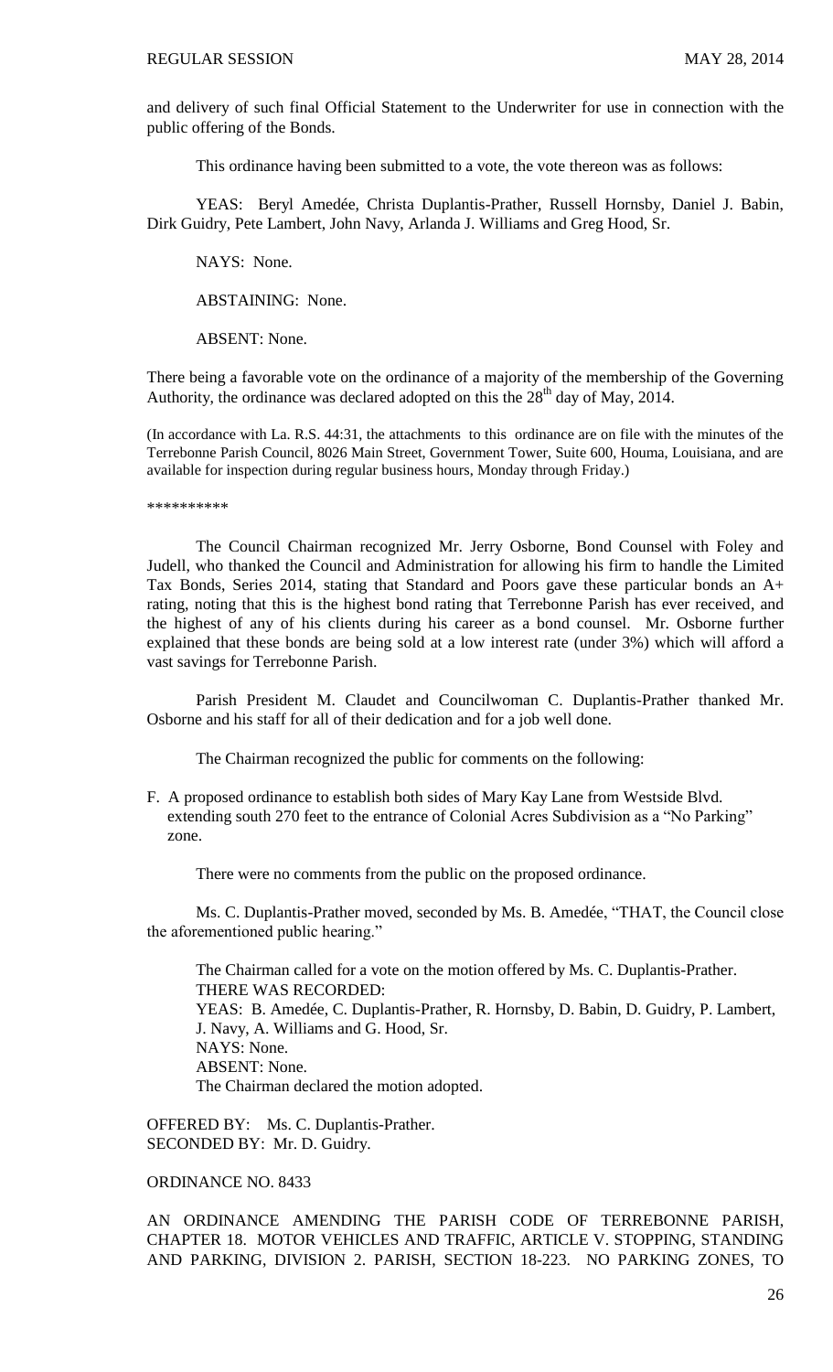and delivery of such final Official Statement to the Underwriter for use in connection with the public offering of the Bonds.

This ordinance having been submitted to a vote, the vote thereon was as follows:

YEAS: Beryl Amedée, Christa Duplantis-Prather, Russell Hornsby, Daniel J. Babin, Dirk Guidry, Pete Lambert, John Navy, Arlanda J. Williams and Greg Hood, Sr.

NAYS: None.

ABSTAINING: None.

ABSENT: None.

There being a favorable vote on the ordinance of a majority of the membership of the Governing Authority, the ordinance was declared adopted on this the 28th day of May, 2014.

(In accordance with La. R.S. 44:31, the attachments to this ordinance are on file with the minutes of the Terrebonne Parish Council, 8026 Main Street, Government Tower, Suite 600, Houma, Louisiana, and are available for inspection during regular business hours, Monday through Friday.)

\*\*\*\*\*\*\*\*\*\*

The Council Chairman recognized Mr. Jerry Osborne, Bond Counsel with Foley and Judell, who thanked the Council and Administration for allowing his firm to handle the Limited Tax Bonds, Series 2014, stating that Standard and Poors gave these particular bonds an A+ rating, noting that this is the highest bond rating that Terrebonne Parish has ever received, and the highest of any of his clients during his career as a bond counsel. Mr. Osborne further explained that these bonds are being sold at a low interest rate (under 3%) which will afford a vast savings for Terrebonne Parish.

Parish President M. Claudet and Councilwoman C. Duplantis-Prather thanked Mr. Osborne and his staff for all of their dedication and for a job well done.

The Chairman recognized the public for comments on the following:

F. A proposed ordinance to establish both sides of Mary Kay Lane from Westside Blvd. extending south 270 feet to the entrance of Colonial Acres Subdivision as a "No Parking" zone.

There were no comments from the public on the proposed ordinance.

Ms. C. Duplantis-Prather moved, seconded by Ms. B. Amedée, "THAT, the Council close the aforementioned public hearing."

The Chairman called for a vote on the motion offered by Ms. C. Duplantis-Prather.
THERE WAS RECORDED:
YEAS: B. Amedée, C. Duplantis-Prather, R. Hornsby, D. Babin, D. Guidry, P. Lambert, J. Navy, A. Williams and G. Hood, Sr.
NAYS: None.
ABSENT: None.
The Chairman declared the motion adopted.

OFFERED BY: Ms. C. Duplantis-Prather.
SECONDED BY: Mr. D. Guidry.

ORDINANCE NO. 8433

AN ORDINANCE AMENDING THE PARISH CODE OF TERREBONNE PARISH, CHAPTER 18. MOTOR VEHICLES AND TRAFFIC, ARTICLE V. STOPPING, STANDING AND PARKING, DIVISION 2. PARISH, SECTION 18-223. NO PARKING ZONES, TO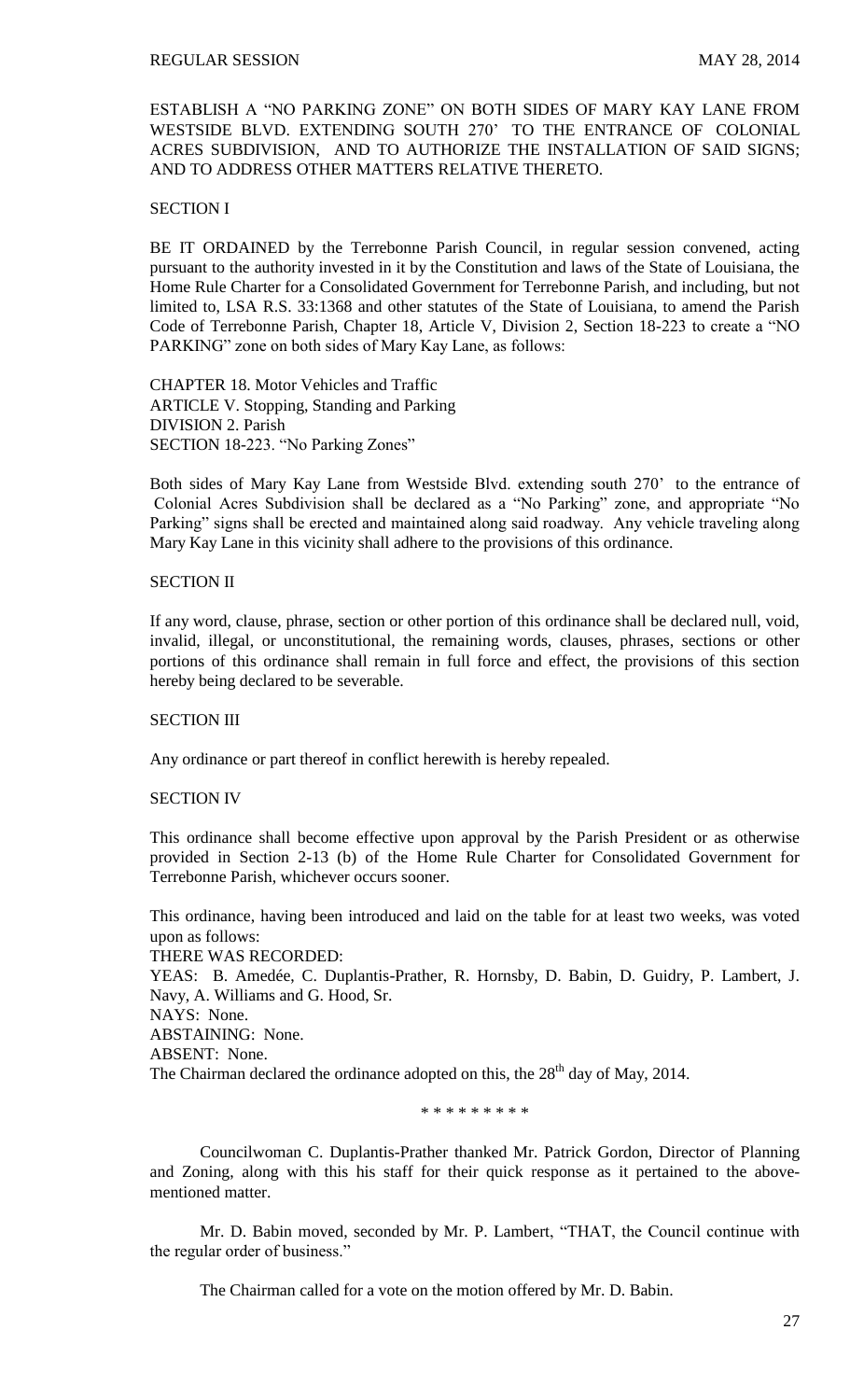ESTABLISH A "NO PARKING ZONE" ON BOTH SIDES OF MARY KAY LANE FROM WESTSIDE BLVD. EXTENDING SOUTH 270' TO THE ENTRANCE OF COLONIAL ACRES SUBDIVISION, AND TO AUTHORIZE THE INSTALLATION OF SAID SIGNS; AND TO ADDRESS OTHER MATTERS RELATIVE THERETO.

SECTION I

BE IT ORDAINED by the Terrebonne Parish Council, in regular session convened, acting pursuant to the authority invested in it by the Constitution and laws of the State of Louisiana, the Home Rule Charter for a Consolidated Government for Terrebonne Parish, and including, but not limited to, LSA R.S. 33:1368 and other statutes of the State of Louisiana, to amend the Parish Code of Terrebonne Parish, Chapter 18, Article V, Division 2, Section 18-223 to create a "NO PARKING" zone on both sides of Mary Kay Lane, as follows:

CHAPTER 18. Motor Vehicles and Traffic
ARTICLE V. Stopping, Standing and Parking
DIVISION 2. Parish
SECTION 18-223. "No Parking Zones"

Both sides of Mary Kay Lane from Westside Blvd. extending south 270' to the entrance of Colonial Acres Subdivision shall be declared as a "No Parking" zone, and appropriate "No Parking" signs shall be erected and maintained along said roadway. Any vehicle traveling along Mary Kay Lane in this vicinity shall adhere to the provisions of this ordinance.

SECTION II

If any word, clause, phrase, section or other portion of this ordinance shall be declared null, void, invalid, illegal, or unconstitutional, the remaining words, clauses, phrases, sections or other portions of this ordinance shall remain in full force and effect, the provisions of this section hereby being declared to be severable.

SECTION III

Any ordinance or part thereof in conflict herewith is hereby repealed.

SECTION IV

This ordinance shall become effective upon approval by the Parish President or as otherwise provided in Section 2-13 (b) of the Home Rule Charter for Consolidated Government for Terrebonne Parish, whichever occurs sooner.

This ordinance, having been introduced and laid on the table for at least two weeks, was voted upon as follows:
THERE WAS RECORDED:
YEAS: B. Amedée, C. Duplantis-Prather, R. Hornsby, D. Babin, D. Guidry, P. Lambert, J. Navy, A. Williams and G. Hood, Sr.
NAYS: None.
ABSTAINING: None.
ABSENT: None.
The Chairman declared the ordinance adopted on this, the 28th day of May, 2014.

\* \* \* \* \* \* \* \* \*

Councilwoman C. Duplantis-Prather thanked Mr. Patrick Gordon, Director of Planning and Zoning, along with this his staff for their quick response as it pertained to the above-mentioned matter.

Mr. D. Babin moved, seconded by Mr. P. Lambert, "THAT, the Council continue with the regular order of business."

The Chairman called for a vote on the motion offered by Mr. D. Babin.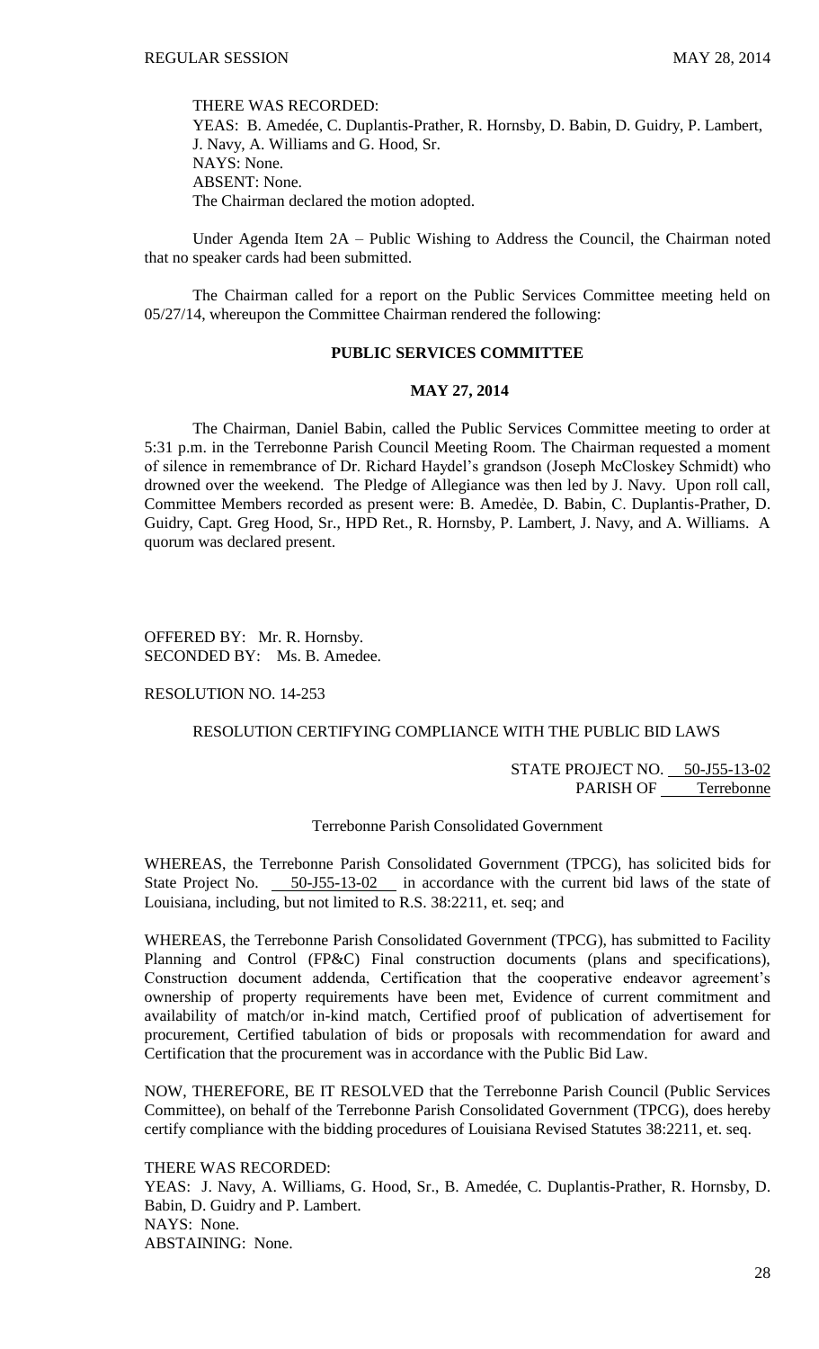THERE WAS RECORDED:
YEAS: B. Amedée, C. Duplantis-Prather, R. Hornsby, D. Babin, D. Guidry, P. Lambert, J. Navy, A. Williams and G. Hood, Sr.
NAYS: None.
ABSENT: None.
The Chairman declared the motion adopted.

Under Agenda Item 2A – Public Wishing to Address the Council, the Chairman noted that no speaker cards had been submitted.

The Chairman called for a report on the Public Services Committee meeting held on 05/27/14, whereupon the Committee Chairman rendered the following:

## PUBLIC SERVICES COMMITTEE

### MAY 27, 2014

The Chairman, Daniel Babin, called the Public Services Committee meeting to order at 5:31 p.m. in the Terrebonne Parish Council Meeting Room. The Chairman requested a moment of silence in remembrance of Dr. Richard Haydel's grandson (Joseph McCloskey Schmidt) who drowned over the weekend. The Pledge of Allegiance was then led by J. Navy. Upon roll call, Committee Members recorded as present were: B. Amedèe, D. Babin, C. Duplantis-Prather, D. Guidry, Capt. Greg Hood, Sr., HPD Ret., R. Hornsby, P. Lambert, J. Navy, and A. Williams. A quorum was declared present.

OFFERED BY: Mr. R. Hornsby.
SECONDED BY: Ms. B. Amedee.

RESOLUTION NO. 14-253

RESOLUTION CERTIFYING COMPLIANCE WITH THE PUBLIC BID LAWS

STATE PROJECT NO. 50-J55-13-02
PARISH OF Terrebonne

Terrebonne Parish Consolidated Government

WHEREAS, the Terrebonne Parish Consolidated Government (TPCG), has solicited bids for State Project No. 50-J55-13-02 in accordance with the current bid laws of the state of Louisiana, including, but not limited to R.S. 38:2211, et. seq; and

WHEREAS, the Terrebonne Parish Consolidated Government (TPCG), has submitted to Facility Planning and Control (FP&C) Final construction documents (plans and specifications), Construction document addenda, Certification that the cooperative endeavor agreement's ownership of property requirements have been met, Evidence of current commitment and availability of match/or in-kind match, Certified proof of publication of advertisement for procurement, Certified tabulation of bids or proposals with recommendation for award and Certification that the procurement was in accordance with the Public Bid Law.

NOW, THEREFORE, BE IT RESOLVED that the Terrebonne Parish Council (Public Services Committee), on behalf of the Terrebonne Parish Consolidated Government (TPCG), does hereby certify compliance with the bidding procedures of Louisiana Revised Statutes 38:2211, et. seq.

THERE WAS RECORDED:
YEAS: J. Navy, A. Williams, G. Hood, Sr., B. Amedée, C. Duplantis-Prather, R. Hornsby, D. Babin, D. Guidry and P. Lambert.
NAYS: None.
ABSTAINING: None.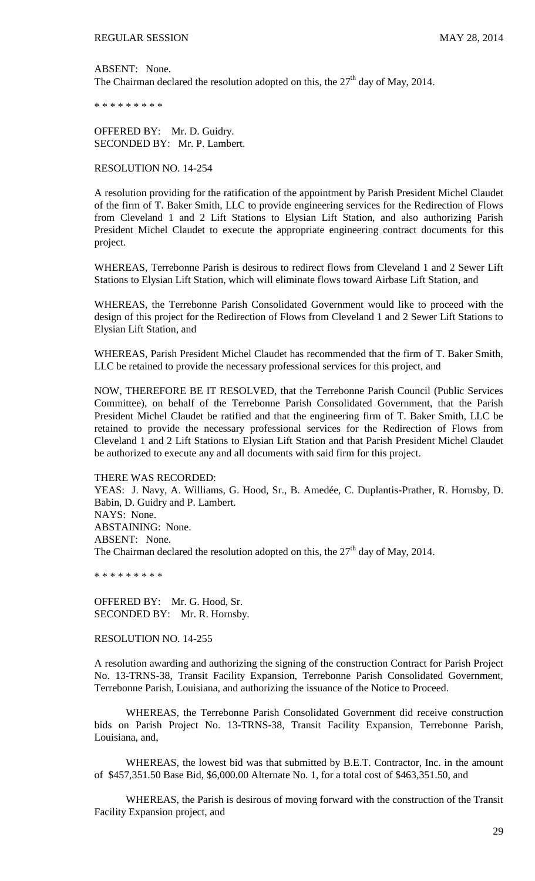ABSENT: None.
The Chairman declared the resolution adopted on this, the 27th day of May, 2014.

\* \* \* \* \* \* \* \* \*

OFFERED BY: Mr. D. Guidry.
SECONDED BY: Mr. P. Lambert.

RESOLUTION NO. 14-254

A resolution providing for the ratification of the appointment by Parish President Michel Claudet of the firm of T. Baker Smith, LLC to provide engineering services for the Redirection of Flows from Cleveland 1 and 2 Lift Stations to Elysian Lift Station, and also authorizing Parish President Michel Claudet to execute the appropriate engineering contract documents for this project.

WHEREAS, Terrebonne Parish is desirous to redirect flows from Cleveland 1 and 2 Sewer Lift Stations to Elysian Lift Station, which will eliminate flows toward Airbase Lift Station, and

WHEREAS, the Terrebonne Parish Consolidated Government would like to proceed with the design of this project for the Redirection of Flows from Cleveland 1 and 2 Sewer Lift Stations to Elysian Lift Station, and

WHEREAS, Parish President Michel Claudet has recommended that the firm of T. Baker Smith, LLC be retained to provide the necessary professional services for this project, and

NOW, THEREFORE BE IT RESOLVED, that the Terrebonne Parish Council (Public Services Committee), on behalf of the Terrebonne Parish Consolidated Government, that the Parish President Michel Claudet be ratified and that the engineering firm of T. Baker Smith, LLC be retained to provide the necessary professional services for the Redirection of Flows from Cleveland 1 and 2 Lift Stations to Elysian Lift Station and that Parish President Michel Claudet be authorized to execute any and all documents with said firm for this project.

THERE WAS RECORDED:
YEAS: J. Navy, A. Williams, G. Hood, Sr., B. Amedée, C. Duplantis-Prather, R. Hornsby, D. Babin, D. Guidry and P. Lambert.
NAYS: None.
ABSTAINING: None.
ABSENT: None.
The Chairman declared the resolution adopted on this, the 27th day of May, 2014.

\* \* \* \* \* \* \* \* \*

OFFERED BY: Mr. G. Hood, Sr.
SECONDED BY: Mr. R. Hornsby.

RESOLUTION NO. 14-255

A resolution awarding and authorizing the signing of the construction Contract for Parish Project No. 13-TRNS-38, Transit Facility Expansion, Terrebonne Parish Consolidated Government, Terrebonne Parish, Louisiana, and authorizing the issuance of the Notice to Proceed.

WHEREAS, the Terrebonne Parish Consolidated Government did receive construction bids on Parish Project No. 13-TRNS-38, Transit Facility Expansion, Terrebonne Parish, Louisiana, and,

WHEREAS, the lowest bid was that submitted by B.E.T. Contractor, Inc. in the amount of $457,351.50 Base Bid, $6,000.00 Alternate No. 1, for a total cost of $463,351.50, and

WHEREAS, the Parish is desirous of moving forward with the construction of the Transit Facility Expansion project, and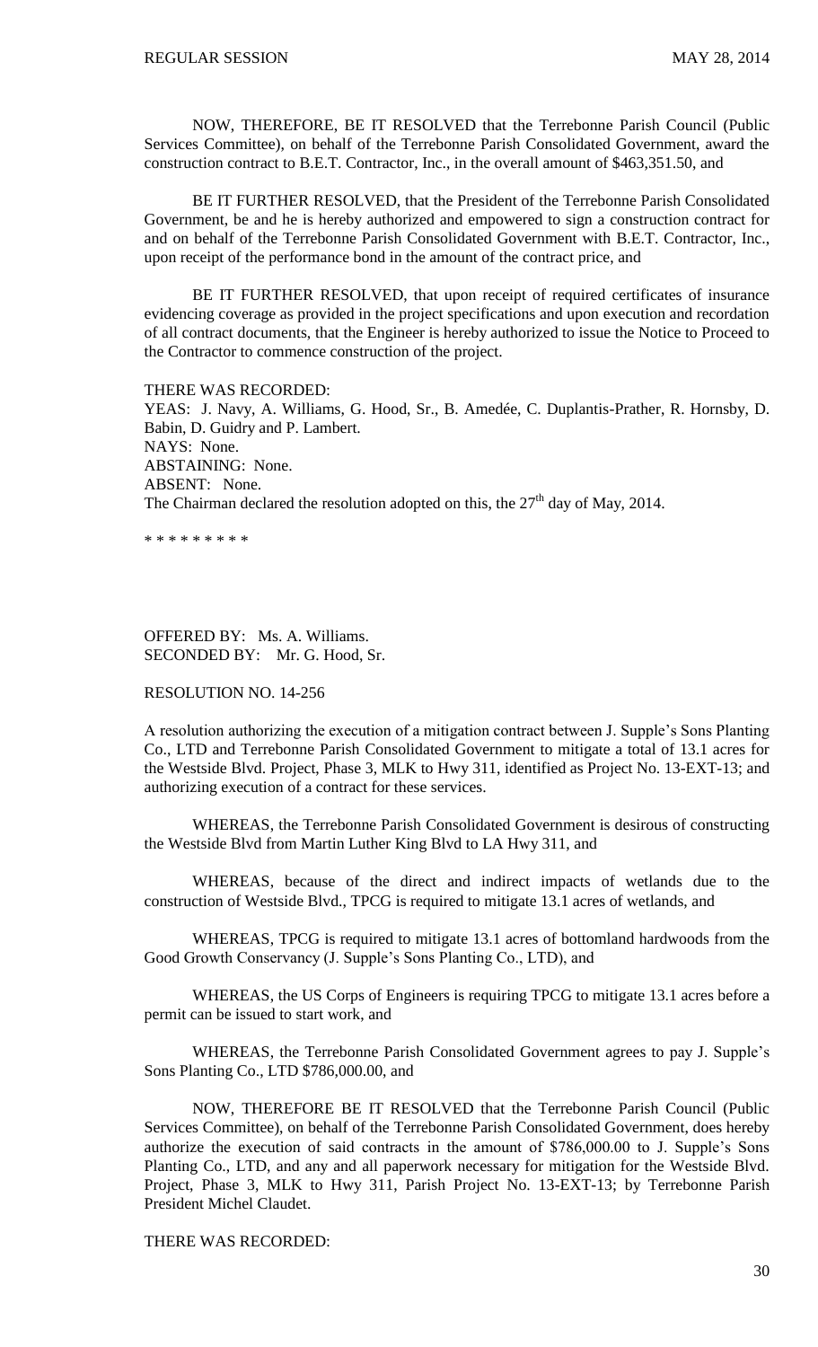NOW, THEREFORE, BE IT RESOLVED that the Terrebonne Parish Council (Public Services Committee), on behalf of the Terrebonne Parish Consolidated Government, award the construction contract to B.E.T. Contractor, Inc., in the overall amount of $463,351.50, and

BE IT FURTHER RESOLVED, that the President of the Terrebonne Parish Consolidated Government, be and he is hereby authorized and empowered to sign a construction contract for and on behalf of the Terrebonne Parish Consolidated Government with B.E.T. Contractor, Inc., upon receipt of the performance bond in the amount of the contract price, and

BE IT FURTHER RESOLVED, that upon receipt of required certificates of insurance evidencing coverage as provided in the project specifications and upon execution and recordation of all contract documents, that the Engineer is hereby authorized to issue the Notice to Proceed to the Contractor to commence construction of the project.

THERE WAS RECORDED:
YEAS: J. Navy, A. Williams, G. Hood, Sr., B. Amedée, C. Duplantis-Prather, R. Hornsby, D. Babin, D. Guidry and P. Lambert.
NAYS: None.
ABSTAINING: None.
ABSENT: None.
The Chairman declared the resolution adopted on this, the 27th day of May, 2014.

\* \* \* \* \* \* \* \* \*

OFFERED BY: Ms. A. Williams.
SECONDED BY: Mr. G. Hood, Sr.

RESOLUTION NO. 14-256

A resolution authorizing the execution of a mitigation contract between J. Supple's Sons Planting Co., LTD and Terrebonne Parish Consolidated Government to mitigate a total of 13.1 acres for the Westside Blvd. Project, Phase 3, MLK to Hwy 311, identified as Project No. 13-EXT-13; and authorizing execution of a contract for these services.

WHEREAS, the Terrebonne Parish Consolidated Government is desirous of constructing the Westside Blvd from Martin Luther King Blvd to LA Hwy 311, and

WHEREAS, because of the direct and indirect impacts of wetlands due to the construction of Westside Blvd., TPCG is required to mitigate 13.1 acres of wetlands, and

WHEREAS, TPCG is required to mitigate 13.1 acres of bottomland hardwoods from the Good Growth Conservancy (J. Supple's Sons Planting Co., LTD), and

WHEREAS, the US Corps of Engineers is requiring TPCG to mitigate 13.1 acres before a permit can be issued to start work, and

WHEREAS, the Terrebonne Parish Consolidated Government agrees to pay J. Supple's Sons Planting Co., LTD $786,000.00, and

NOW, THEREFORE BE IT RESOLVED that the Terrebonne Parish Council (Public Services Committee), on behalf of the Terrebonne Parish Consolidated Government, does hereby authorize the execution of said contracts in the amount of $786,000.00 to J. Supple's Sons Planting Co., LTD, and any and all paperwork necessary for mitigation for the Westside Blvd. Project, Phase 3, MLK to Hwy 311, Parish Project No. 13-EXT-13; by Terrebonne Parish President Michel Claudet.

THERE WAS RECORDED: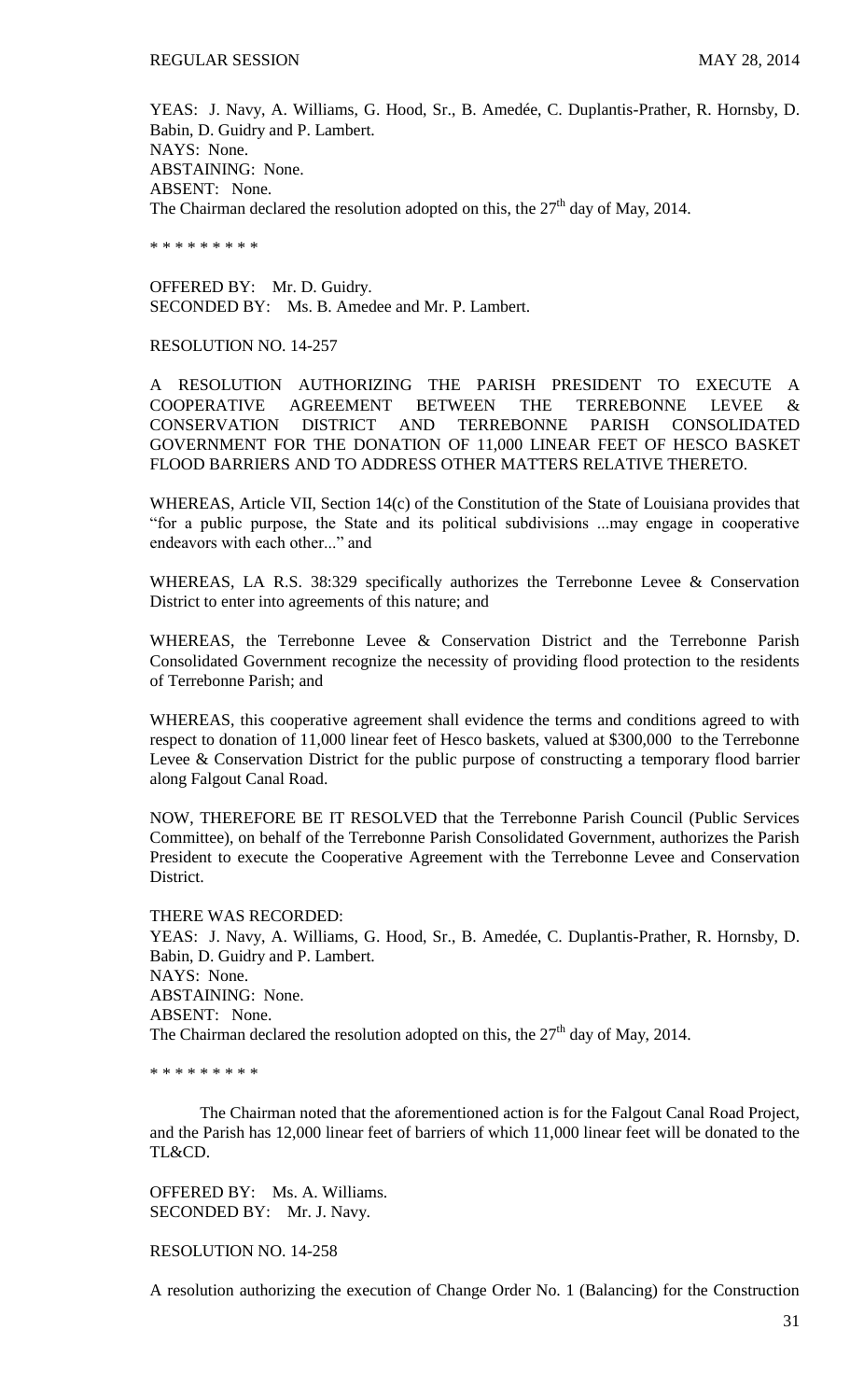YEAS: J. Navy, A. Williams, G. Hood, Sr., B. Amedée, C. Duplantis-Prather, R. Hornsby, D. Babin, D. Guidry and P. Lambert.
NAYS: None.
ABSTAINING: None.
ABSENT: None.
The Chairman declared the resolution adopted on this, the 27th day of May, 2014.

\* \* \* \* \* \* \* \* \*

OFFERED BY: Mr. D. Guidry.
SECONDED BY: Ms. B. Amedee and Mr. P. Lambert.

RESOLUTION NO. 14-257

A RESOLUTION AUTHORIZING THE PARISH PRESIDENT TO EXECUTE A COOPERATIVE AGREEMENT BETWEEN THE TERREBONNE LEVEE & CONSERVATION DISTRICT AND TERREBONNE PARISH CONSOLIDATED GOVERNMENT FOR THE DONATION OF 11,000 LINEAR FEET OF HESCO BASKET FLOOD BARRIERS AND TO ADDRESS OTHER MATTERS RELATIVE THERETO.

WHEREAS, Article VII, Section 14(c) of the Constitution of the State of Louisiana provides that "for a public purpose, the State and its political subdivisions ...may engage in cooperative endeavors with each other..." and

WHEREAS, LA R.S. 38:329 specifically authorizes the Terrebonne Levee & Conservation District to enter into agreements of this nature; and

WHEREAS, the Terrebonne Levee & Conservation District and the Terrebonne Parish Consolidated Government recognize the necessity of providing flood protection to the residents of Terrebonne Parish; and

WHEREAS, this cooperative agreement shall evidence the terms and conditions agreed to with respect to donation of 11,000 linear feet of Hesco baskets, valued at $300,000 to the Terrebonne Levee & Conservation District for the public purpose of constructing a temporary flood barrier along Falgout Canal Road.

NOW, THEREFORE BE IT RESOLVED that the Terrebonne Parish Council (Public Services Committee), on behalf of the Terrebonne Parish Consolidated Government, authorizes the Parish President to execute the Cooperative Agreement with the Terrebonne Levee and Conservation District.

THERE WAS RECORDED:
YEAS: J. Navy, A. Williams, G. Hood, Sr., B. Amedée, C. Duplantis-Prather, R. Hornsby, D. Babin, D. Guidry and P. Lambert.
NAYS: None.
ABSTAINING: None.
ABSENT: None.
The Chairman declared the resolution adopted on this, the 27th day of May, 2014.

\* \* \* \* \* \* \* \* \*

The Chairman noted that the aforementioned action is for the Falgout Canal Road Project, and the Parish has 12,000 linear feet of barriers of which 11,000 linear feet will be donated to the TL&CD.

OFFERED BY: Ms. A. Williams.
SECONDED BY: Mr. J. Navy.

RESOLUTION NO. 14-258

A resolution authorizing the execution of Change Order No. 1 (Balancing) for the Construction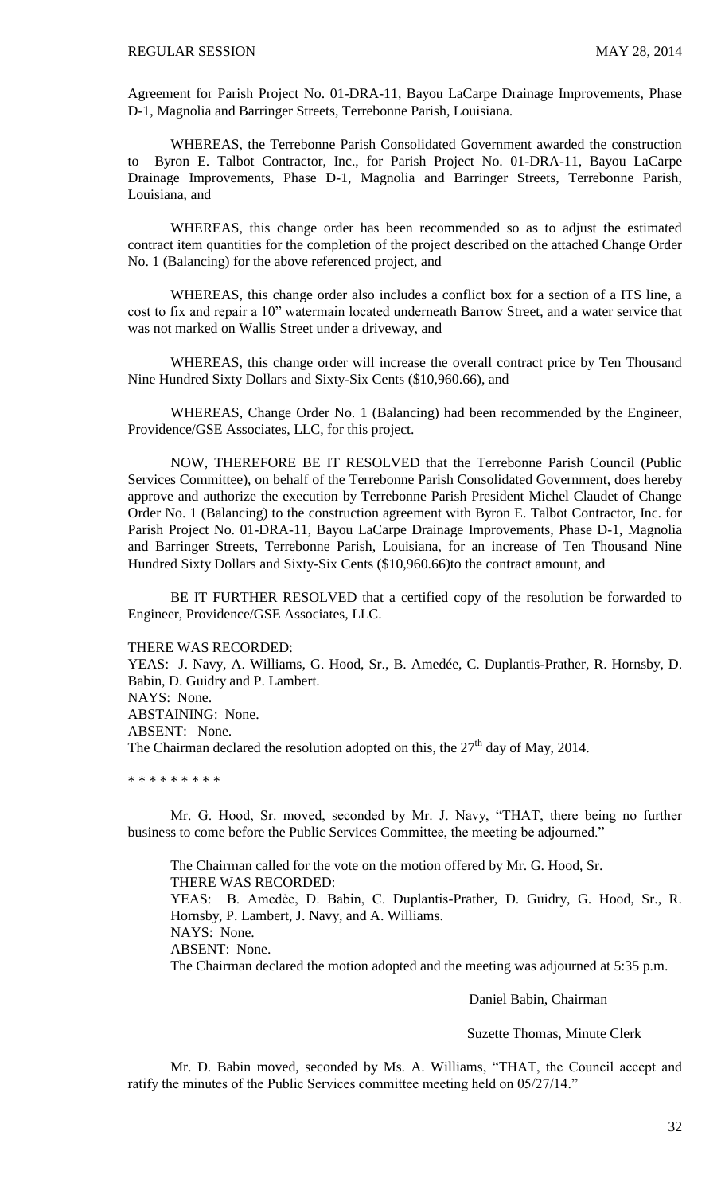Agreement for Parish Project No. 01-DRA-11, Bayou LaCarpe Drainage Improvements, Phase D-1, Magnolia and Barringer Streets, Terrebonne Parish, Louisiana.

WHEREAS, the Terrebonne Parish Consolidated Government awarded the construction to Byron E. Talbot Contractor, Inc., for Parish Project No. 01-DRA-11, Bayou LaCarpe Drainage Improvements, Phase D-1, Magnolia and Barringer Streets, Terrebonne Parish, Louisiana, and

WHEREAS, this change order has been recommended so as to adjust the estimated contract item quantities for the completion of the project described on the attached Change Order No. 1 (Balancing) for the above referenced project, and

WHEREAS, this change order also includes a conflict box for a section of a ITS line, a cost to fix and repair a 10" watermain located underneath Barrow Street, and a water service that was not marked on Wallis Street under a driveway, and

WHEREAS, this change order will increase the overall contract price by Ten Thousand Nine Hundred Sixty Dollars and Sixty-Six Cents ($10,960.66), and

WHEREAS, Change Order No. 1 (Balancing) had been recommended by the Engineer, Providence/GSE Associates, LLC, for this project.

NOW, THEREFORE BE IT RESOLVED that the Terrebonne Parish Council (Public Services Committee), on behalf of the Terrebonne Parish Consolidated Government, does hereby approve and authorize the execution by Terrebonne Parish President Michel Claudet of Change Order No. 1 (Balancing) to the construction agreement with Byron E. Talbot Contractor, Inc. for Parish Project No. 01-DRA-11, Bayou LaCarpe Drainage Improvements, Phase D-1, Magnolia and Barringer Streets, Terrebonne Parish, Louisiana, for an increase of Ten Thousand Nine Hundred Sixty Dollars and Sixty-Six Cents ($10,960.66)to the contract amount, and

BE IT FURTHER RESOLVED that a certified copy of the resolution be forwarded to Engineer, Providence/GSE Associates, LLC.

THERE WAS RECORDED:
YEAS: J. Navy, A. Williams, G. Hood, Sr., B. Amedée, C. Duplantis-Prather, R. Hornsby, D. Babin, D. Guidry and P. Lambert.
NAYS: None.
ABSTAINING: None.
ABSENT: None.
The Chairman declared the resolution adopted on this, the 27th day of May, 2014.

\* \* \* \* \* \* \* \* \*

Mr. G. Hood, Sr. moved, seconded by Mr. J. Navy, "THAT, there being no further business to come before the Public Services Committee, the meeting be adjourned."

The Chairman called for the vote on the motion offered by Mr. G. Hood, Sr.
THERE WAS RECORDED:
YEAS: B. Amedée, D. Babin, C. Duplantis-Prather, D. Guidry, G. Hood, Sr., R. Hornsby, P. Lambert, J. Navy, and A. Williams.
NAYS: None.
ABSENT: None.
The Chairman declared the motion adopted and the meeting was adjourned at 5:35 p.m.

Daniel Babin, Chairman

Suzette Thomas, Minute Clerk

Mr. D. Babin moved, seconded by Ms. A. Williams, "THAT, the Council accept and ratify the minutes of the Public Services committee meeting held on 05/27/14."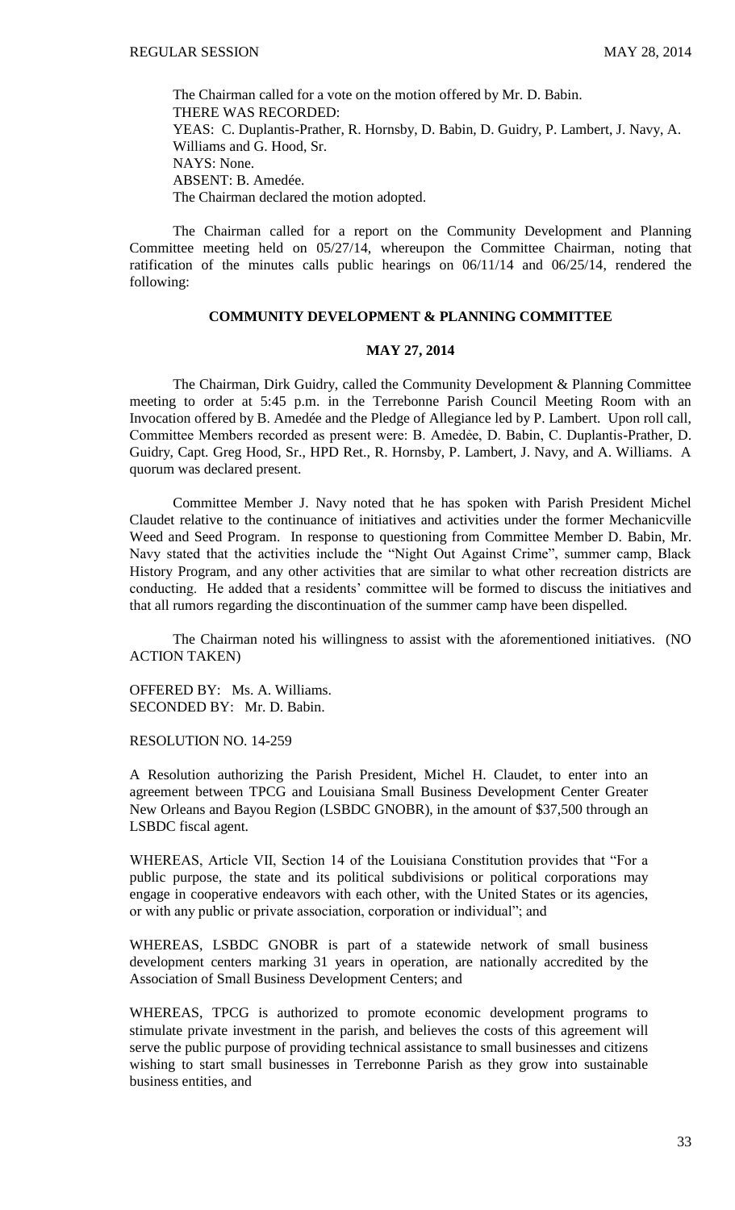The Chairman called for a vote on the motion offered by Mr. D. Babin.
THERE WAS RECORDED:
YEAS: C. Duplantis-Prather, R. Hornsby, D. Babin, D. Guidry, P. Lambert, J. Navy, A. Williams and G. Hood, Sr.
NAYS: None.
ABSENT: B. Amedée.
The Chairman declared the motion adopted.

The Chairman called for a report on the Community Development and Planning Committee meeting held on 05/27/14, whereupon the Committee Chairman, noting that ratification of the minutes calls public hearings on 06/11/14 and 06/25/14, rendered the following:

**COMMUNITY DEVELOPMENT & PLANNING COMMITTEE**

**MAY 27, 2014**

The Chairman, Dirk Guidry, called the Community Development & Planning Committee meeting to order at 5:45 p.m. in the Terrebonne Parish Council Meeting Room with an Invocation offered by B. Amedée and the Pledge of Allegiance led by P. Lambert. Upon roll call, Committee Members recorded as present were: B. Amedée, D. Babin, C. Duplantis-Prather, D. Guidry, Capt. Greg Hood, Sr., HPD Ret., R. Hornsby, P. Lambert, J. Navy, and A. Williams. A quorum was declared present.

Committee Member J. Navy noted that he has spoken with Parish President Michel Claudet relative to the continuance of initiatives and activities under the former Mechanicville Weed and Seed Program. In response to questioning from Committee Member D. Babin, Mr. Navy stated that the activities include the "Night Out Against Crime", summer camp, Black History Program, and any other activities that are similar to what other recreation districts are conducting. He added that a residents' committee will be formed to discuss the initiatives and that all rumors regarding the discontinuation of the summer camp have been dispelled.

The Chairman noted his willingness to assist with the aforementioned initiatives. (NO ACTION TAKEN)

OFFERED BY: Ms. A. Williams.
SECONDED BY: Mr. D. Babin.

RESOLUTION NO. 14-259

A Resolution authorizing the Parish President, Michel H. Claudet, to enter into an agreement between TPCG and Louisiana Small Business Development Center Greater New Orleans and Bayou Region (LSBDC GNOBR), in the amount of $37,500 through an LSBDC fiscal agent.

WHEREAS, Article VII, Section 14 of the Louisiana Constitution provides that "For a public purpose, the state and its political subdivisions or political corporations may engage in cooperative endeavors with each other, with the United States or its agencies, or with any public or private association, corporation or individual"; and

WHEREAS, LSBDC GNOBR is part of a statewide network of small business development centers marking 31 years in operation, are nationally accredited by the Association of Small Business Development Centers; and

WHEREAS, TPCG is authorized to promote economic development programs to stimulate private investment in the parish, and believes the costs of this agreement will serve the public purpose of providing technical assistance to small businesses and citizens wishing to start small businesses in Terrebonne Parish as they grow into sustainable business entities, and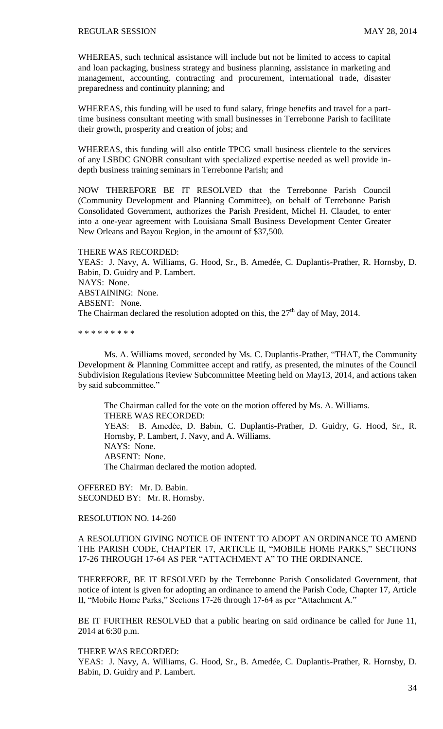WHEREAS, such technical assistance will include but not be limited to access to capital and loan packaging, business strategy and business planning, assistance in marketing and management, accounting, contracting and procurement, international trade, disaster preparedness and continuity planning; and

WHEREAS, this funding will be used to fund salary, fringe benefits and travel for a part-time business consultant meeting with small businesses in Terrebonne Parish to facilitate their growth, prosperity and creation of jobs; and

WHEREAS, this funding will also entitle TPCG small business clientele to the services of any LSBDC GNOBR consultant with specialized expertise needed as well provide in-depth business training seminars in Terrebonne Parish; and

NOW THEREFORE BE IT RESOLVED that the Terrebonne Parish Council (Community Development and Planning Committee), on behalf of Terrebonne Parish Consolidated Government, authorizes the Parish President, Michel H. Claudet, to enter into a one-year agreement with Louisiana Small Business Development Center Greater New Orleans and Bayou Region, in the amount of $37,500.

THERE WAS RECORDED:
YEAS: J. Navy, A. Williams, G. Hood, Sr., B. Amedée, C. Duplantis-Prather, R. Hornsby, D. Babin, D. Guidry and P. Lambert.
NAYS: None.
ABSTAINING: None.
ABSENT: None.
The Chairman declared the resolution adopted on this, the 27th day of May, 2014.

\* \* \* \* \* \* \* \* \*

Ms. A. Williams moved, seconded by Ms. C. Duplantis-Prather, "THAT, the Community Development & Planning Committee accept and ratify, as presented, the minutes of the Council Subdivision Regulations Review Subcommittee Meeting held on May13, 2014, and actions taken by said subcommittee."

The Chairman called for the vote on the motion offered by Ms. A. Williams.
THERE WAS RECORDED:
YEAS: B. Amedée, D. Babin, C. Duplantis-Prather, D. Guidry, G. Hood, Sr., R. Hornsby, P. Lambert, J. Navy, and A. Williams.
NAYS: None.
ABSENT: None.
The Chairman declared the motion adopted.

OFFERED BY: Mr. D. Babin.
SECONDED BY: Mr. R. Hornsby.

RESOLUTION NO. 14-260

A RESOLUTION GIVING NOTICE OF INTENT TO ADOPT AN ORDINANCE TO AMEND THE PARISH CODE, CHAPTER 17, ARTICLE II, "MOBILE HOME PARKS," SECTIONS 17-26 THROUGH 17-64 AS PER "ATTACHMENT A" TO THE ORDINANCE.

THEREFORE, BE IT RESOLVED by the Terrebonne Parish Consolidated Government, that notice of intent is given for adopting an ordinance to amend the Parish Code, Chapter 17, Article II, "Mobile Home Parks," Sections 17-26 through 17-64 as per "Attachment A."

BE IT FURTHER RESOLVED that a public hearing on said ordinance be called for June 11, 2014 at 6:30 p.m.

THERE WAS RECORDED:
YEAS: J. Navy, A. Williams, G. Hood, Sr., B. Amedée, C. Duplantis-Prather, R. Hornsby, D. Babin, D. Guidry and P. Lambert.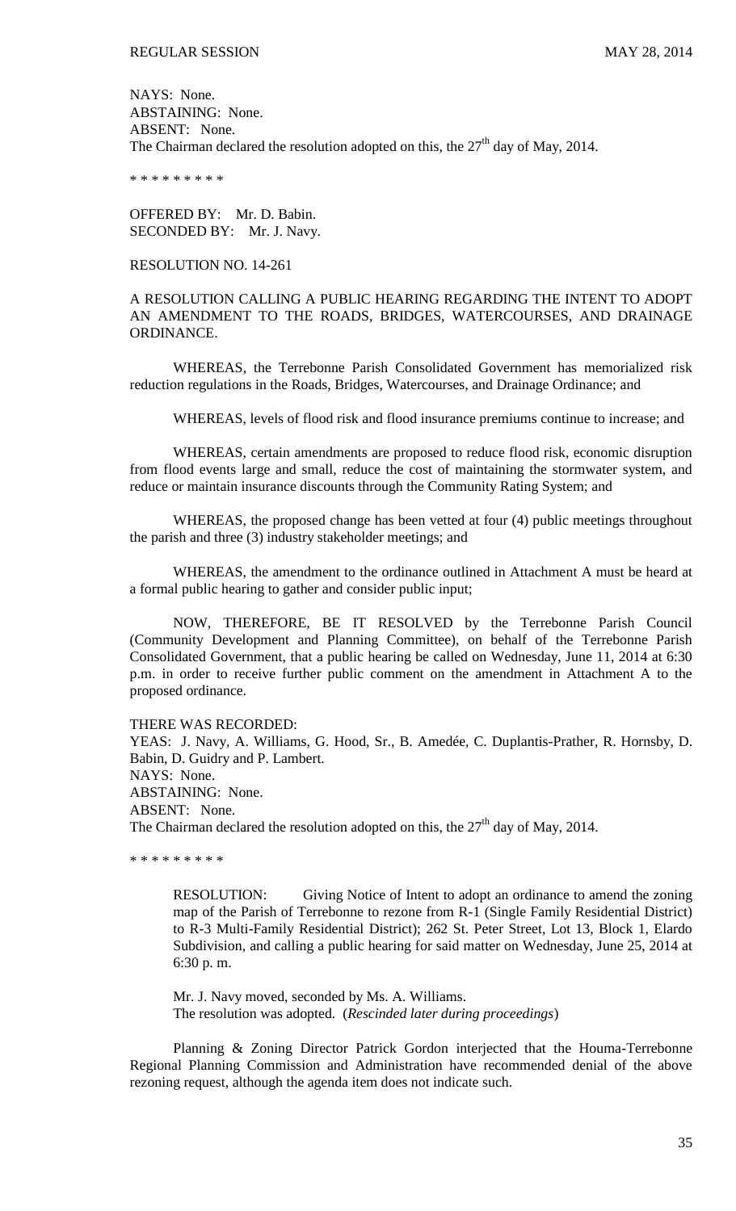NAYS: None.
ABSTAINING: None.
ABSENT: None.
The Chairman declared the resolution adopted on this, the $27^{th}$ day of May, 2014.

\* \* \* \* \* \* \* \* \*

OFFERED BY: Mr. D. Babin.
SECONDED BY: Mr. J. Navy.

RESOLUTION NO. 14-261

A RESOLUTION CALLING A PUBLIC HEARING REGARDING THE INTENT TO ADOPT AN AMENDMENT TO THE ROADS, BRIDGES, WATERCOURSES, AND DRAINAGE ORDINANCE.

WHEREAS, the Terrebonne Parish Consolidated Government has memorialized risk reduction regulations in the Roads, Bridges, Watercourses, and Drainage Ordinance; and

WHEREAS, levels of flood risk and flood insurance premiums continue to increase; and

WHEREAS, certain amendments are proposed to reduce flood risk, economic disruption from flood events large and small, reduce the cost of maintaining the stormwater system, and reduce or maintain insurance discounts through the Community Rating System; and

WHEREAS, the proposed change has been vetted at four (4) public meetings throughout the parish and three (3) industry stakeholder meetings; and

WHEREAS, the amendment to the ordinance outlined in Attachment A must be heard at a formal public hearing to gather and consider public input;

NOW, THEREFORE, BE IT RESOLVED by the Terrebonne Parish Council (Community Development and Planning Committee), on behalf of the Terrebonne Parish Consolidated Government, that a public hearing be called on Wednesday, June 11, 2014 at 6:30 p.m. in order to receive further public comment on the amendment in Attachment A to the proposed ordinance.

THERE WAS RECORDED:
YEAS: J. Navy, A. Williams, G. Hood, Sr., B. Amedée, C. Duplantis-Prather, R. Hornsby, D. Babin, D. Guidry and P. Lambert.
NAYS: None.
ABSTAINING: None.
ABSENT: None.
The Chairman declared the resolution adopted on this, the $27^{th}$ day of May, 2014.

\* \* \* \* \* \* \* \* \*

RESOLUTION: Giving Notice of Intent to adopt an ordinance to amend the zoning map of the Parish of Terrebonne to rezone from R-1 (Single Family Residential District) to R-3 Multi-Family Residential District); 262 St. Peter Street, Lot 13, Block 1, Elardo Subdivision, and calling a public hearing for said matter on Wednesday, June 25, 2014 at 6:30 p. m.

Mr. J. Navy moved, seconded by Ms. A. Williams.
The resolution was adopted. (*Rescinded later during proceedings*)

Planning & Zoning Director Patrick Gordon interjected that the Houma-Terrebonne Regional Planning Commission and Administration have recommended denial of the above rezoning request, although the agenda item does not indicate such.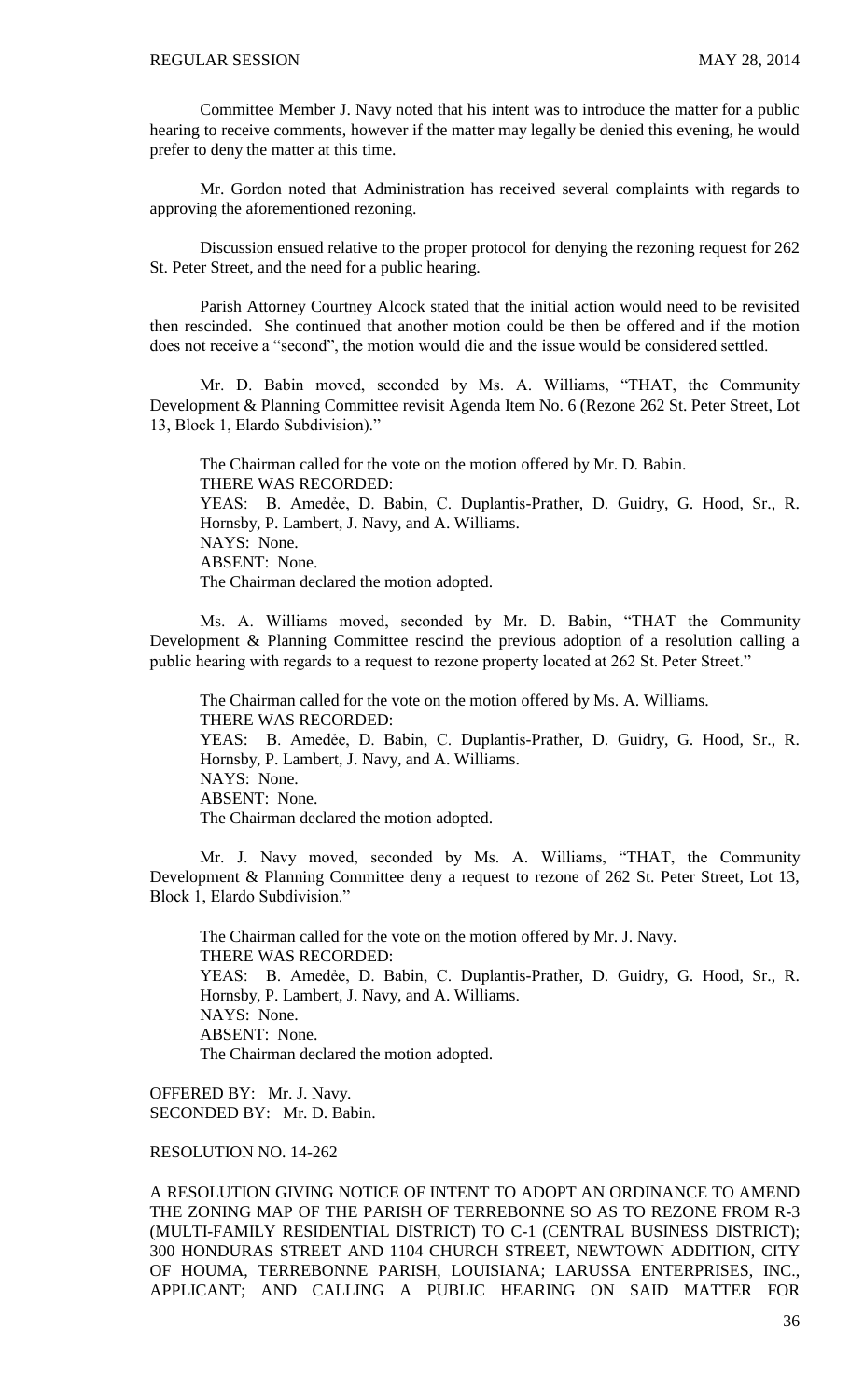Committee Member J. Navy noted that his intent was to introduce the matter for a public hearing to receive comments, however if the matter may legally be denied this evening, he would prefer to deny the matter at this time.

Mr. Gordon noted that Administration has received several complaints with regards to approving the aforementioned rezoning.

Discussion ensued relative to the proper protocol for denying the rezoning request for 262 St. Peter Street, and the need for a public hearing.

Parish Attorney Courtney Alcock stated that the initial action would need to be revisited then rescinded. She continued that another motion could be then be offered and if the motion does not receive a "second", the motion would die and the issue would be considered settled.

Mr. D. Babin moved, seconded by Ms. A. Williams, "THAT, the Community Development & Planning Committee revisit Agenda Item No. 6 (Rezone 262 St. Peter Street, Lot 13, Block 1, Elardo Subdivision)."

The Chairman called for the vote on the motion offered by Mr. D. Babin.
THERE WAS RECORDED:
YEAS: B. Amedẻe, D. Babin, C. Duplantis-Prather, D. Guidry, G. Hood, Sr., R. Hornsby, P. Lambert, J. Navy, and A. Williams.
NAYS: None.
ABSENT: None.
The Chairman declared the motion adopted.

Ms. A. Williams moved, seconded by Mr. D. Babin, "THAT the Community Development & Planning Committee rescind the previous adoption of a resolution calling a public hearing with regards to a request to rezone property located at 262 St. Peter Street."

The Chairman called for the vote on the motion offered by Ms. A. Williams.
THERE WAS RECORDED:
YEAS: B. Amedẻe, D. Babin, C. Duplantis-Prather, D. Guidry, G. Hood, Sr., R. Hornsby, P. Lambert, J. Navy, and A. Williams.
NAYS: None.
ABSENT: None.
The Chairman declared the motion adopted.

Mr. J. Navy moved, seconded by Ms. A. Williams, "THAT, the Community Development & Planning Committee deny a request to rezone of 262 St. Peter Street, Lot 13, Block 1, Elardo Subdivision."

The Chairman called for the vote on the motion offered by Mr. J. Navy.
THERE WAS RECORDED:
YEAS: B. Amedẻe, D. Babin, C. Duplantis-Prather, D. Guidry, G. Hood, Sr., R. Hornsby, P. Lambert, J. Navy, and A. Williams.
NAYS: None.
ABSENT: None.
The Chairman declared the motion adopted.

OFFERED BY: Mr. J. Navy.
SECONDED BY: Mr. D. Babin.

RESOLUTION NO. 14-262

A RESOLUTION GIVING NOTICE OF INTENT TO ADOPT AN ORDINANCE TO AMEND THE ZONING MAP OF THE PARISH OF TERREBONNE SO AS TO REZONE FROM R-3 (MULTI-FAMILY RESIDENTIAL DISTRICT) TO C-1 (CENTRAL BUSINESS DISTRICT); 300 HONDURAS STREET AND 1104 CHURCH STREET, NEWTOWN ADDITION, CITY OF HOUMA, TERREBONNE PARISH, LOUISIANA; LARUSSA ENTERPRISES, INC., APPLICANT; AND CALLING A PUBLIC HEARING ON SAID MATTER FOR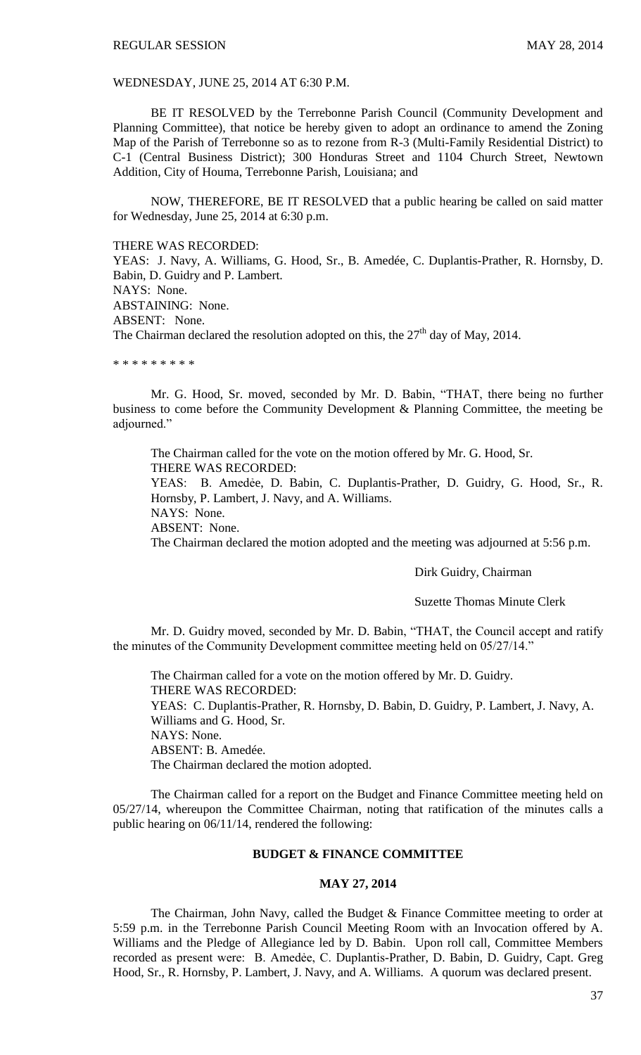WEDNESDAY, JUNE 25, 2014 AT 6:30 P.M.

BE IT RESOLVED by the Terrebonne Parish Council (Community Development and Planning Committee), that notice be hereby given to adopt an ordinance to amend the Zoning Map of the Parish of Terrebonne so as to rezone from R-3 (Multi-Family Residential District) to C-1 (Central Business District); 300 Honduras Street and 1104 Church Street, Newtown Addition, City of Houma, Terrebonne Parish, Louisiana; and

NOW, THEREFORE, BE IT RESOLVED that a public hearing be called on said matter for Wednesday, June 25, 2014 at 6:30 p.m.

THERE WAS RECORDED:
YEAS: J. Navy, A. Williams, G. Hood, Sr., B. Amedée, C. Duplantis-Prather, R. Hornsby, D. Babin, D. Guidry and P. Lambert.
NAYS: None.
ABSTAINING: None.
ABSENT: None.
The Chairman declared the resolution adopted on this, the 27th day of May, 2014.

\* \* \* \* \* \* \* \* \*

Mr. G. Hood, Sr. moved, seconded by Mr. D. Babin, "THAT, there being no further business to come before the Community Development & Planning Committee, the meeting be adjourned."

The Chairman called for the vote on the motion offered by Mr. G. Hood, Sr.
THERE WAS RECORDED:
YEAS: B. Amedẻe, D. Babin, C. Duplantis-Prather, D. Guidry, G. Hood, Sr., R. Hornsby, P. Lambert, J. Navy, and A. Williams.
NAYS: None.
ABSENT: None.
The Chairman declared the motion adopted and the meeting was adjourned at 5:56 p.m.

Dirk Guidry, Chairman

Suzette Thomas Minute Clerk

Mr. D. Guidry moved, seconded by Mr. D. Babin, "THAT, the Council accept and ratify the minutes of the Community Development committee meeting held on 05/27/14."

The Chairman called for a vote on the motion offered by Mr. D. Guidry.
THERE WAS RECORDED:
YEAS: C. Duplantis-Prather, R. Hornsby, D. Babin, D. Guidry, P. Lambert, J. Navy, A. Williams and G. Hood, Sr.
NAYS: None.
ABSENT: B. Amedée.
The Chairman declared the motion adopted.

The Chairman called for a report on the Budget and Finance Committee meeting held on 05/27/14, whereupon the Committee Chairman, noting that ratification of the minutes calls a public hearing on 06/11/14, rendered the following:

## BUDGET & FINANCE COMMITTEE

### MAY 27, 2014

The Chairman, John Navy, called the Budget & Finance Committee meeting to order at 5:59 p.m. in the Terrebonne Parish Council Meeting Room with an Invocation offered by A. Williams and the Pledge of Allegiance led by D. Babin. Upon roll call, Committee Members recorded as present were: B. Amedẻe, C. Duplantis-Prather, D. Babin, D. Guidry, Capt. Greg Hood, Sr., R. Hornsby, P. Lambert, J. Navy, and A. Williams. A quorum was declared present.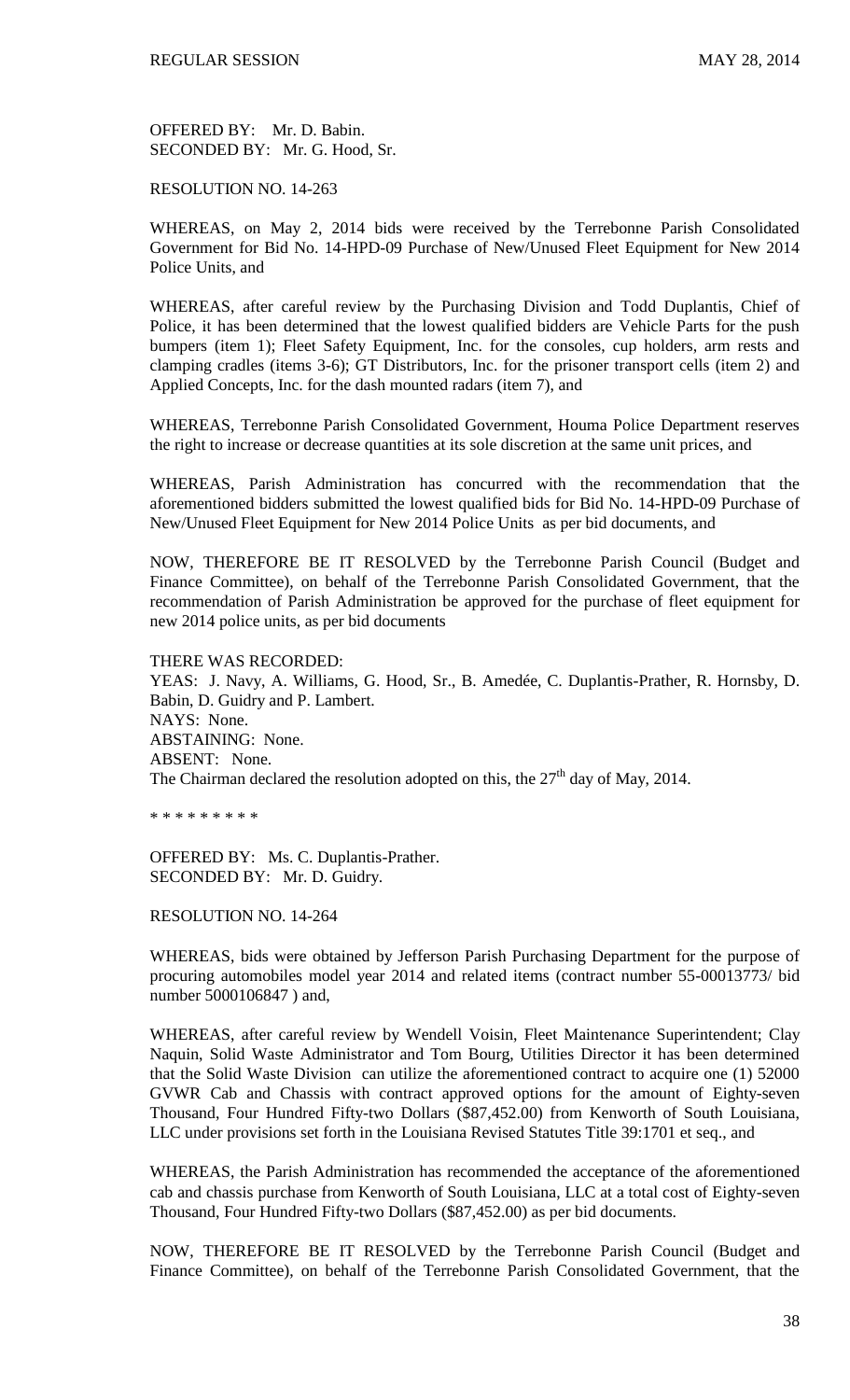OFFERED BY: Mr. D. Babin.
SECONDED BY: Mr. G. Hood, Sr.

RESOLUTION NO. 14-263

WHEREAS, on May 2, 2014 bids were received by the Terrebonne Parish Consolidated Government for Bid No. 14-HPD-09 Purchase of New/Unused Fleet Equipment for New 2014 Police Units, and

WHEREAS, after careful review by the Purchasing Division and Todd Duplantis, Chief of Police, it has been determined that the lowest qualified bidders are Vehicle Parts for the push bumpers (item 1); Fleet Safety Equipment, Inc. for the consoles, cup holders, arm rests and clamping cradles (items 3-6); GT Distributors, Inc. for the prisoner transport cells (item 2) and Applied Concepts, Inc. for the dash mounted radars (item 7), and

WHEREAS, Terrebonne Parish Consolidated Government, Houma Police Department reserves the right to increase or decrease quantities at its sole discretion at the same unit prices, and

WHEREAS, Parish Administration has concurred with the recommendation that the aforementioned bidders submitted the lowest qualified bids for Bid No. 14-HPD-09 Purchase of New/Unused Fleet Equipment for New 2014 Police Units as per bid documents, and

NOW, THEREFORE BE IT RESOLVED by the Terrebonne Parish Council (Budget and Finance Committee), on behalf of the Terrebonne Parish Consolidated Government, that the recommendation of Parish Administration be approved for the purchase of fleet equipment for new 2014 police units, as per bid documents

THERE WAS RECORDED:
YEAS: J. Navy, A. Williams, G. Hood, Sr., B. Amedée, C. Duplantis-Prather, R. Hornsby, D. Babin, D. Guidry and P. Lambert.
NAYS: None.
ABSTAINING: None.
ABSENT: None.
The Chairman declared the resolution adopted on this, the 27th day of May, 2014.

* * * * * * * * *

OFFERED BY: Ms. C. Duplantis-Prather.
SECONDED BY: Mr. D. Guidry.

RESOLUTION NO. 14-264

WHEREAS, bids were obtained by Jefferson Parish Purchasing Department for the purpose of procuring automobiles model year 2014 and related items (contract number 55-00013773/ bid number 5000106847 ) and,

WHEREAS, after careful review by Wendell Voisin, Fleet Maintenance Superintendent; Clay Naquin, Solid Waste Administrator and Tom Bourg, Utilities Director it has been determined that the Solid Waste Division can utilize the aforementioned contract to acquire one (1) 52000 GVWR Cab and Chassis with contract approved options for the amount of Eighty-seven Thousand, Four Hundred Fifty-two Dollars ($87,452.00) from Kenworth of South Louisiana, LLC under provisions set forth in the Louisiana Revised Statutes Title 39:1701 et seq., and

WHEREAS, the Parish Administration has recommended the acceptance of the aforementioned cab and chassis purchase from Kenworth of South Louisiana, LLC at a total cost of Eighty-seven Thousand, Four Hundred Fifty-two Dollars ($87,452.00) as per bid documents.

NOW, THEREFORE BE IT RESOLVED by the Terrebonne Parish Council (Budget and Finance Committee), on behalf of the Terrebonne Parish Consolidated Government, that the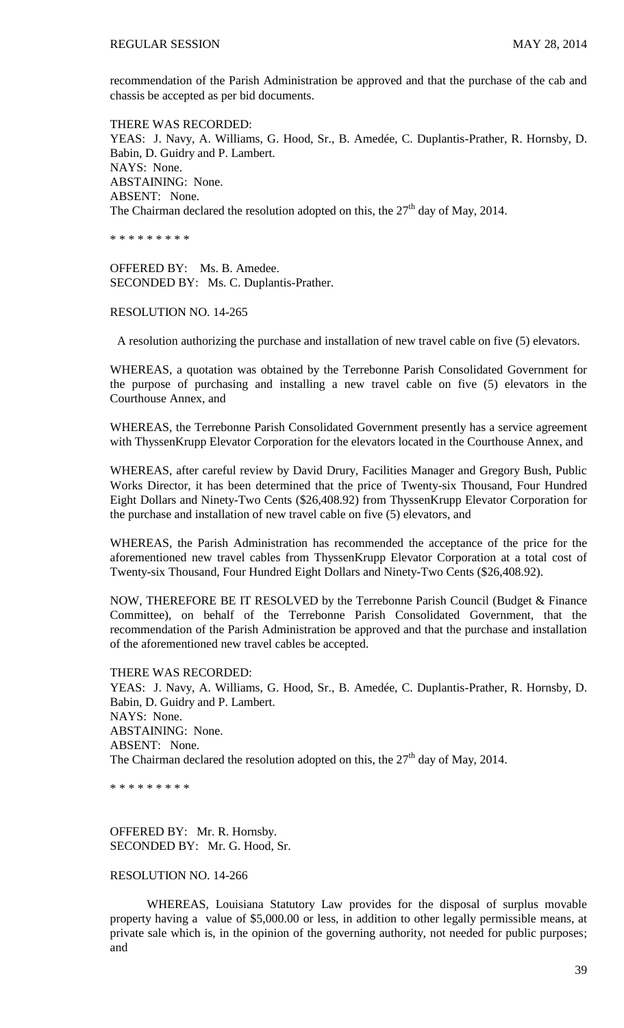recommendation of the Parish Administration be approved and that the purchase of the cab and chassis be accepted as per bid documents.

THERE WAS RECORDED:
YEAS: J. Navy, A. Williams, G. Hood, Sr., B. Amedée, C. Duplantis-Prather, R. Hornsby, D. Babin, D. Guidry and P. Lambert.
NAYS: None.
ABSTAINING: None.
ABSENT: None.
The Chairman declared the resolution adopted on this, the 27th day of May, 2014.

\* \* \* \* \* \* \* \* \*

OFFERED BY: Ms. B. Amedee.
SECONDED BY: Ms. C. Duplantis-Prather.

RESOLUTION NO. 14-265

A resolution authorizing the purchase and installation of new travel cable on five (5) elevators.

WHEREAS, a quotation was obtained by the Terrebonne Parish Consolidated Government for the purpose of purchasing and installing a new travel cable on five (5) elevators in the Courthouse Annex, and

WHEREAS, the Terrebonne Parish Consolidated Government presently has a service agreement with ThyssenKrupp Elevator Corporation for the elevators located in the Courthouse Annex, and

WHEREAS, after careful review by David Drury, Facilities Manager and Gregory Bush, Public Works Director, it has been determined that the price of Twenty-six Thousand, Four Hundred Eight Dollars and Ninety-Two Cents ($26,408.92) from ThyssenKrupp Elevator Corporation for the purchase and installation of new travel cable on five (5) elevators, and

WHEREAS, the Parish Administration has recommended the acceptance of the price for the aforementioned new travel cables from ThyssenKrupp Elevator Corporation at a total cost of Twenty-six Thousand, Four Hundred Eight Dollars and Ninety-Two Cents ($26,408.92).

NOW, THEREFORE BE IT RESOLVED by the Terrebonne Parish Council (Budget & Finance Committee), on behalf of the Terrebonne Parish Consolidated Government, that the recommendation of the Parish Administration be approved and that the purchase and installation of the aforementioned new travel cables be accepted.

THERE WAS RECORDED:
YEAS: J. Navy, A. Williams, G. Hood, Sr., B. Amedée, C. Duplantis-Prather, R. Hornsby, D. Babin, D. Guidry and P. Lambert.
NAYS: None.
ABSTAINING: None.
ABSENT: None.
The Chairman declared the resolution adopted on this, the 27th day of May, 2014.

\* \* \* \* \* \* \* \* \*

OFFERED BY: Mr. R. Hornsby.
SECONDED BY: Mr. G. Hood, Sr.

RESOLUTION NO. 14-266

WHEREAS, Louisiana Statutory Law provides for the disposal of surplus movable property having a value of $5,000.00 or less, in addition to other legally permissible means, at private sale which is, in the opinion of the governing authority, not needed for public purposes; and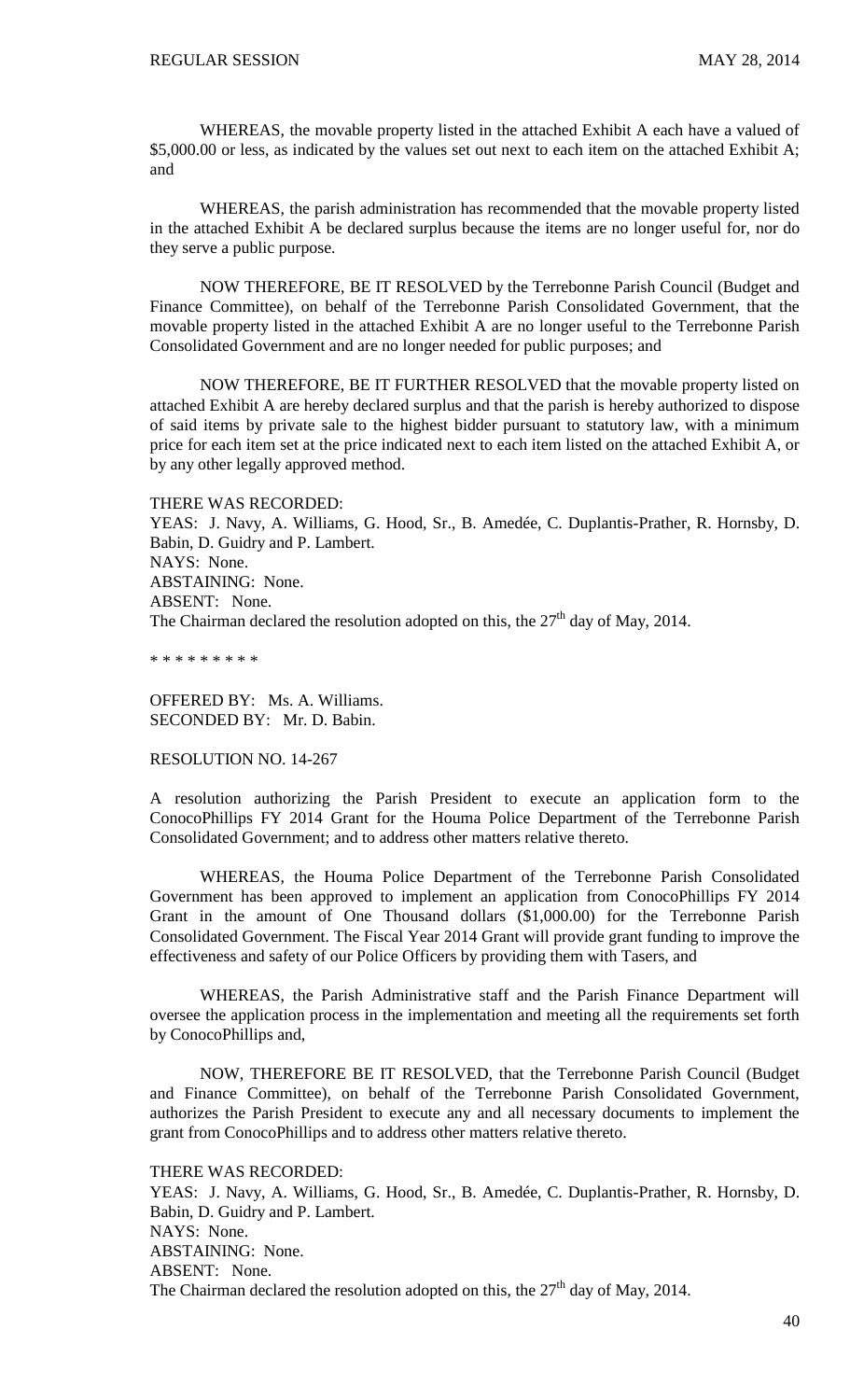WHEREAS, the movable property listed in the attached Exhibit A each have a valued of $5,000.00 or less, as indicated by the values set out next to each item on the attached Exhibit A; and

WHEREAS, the parish administration has recommended that the movable property listed in the attached Exhibit A be declared surplus because the items are no longer useful for, nor do they serve a public purpose.

NOW THEREFORE, BE IT RESOLVED by the Terrebonne Parish Council (Budget and Finance Committee), on behalf of the Terrebonne Parish Consolidated Government, that the movable property listed in the attached Exhibit A are no longer useful to the Terrebonne Parish Consolidated Government and are no longer needed for public purposes; and

NOW THEREFORE, BE IT FURTHER RESOLVED that the movable property listed on attached Exhibit A are hereby declared surplus and that the parish is hereby authorized to dispose of said items by private sale to the highest bidder pursuant to statutory law, with a minimum price for each item set at the price indicated next to each item listed on the attached Exhibit A, or by any other legally approved method.

THERE WAS RECORDED:
YEAS: J. Navy, A. Williams, G. Hood, Sr., B. Amedée, C. Duplantis-Prather, R. Hornsby, D. Babin, D. Guidry and P. Lambert.
NAYS: None.
ABSTAINING: None.
ABSENT: None.
The Chairman declared the resolution adopted on this, the 27th day of May, 2014.

\* \* \* \* \* \* \* \* \*

OFFERED BY: Ms. A. Williams.
SECONDED BY: Mr. D. Babin.

RESOLUTION NO. 14-267

A resolution authorizing the Parish President to execute an application form to the ConocoPhillips FY 2014 Grant for the Houma Police Department of the Terrebonne Parish Consolidated Government; and to address other matters relative thereto.

WHEREAS, the Houma Police Department of the Terrebonne Parish Consolidated Government has been approved to implement an application from ConocoPhillips FY 2014 Grant in the amount of One Thousand dollars ($1,000.00) for the Terrebonne Parish Consolidated Government. The Fiscal Year 2014 Grant will provide grant funding to improve the effectiveness and safety of our Police Officers by providing them with Tasers, and

WHEREAS, the Parish Administrative staff and the Parish Finance Department will oversee the application process in the implementation and meeting all the requirements set forth by ConocoPhillips and,

NOW, THEREFORE BE IT RESOLVED, that the Terrebonne Parish Council (Budget and Finance Committee), on behalf of the Terrebonne Parish Consolidated Government, authorizes the Parish President to execute any and all necessary documents to implement the grant from ConocoPhillips and to address other matters relative thereto.

THERE WAS RECORDED:
YEAS: J. Navy, A. Williams, G. Hood, Sr., B. Amedée, C. Duplantis-Prather, R. Hornsby, D. Babin, D. Guidry and P. Lambert.
NAYS: None.
ABSTAINING: None.
ABSENT: None.
The Chairman declared the resolution adopted on this, the 27th day of May, 2014.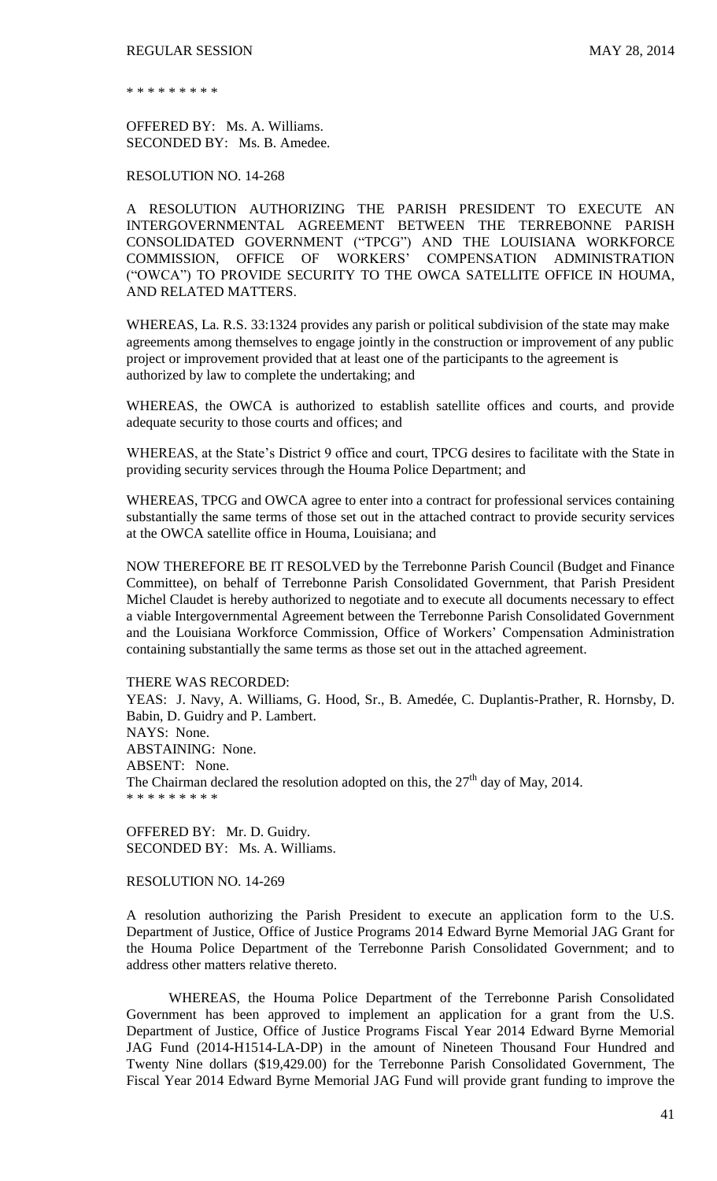* * * * * * * * *

OFFERED BY: Ms. A. Williams.
SECONDED BY: Ms. B. Amedee.

RESOLUTION NO. 14-268

A RESOLUTION AUTHORIZING THE PARISH PRESIDENT TO EXECUTE AN INTERGOVERNMENTAL AGREEMENT BETWEEN THE TERREBONNE PARISH CONSOLIDATED GOVERNMENT ("TPCG") AND THE LOUISIANA WORKFORCE COMMISSION, OFFICE OF WORKERS' COMPENSATION ADMINISTRATION ("OWCA") TO PROVIDE SECURITY TO THE OWCA SATELLITE OFFICE IN HOUMA, AND RELATED MATTERS.

WHEREAS, La. R.S. 33:1324 provides any parish or political subdivision of the state may make agreements among themselves to engage jointly in the construction or improvement of any public project or improvement provided that at least one of the participants to the agreement is authorized by law to complete the undertaking; and

WHEREAS, the OWCA is authorized to establish satellite offices and courts, and provide adequate security to those courts and offices; and

WHEREAS, at the State's District 9 office and court, TPCG desires to facilitate with the State in providing security services through the Houma Police Department; and

WHEREAS, TPCG and OWCA agree to enter into a contract for professional services containing substantially the same terms of those set out in the attached contract to provide security services at the OWCA satellite office in Houma, Louisiana; and

NOW THEREFORE BE IT RESOLVED by the Terrebonne Parish Council (Budget and Finance Committee), on behalf of Terrebonne Parish Consolidated Government, that Parish President Michel Claudet is hereby authorized to negotiate and to execute all documents necessary to effect a viable Intergovernmental Agreement between the Terrebonne Parish Consolidated Government and the Louisiana Workforce Commission, Office of Workers' Compensation Administration containing substantially the same terms as those set out in the attached agreement.

THERE WAS RECORDED:
YEAS: J. Navy, A. Williams, G. Hood, Sr., B. Amedée, C. Duplantis-Prather, R. Hornsby, D. Babin, D. Guidry and P. Lambert.
NAYS: None.
ABSTAINING: None.
ABSENT: None.
The Chairman declared the resolution adopted on this, the 27th day of May, 2014.
* * * * * * * * *

OFFERED BY: Mr. D. Guidry.
SECONDED BY: Ms. A. Williams.

RESOLUTION NO. 14-269

A resolution authorizing the Parish President to execute an application form to the U.S. Department of Justice, Office of Justice Programs 2014 Edward Byrne Memorial JAG Grant for the Houma Police Department of the Terrebonne Parish Consolidated Government; and to address other matters relative thereto.

WHEREAS, the Houma Police Department of the Terrebonne Parish Consolidated Government has been approved to implement an application for a grant from the U.S. Department of Justice, Office of Justice Programs Fiscal Year 2014 Edward Byrne Memorial JAG Fund (2014-H1514-LA-DP) in the amount of Nineteen Thousand Four Hundred and Twenty Nine dollars ($19,429.00) for the Terrebonne Parish Consolidated Government, The Fiscal Year 2014 Edward Byrne Memorial JAG Fund will provide grant funding to improve the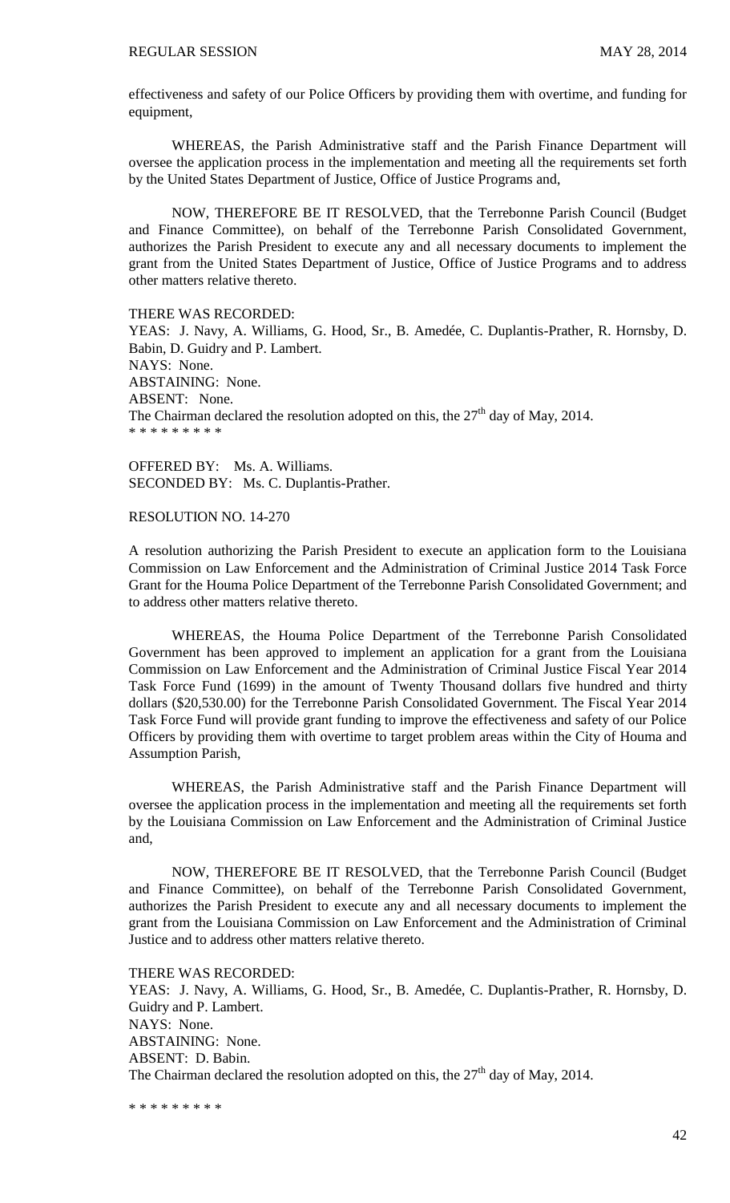effectiveness and safety of our Police Officers by providing them with overtime, and funding for equipment,

WHEREAS, the Parish Administrative staff and the Parish Finance Department will oversee the application process in the implementation and meeting all the requirements set forth by the United States Department of Justice, Office of Justice Programs and,

NOW, THEREFORE BE IT RESOLVED, that the Terrebonne Parish Council (Budget and Finance Committee), on behalf of the Terrebonne Parish Consolidated Government, authorizes the Parish President to execute any and all necessary documents to implement the grant from the United States Department of Justice, Office of Justice Programs and to address other matters relative thereto.

THERE WAS RECORDED:
YEAS: J. Navy, A. Williams, G. Hood, Sr., B. Amedée, C. Duplantis-Prather, R. Hornsby, D. Babin, D. Guidry and P. Lambert.
NAYS: None.
ABSTAINING: None.
ABSENT: None.
The Chairman declared the resolution adopted on this, the 27th day of May, 2014.
* * * * * * * * *

OFFERED BY: Ms. A. Williams.
SECONDED BY: Ms. C. Duplantis-Prather.

RESOLUTION NO. 14-270

A resolution authorizing the Parish President to execute an application form to the Louisiana Commission on Law Enforcement and the Administration of Criminal Justice 2014 Task Force Grant for the Houma Police Department of the Terrebonne Parish Consolidated Government; and to address other matters relative thereto.

WHEREAS, the Houma Police Department of the Terrebonne Parish Consolidated Government has been approved to implement an application for a grant from the Louisiana Commission on Law Enforcement and the Administration of Criminal Justice Fiscal Year 2014 Task Force Fund (1699) in the amount of Twenty Thousand dollars five hundred and thirty dollars ($20,530.00) for the Terrebonne Parish Consolidated Government. The Fiscal Year 2014 Task Force Fund will provide grant funding to improve the effectiveness and safety of our Police Officers by providing them with overtime to target problem areas within the City of Houma and Assumption Parish,

WHEREAS, the Parish Administrative staff and the Parish Finance Department will oversee the application process in the implementation and meeting all the requirements set forth by the Louisiana Commission on Law Enforcement and the Administration of Criminal Justice and,

NOW, THEREFORE BE IT RESOLVED, that the Terrebonne Parish Council (Budget and Finance Committee), on behalf of the Terrebonne Parish Consolidated Government, authorizes the Parish President to execute any and all necessary documents to implement the grant from the Louisiana Commission on Law Enforcement and the Administration of Criminal Justice and to address other matters relative thereto.

THERE WAS RECORDED:
YEAS: J. Navy, A. Williams, G. Hood, Sr., B. Amedée, C. Duplantis-Prather, R. Hornsby, D. Guidry and P. Lambert.
NAYS: None.
ABSTAINING: None.
ABSENT: D. Babin.
The Chairman declared the resolution adopted on this, the 27th day of May, 2014.

* * * * * * * * *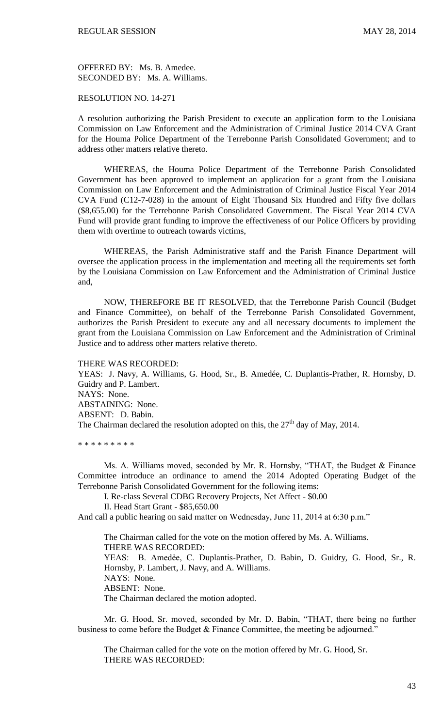OFFERED BY: Ms. B. Amedee.
SECONDED BY: Ms. A. Williams.

RESOLUTION NO. 14-271

A resolution authorizing the Parish President to execute an application form to the Louisiana Commission on Law Enforcement and the Administration of Criminal Justice 2014 CVA Grant for the Houma Police Department of the Terrebonne Parish Consolidated Government; and to address other matters relative thereto.

WHEREAS, the Houma Police Department of the Terrebonne Parish Consolidated Government has been approved to implement an application for a grant from the Louisiana Commission on Law Enforcement and the Administration of Criminal Justice Fiscal Year 2014 CVA Fund (C12-7-028) in the amount of Eight Thousand Six Hundred and Fifty five dollars ($8,655.00) for the Terrebonne Parish Consolidated Government. The Fiscal Year 2014 CVA Fund will provide grant funding to improve the effectiveness of our Police Officers by providing them with overtime to outreach towards victims,

WHEREAS, the Parish Administrative staff and the Parish Finance Department will oversee the application process in the implementation and meeting all the requirements set forth by the Louisiana Commission on Law Enforcement and the Administration of Criminal Justice and,

NOW, THEREFORE BE IT RESOLVED, that the Terrebonne Parish Council (Budget and Finance Committee), on behalf of the Terrebonne Parish Consolidated Government, authorizes the Parish President to execute any and all necessary documents to implement the grant from the Louisiana Commission on Law Enforcement and the Administration of Criminal Justice and to address other matters relative thereto.

THERE WAS RECORDED:
YEAS: J. Navy, A. Williams, G. Hood, Sr., B. Amedée, C. Duplantis-Prather, R. Hornsby, D. Guidry and P. Lambert.
NAYS: None.
ABSTAINING: None.
ABSENT: D. Babin.
The Chairman declared the resolution adopted on this, the 27th day of May, 2014.

* * * * * * * * *

Ms. A. Williams moved, seconded by Mr. R. Hornsby, "THAT, the Budget & Finance Committee introduce an ordinance to amend the 2014 Adopted Operating Budget of the Terrebonne Parish Consolidated Government for the following items:

I. Re-class Several CDBG Recovery Projects, Net Affect - $0.00

II. Head Start Grant - $85,650.00

And call a public hearing on said matter on Wednesday, June 11, 2014 at 6:30 p.m."

The Chairman called for the vote on the motion offered by Ms. A. Williams.
THERE WAS RECORDED:
YEAS: B. Amedée, C. Duplantis-Prather, D. Babin, D. Guidry, G. Hood, Sr., R. Hornsby, P. Lambert, J. Navy, and A. Williams.
NAYS: None.
ABSENT: None.
The Chairman declared the motion adopted.

Mr. G. Hood, Sr. moved, seconded by Mr. D. Babin, "THAT, there being no further business to come before the Budget & Finance Committee, the meeting be adjourned."

The Chairman called for the vote on the motion offered by Mr. G. Hood, Sr.
THERE WAS RECORDED: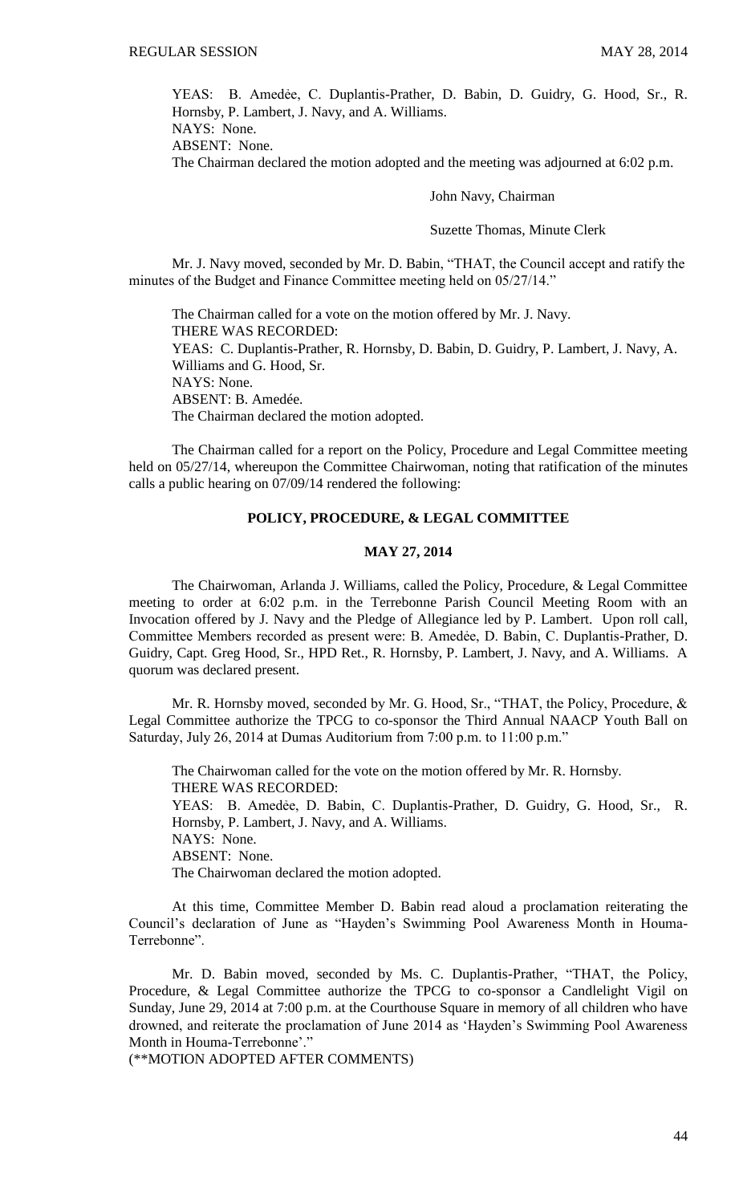YEAS: B. Amedée, C. Duplantis-Prather, D. Babin, D. Guidry, G. Hood, Sr., R. Hornsby, P. Lambert, J. Navy, and A. Williams.
NAYS: None.
ABSENT: None.
The Chairman declared the motion adopted and the meeting was adjourned at 6:02 p.m.

John Navy, Chairman

Suzette Thomas, Minute Clerk

Mr. J. Navy moved, seconded by Mr. D. Babin, "THAT, the Council accept and ratify the minutes of the Budget and Finance Committee meeting held on 05/27/14."

The Chairman called for a vote on the motion offered by Mr. J. Navy.
THERE WAS RECORDED:
YEAS: C. Duplantis-Prather, R. Hornsby, D. Babin, D. Guidry, P. Lambert, J. Navy, A. Williams and G. Hood, Sr.
NAYS: None.
ABSENT: B. Amedée.
The Chairman declared the motion adopted.

The Chairman called for a report on the Policy, Procedure and Legal Committee meeting held on 05/27/14, whereupon the Committee Chairwoman, noting that ratification of the minutes calls a public hearing on 07/09/14 rendered the following:

## POLICY, PROCEDURE, & LEGAL COMMITTEE

## MAY 27, 2014

The Chairwoman, Arlanda J. Williams, called the Policy, Procedure, & Legal Committee meeting to order at 6:02 p.m. in the Terrebonne Parish Council Meeting Room with an Invocation offered by J. Navy and the Pledge of Allegiance led by P. Lambert. Upon roll call, Committee Members recorded as present were: B. Amedée, D. Babin, C. Duplantis-Prather, D. Guidry, Capt. Greg Hood, Sr., HPD Ret., R. Hornsby, P. Lambert, J. Navy, and A. Williams. A quorum was declared present.

Mr. R. Hornsby moved, seconded by Mr. G. Hood, Sr., "THAT, the Policy, Procedure, & Legal Committee authorize the TPCG to co-sponsor the Third Annual NAACP Youth Ball on Saturday, July 26, 2014 at Dumas Auditorium from 7:00 p.m. to 11:00 p.m."

The Chairwoman called for the vote on the motion offered by Mr. R. Hornsby.
THERE WAS RECORDED:
YEAS: B. Amedée, D. Babin, C. Duplantis-Prather, D. Guidry, G. Hood, Sr., R. Hornsby, P. Lambert, J. Navy, and A. Williams.
NAYS: None.
ABSENT: None.
The Chairwoman declared the motion adopted.

At this time, Committee Member D. Babin read aloud a proclamation reiterating the Council's declaration of June as "Hayden's Swimming Pool Awareness Month in Houma-Terrebonne".

Mr. D. Babin moved, seconded by Ms. C. Duplantis-Prather, "THAT, the Policy, Procedure, & Legal Committee authorize the TPCG to co-sponsor a Candlelight Vigil on Sunday, June 29, 2014 at 7:00 p.m. at the Courthouse Square in memory of all children who have drowned, and reiterate the proclamation of June 2014 as 'Hayden's Swimming Pool Awareness Month in Houma-Terrebonne'."
(**MOTION ADOPTED AFTER COMMENTS)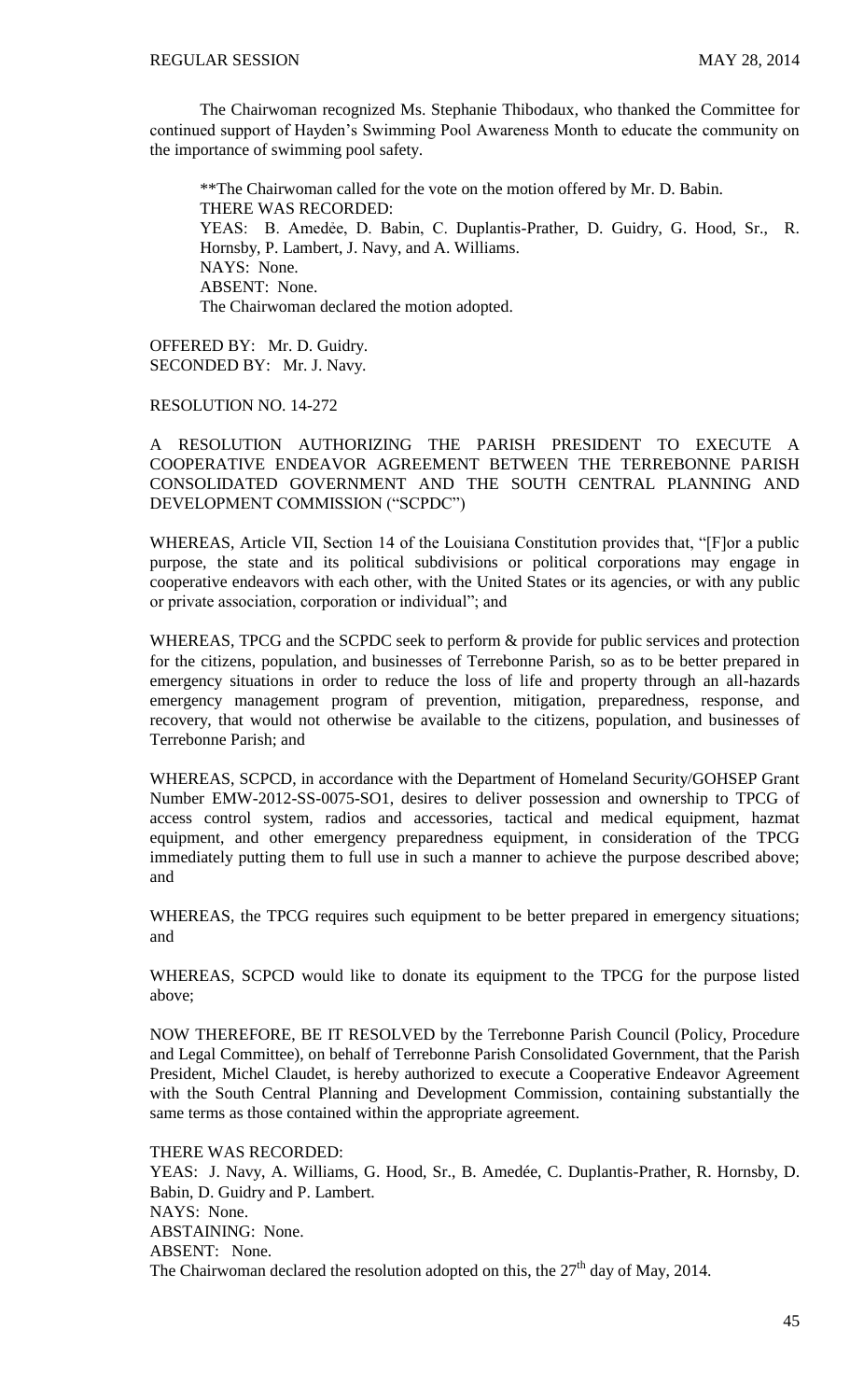The Chairwoman recognized Ms. Stephanie Thibodaux, who thanked the Committee for continued support of Hayden's Swimming Pool Awareness Month to educate the community on the importance of swimming pool safety.

**The Chairwoman called for the vote on the motion offered by Mr. D. Babin.
THERE WAS RECORDED:
YEAS: B. Amedée, D. Babin, C. Duplantis-Prather, D. Guidry, G. Hood, Sr., R. Hornsby, P. Lambert, J. Navy, and A. Williams.
NAYS: None.
ABSENT: None.
The Chairwoman declared the motion adopted.

OFFERED BY: Mr. D. Guidry.
SECONDED BY: Mr. J. Navy.

RESOLUTION NO. 14-272

A RESOLUTION AUTHORIZING THE PARISH PRESIDENT TO EXECUTE A COOPERATIVE ENDEAVOR AGREEMENT BETWEEN THE TERREBONNE PARISH CONSOLIDATED GOVERNMENT AND THE SOUTH CENTRAL PLANNING AND DEVELOPMENT COMMISSION ("SCPDC")

WHEREAS, Article VII, Section 14 of the Louisiana Constitution provides that, "[F]or a public purpose, the state and its political subdivisions or political corporations may engage in cooperative endeavors with each other, with the United States or its agencies, or with any public or private association, corporation or individual"; and

WHEREAS, TPCG and the SCPDC seek to perform & provide for public services and protection for the citizens, population, and businesses of Terrebonne Parish, so as to be better prepared in emergency situations in order to reduce the loss of life and property through an all-hazards emergency management program of prevention, mitigation, preparedness, response, and recovery, that would not otherwise be available to the citizens, population, and businesses of Terrebonne Parish; and

WHEREAS, SCPCD, in accordance with the Department of Homeland Security/GOHSEP Grant Number EMW-2012-SS-0075-SO1, desires to deliver possession and ownership to TPCG of access control system, radios and accessories, tactical and medical equipment, hazmat equipment, and other emergency preparedness equipment, in consideration of the TPCG immediately putting them to full use in such a manner to achieve the purpose described above; and

WHEREAS, the TPCG requires such equipment to be better prepared in emergency situations; and

WHEREAS, SCPCD would like to donate its equipment to the TPCG for the purpose listed above;

NOW THEREFORE, BE IT RESOLVED by the Terrebonne Parish Council (Policy, Procedure and Legal Committee), on behalf of Terrebonne Parish Consolidated Government, that the Parish President, Michel Claudet, is hereby authorized to execute a Cooperative Endeavor Agreement with the South Central Planning and Development Commission, containing substantially the same terms as those contained within the appropriate agreement.

THERE WAS RECORDED:
YEAS: J. Navy, A. Williams, G. Hood, Sr., B. Amedée, C. Duplantis-Prather, R. Hornsby, D. Babin, D. Guidry and P. Lambert.
NAYS: None.
ABSTAINING: None.
ABSENT: None.
The Chairwoman declared the resolution adopted on this, the 27th day of May, 2014.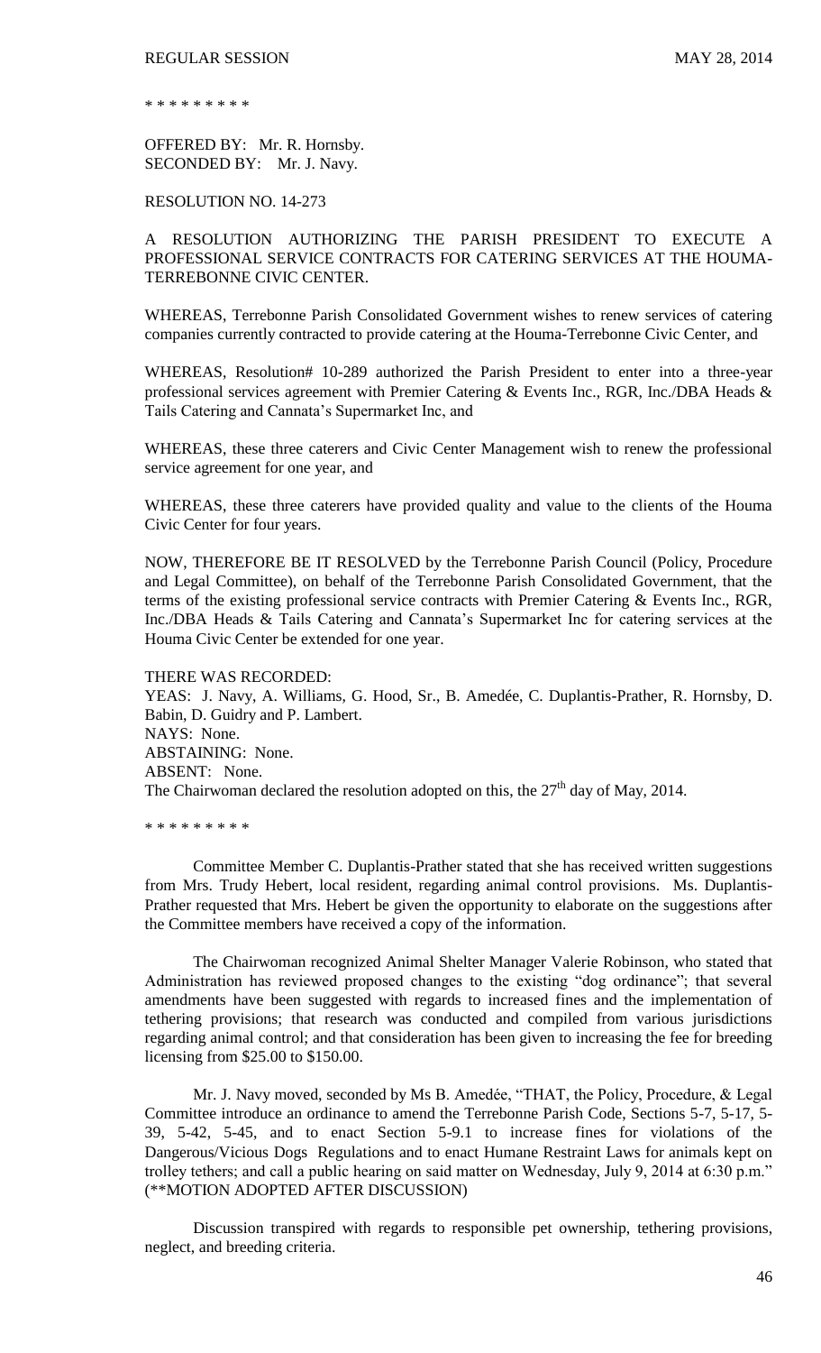\* \* \* \* \* \* \* \* \*

OFFERED BY: Mr. R. Hornsby.
SECONDED BY: Mr. J. Navy.

RESOLUTION NO. 14-273

A RESOLUTION AUTHORIZING THE PARISH PRESIDENT TO EXECUTE A PROFESSIONAL SERVICE CONTRACTS FOR CATERING SERVICES AT THE HOUMA-TERREBONNE CIVIC CENTER.

WHEREAS, Terrebonne Parish Consolidated Government wishes to renew services of catering companies currently contracted to provide catering at the Houma-Terrebonne Civic Center, and

WHEREAS, Resolution# 10-289 authorized the Parish President to enter into a three-year professional services agreement with Premier Catering & Events Inc., RGR, Inc./DBA Heads & Tails Catering and Cannata's Supermarket Inc, and

WHEREAS, these three caterers and Civic Center Management wish to renew the professional service agreement for one year, and

WHEREAS, these three caterers have provided quality and value to the clients of the Houma Civic Center for four years.

NOW, THEREFORE BE IT RESOLVED by the Terrebonne Parish Council (Policy, Procedure and Legal Committee), on behalf of the Terrebonne Parish Consolidated Government, that the terms of the existing professional service contracts with Premier Catering & Events Inc., RGR, Inc./DBA Heads & Tails Catering and Cannata's Supermarket Inc for catering services at the Houma Civic Center be extended for one year.

THERE WAS RECORDED:
YEAS: J. Navy, A. Williams, G. Hood, Sr., B. Amedée, C. Duplantis-Prather, R. Hornsby, D. Babin, D. Guidry and P. Lambert.
NAYS: None.
ABSTAINING: None.
ABSENT: None.
The Chairwoman declared the resolution adopted on this, the 27th day of May, 2014.

\* \* \* \* \* \* \* \* \*

Committee Member C. Duplantis-Prather stated that she has received written suggestions from Mrs. Trudy Hebert, local resident, regarding animal control provisions. Ms. Duplantis-Prather requested that Mrs. Hebert be given the opportunity to elaborate on the suggestions after the Committee members have received a copy of the information.

The Chairwoman recognized Animal Shelter Manager Valerie Robinson, who stated that Administration has reviewed proposed changes to the existing "dog ordinance"; that several amendments have been suggested with regards to increased fines and the implementation of tethering provisions; that research was conducted and compiled from various jurisdictions regarding animal control; and that consideration has been given to increasing the fee for breeding licensing from $25.00 to $150.00.

Mr. J. Navy moved, seconded by Ms B. Amedée, "THAT, the Policy, Procedure, & Legal Committee introduce an ordinance to amend the Terrebonne Parish Code, Sections 5-7, 5-17, 5-39, 5-42, 5-45, and to enact Section 5-9.1 to increase fines for violations of the Dangerous/Vicious Dogs Regulations and to enact Humane Restraint Laws for animals kept on trolley tethers; and call a public hearing on said matter on Wednesday, July 9, 2014 at 6:30 p.m." (**MOTION ADOPTED AFTER DISCUSSION)

Discussion transpired with regards to responsible pet ownership, tethering provisions, neglect, and breeding criteria.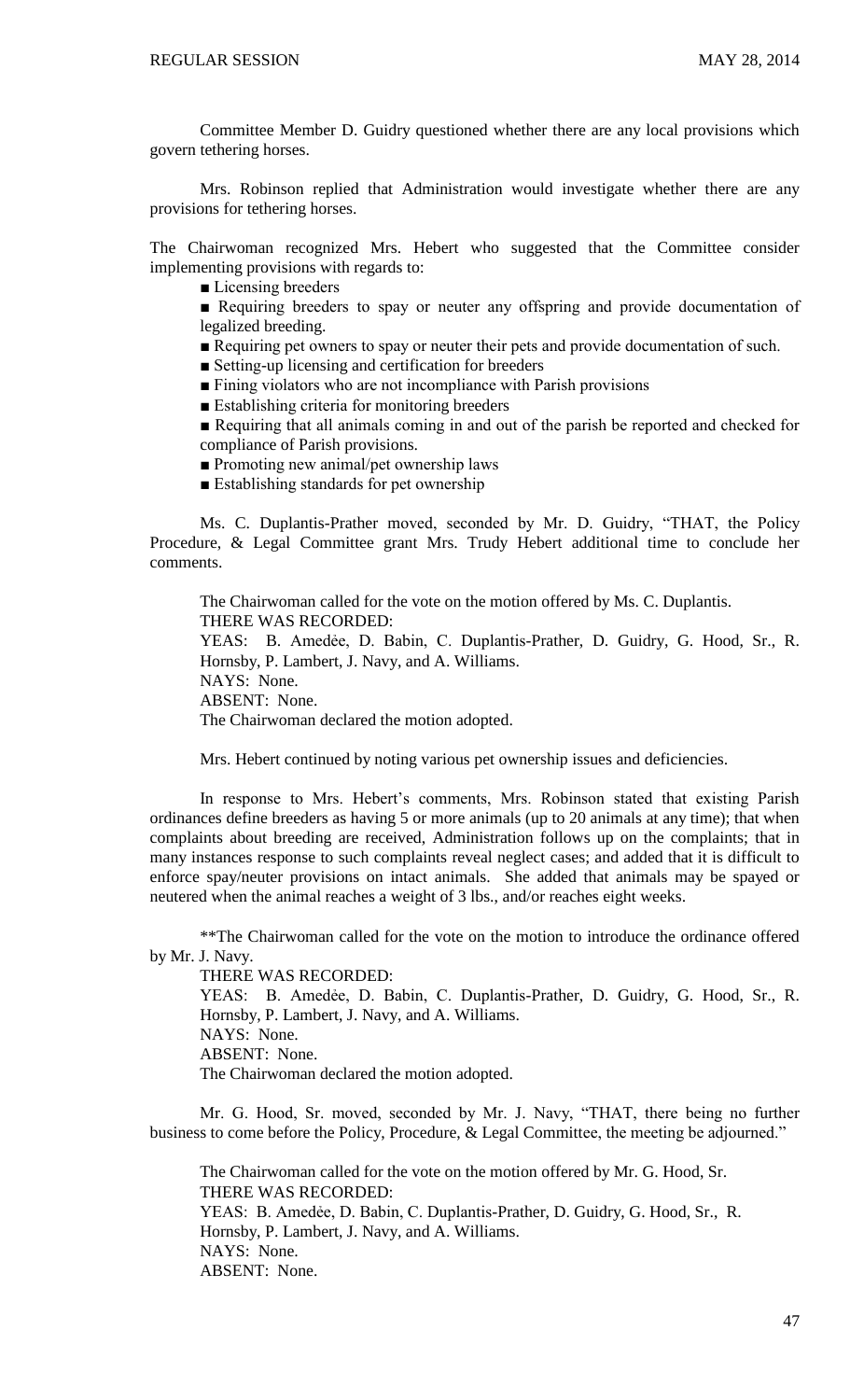Committee Member D. Guidry questioned whether there are any local provisions which govern tethering horses.

Mrs. Robinson replied that Administration would investigate whether there are any provisions for tethering horses.

The Chairwoman recognized Mrs. Hebert who suggested that the Committee consider implementing provisions with regards to:

- ■ Licensing breeders
- ■ Requiring breeders to spay or neuter any offspring and provide documentation of legalized breeding.
- ■ Requiring pet owners to spay or neuter their pets and provide documentation of such.
- ■ Setting-up licensing and certification for breeders
- ■ Fining violators who are not incompliance with Parish provisions
- ■ Establishing criteria for monitoring breeders
- ■ Requiring that all animals coming in and out of the parish be reported and checked for compliance of Parish provisions.
- ■ Promoting new animal/pet ownership laws
- ■ Establishing standards for pet ownership

Ms. C. Duplantis-Prather moved, seconded by Mr. D. Guidry, "THAT, the Policy Procedure, & Legal Committee grant Mrs. Trudy Hebert additional time to conclude her comments.

The Chairwoman called for the vote on the motion offered by Ms. C. Duplantis.
THERE WAS RECORDED:
YEAS: B. Amedėe, D. Babin, C. Duplantis-Prather, D. Guidry, G. Hood, Sr., R. Hornsby, P. Lambert, J. Navy, and A. Williams.
NAYS: None.
ABSENT: None.
The Chairwoman declared the motion adopted.

Mrs. Hebert continued by noting various pet ownership issues and deficiencies.

In response to Mrs. Hebert's comments, Mrs. Robinson stated that existing Parish ordinances define breeders as having 5 or more animals (up to 20 animals at any time); that when complaints about breeding are received, Administration follows up on the complaints; that in many instances response to such complaints reveal neglect cases; and added that it is difficult to enforce spay/neuter provisions on intact animals. She added that animals may be spayed or neutered when the animal reaches a weight of 3 lbs., and/or reaches eight weeks.

**The Chairwoman called for the vote on the motion to introduce the ordinance offered by Mr. J. Navy.
THERE WAS RECORDED:
YEAS: B. Amedėe, D. Babin, C. Duplantis-Prather, D. Guidry, G. Hood, Sr., R. Hornsby, P. Lambert, J. Navy, and A. Williams.
NAYS: None.
ABSENT: None.
The Chairwoman declared the motion adopted.

Mr. G. Hood, Sr. moved, seconded by Mr. J. Navy, "THAT, there being no further business to come before the Policy, Procedure, & Legal Committee, the meeting be adjourned."

The Chairwoman called for the vote on the motion offered by Mr. G. Hood, Sr.
THERE WAS RECORDED:
YEAS: B. Amedėe, D. Babin, C. Duplantis-Prather, D. Guidry, G. Hood, Sr., R. Hornsby, P. Lambert, J. Navy, and A. Williams.
NAYS: None.
ABSENT: None.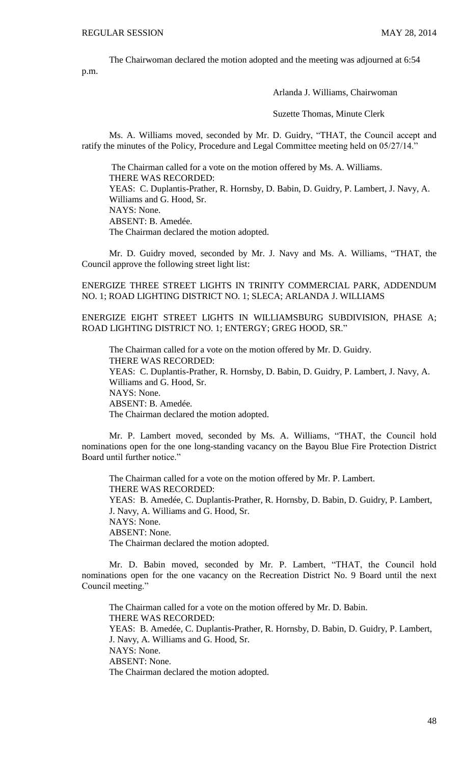The Chairwoman declared the motion adopted and the meeting was adjourned at 6:54 p.m.

Arlanda J. Williams, Chairwoman

Suzette Thomas, Minute Clerk

Ms. A. Williams moved, seconded by Mr. D. Guidry, "THAT, the Council accept and ratify the minutes of the Policy, Procedure and Legal Committee meeting held on 05/27/14."

The Chairman called for a vote on the motion offered by Ms. A. Williams.
THERE WAS RECORDED:
YEAS: C. Duplantis-Prather, R. Hornsby, D. Babin, D. Guidry, P. Lambert, J. Navy, A. Williams and G. Hood, Sr.
NAYS: None.
ABSENT: B. Amedée.
The Chairman declared the motion adopted.

Mr. D. Guidry moved, seconded by Mr. J. Navy and Ms. A. Williams, "THAT, the Council approve the following street light list:

ENERGIZE THREE STREET LIGHTS IN TRINITY COMMERCIAL PARK, ADDENDUM NO. 1; ROAD LIGHTING DISTRICT NO. 1; SLECA; ARLANDA J. WILLIAMS

ENERGIZE EIGHT STREET LIGHTS IN WILLIAMSBURG SUBDIVISION, PHASE A; ROAD LIGHTING DISTRICT NO. 1; ENTERGY; GREG HOOD, SR."

The Chairman called for a vote on the motion offered by Mr. D. Guidry.
THERE WAS RECORDED:
YEAS: C. Duplantis-Prather, R. Hornsby, D. Babin, D. Guidry, P. Lambert, J. Navy, A. Williams and G. Hood, Sr.
NAYS: None.
ABSENT: B. Amedée.
The Chairman declared the motion adopted.

Mr. P. Lambert moved, seconded by Ms. A. Williams, "THAT, the Council hold nominations open for the one long-standing vacancy on the Bayou Blue Fire Protection District Board until further notice."

The Chairman called for a vote on the motion offered by Mr. P. Lambert.
THERE WAS RECORDED:
YEAS: B. Amedée, C. Duplantis-Prather, R. Hornsby, D. Babin, D. Guidry, P. Lambert, J. Navy, A. Williams and G. Hood, Sr.
NAYS: None.
ABSENT: None.
The Chairman declared the motion adopted.

Mr. D. Babin moved, seconded by Mr. P. Lambert, "THAT, the Council hold nominations open for the one vacancy on the Recreation District No. 9 Board until the next Council meeting."

The Chairman called for a vote on the motion offered by Mr. D. Babin.
THERE WAS RECORDED:
YEAS: B. Amedée, C. Duplantis-Prather, R. Hornsby, D. Babin, D. Guidry, P. Lambert, J. Navy, A. Williams and G. Hood, Sr.
NAYS: None.
ABSENT: None.
The Chairman declared the motion adopted.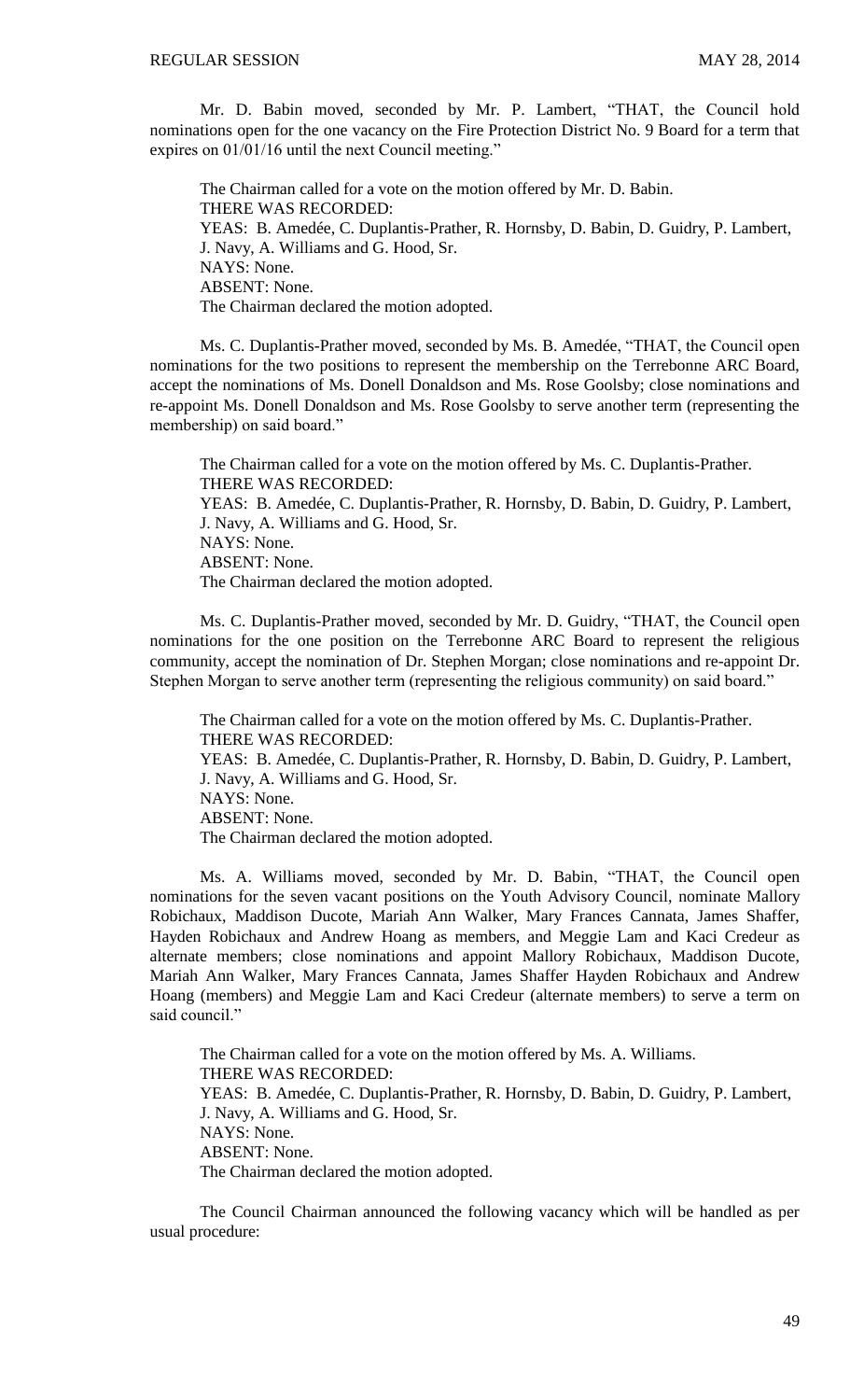Mr. D. Babin moved, seconded by Mr. P. Lambert, "THAT, the Council hold nominations open for the one vacancy on the Fire Protection District No. 9 Board for a term that expires on 01/01/16 until the next Council meeting."

The Chairman called for a vote on the motion offered by Mr. D. Babin.
THERE WAS RECORDED:
YEAS: B. Amedée, C. Duplantis-Prather, R. Hornsby, D. Babin, D. Guidry, P. Lambert, J. Navy, A. Williams and G. Hood, Sr.
NAYS: None.
ABSENT: None.
The Chairman declared the motion adopted.

Ms. C. Duplantis-Prather moved, seconded by Ms. B. Amedée, "THAT, the Council open nominations for the two positions to represent the membership on the Terrebonne ARC Board, accept the nominations of Ms. Donell Donaldson and Ms. Rose Goolsby; close nominations and re-appoint Ms. Donell Donaldson and Ms. Rose Goolsby to serve another term (representing the membership) on said board."

The Chairman called for a vote on the motion offered by Ms. C. Duplantis-Prather.
THERE WAS RECORDED:
YEAS: B. Amedée, C. Duplantis-Prather, R. Hornsby, D. Babin, D. Guidry, P. Lambert, J. Navy, A. Williams and G. Hood, Sr.
NAYS: None.
ABSENT: None.
The Chairman declared the motion adopted.

Ms. C. Duplantis-Prather moved, seconded by Mr. D. Guidry, "THAT, the Council open nominations for the one position on the Terrebonne ARC Board to represent the religious community, accept the nomination of Dr. Stephen Morgan; close nominations and re-appoint Dr. Stephen Morgan to serve another term (representing the religious community) on said board."

The Chairman called for a vote on the motion offered by Ms. C. Duplantis-Prather.
THERE WAS RECORDED:
YEAS: B. Amedée, C. Duplantis-Prather, R. Hornsby, D. Babin, D. Guidry, P. Lambert, J. Navy, A. Williams and G. Hood, Sr.
NAYS: None.
ABSENT: None.
The Chairman declared the motion adopted.

Ms. A. Williams moved, seconded by Mr. D. Babin, "THAT, the Council open nominations for the seven vacant positions on the Youth Advisory Council, nominate Mallory Robichaux, Maddison Ducote, Mariah Ann Walker, Mary Frances Cannata, James Shaffer, Hayden Robichaux and Andrew Hoang as members, and Meggie Lam and Kaci Credeur as alternate members; close nominations and appoint Mallory Robichaux, Maddison Ducote, Mariah Ann Walker, Mary Frances Cannata, James Shaffer Hayden Robichaux and Andrew Hoang (members) and Meggie Lam and Kaci Credeur (alternate members) to serve a term on said council."

The Chairman called for a vote on the motion offered by Ms. A. Williams.
THERE WAS RECORDED:
YEAS: B. Amedée, C. Duplantis-Prather, R. Hornsby, D. Babin, D. Guidry, P. Lambert, J. Navy, A. Williams and G. Hood, Sr.
NAYS: None.
ABSENT: None.
The Chairman declared the motion adopted.

The Council Chairman announced the following vacancy which will be handled as per usual procedure: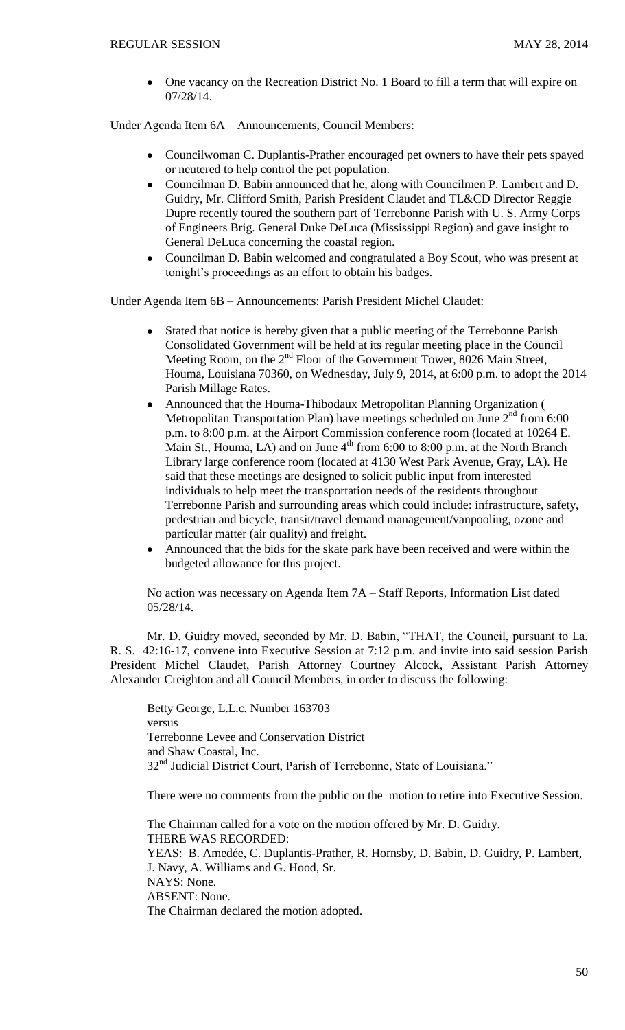- One vacancy on the Recreation District No. 1 Board to fill a term that will expire on 07/28/14.

Under Agenda Item 6A – Announcements, Council Members:

- Councilwoman C. Duplantis-Prather encouraged pet owners to have their pets spayed or neutered to help control the pet population.
- Councilman D. Babin announced that he, along with Councilmen P. Lambert and D. Guidry, Mr. Clifford Smith, Parish President Claudet and TL&CD Director Reggie Dupre recently toured the southern part of Terrebonne Parish with U. S. Army Corps of Engineers Brig. General Duke DeLuca (Mississippi Region) and gave insight to General DeLuca concerning the coastal region.
- Councilman D. Babin welcomed and congratulated a Boy Scout, who was present at tonight's proceedings as an effort to obtain his badges.

Under Agenda Item 6B – Announcements: Parish President Michel Claudet:

- Stated that notice is hereby given that a public meeting of the Terrebonne Parish Consolidated Government will be held at its regular meeting place in the Council Meeting Room, on the 2nd Floor of the Government Tower, 8026 Main Street, Houma, Louisiana 70360, on Wednesday, July 9, 2014, at 6:00 p.m. to adopt the 2014 Parish Millage Rates.
- Announced that the Houma-Thibodaux Metropolitan Planning Organization ( Metropolitan Transportation Plan) have meetings scheduled on June 2nd from 6:00 p.m. to 8:00 p.m. at the Airport Commission conference room (located at 10264 E. Main St., Houma, LA) and on June 4th from 6:00 to 8:00 p.m. at the North Branch Library large conference room (located at 4130 West Park Avenue, Gray, LA). He said that these meetings are designed to solicit public input from interested individuals to help meet the transportation needs of the residents throughout Terrebonne Parish and surrounding areas which could include: infrastructure, safety, pedestrian and bicycle, transit/travel demand management/vanpooling, ozone and particular matter (air quality) and freight.
- Announced that the bids for the skate park have been received and were within the budgeted allowance for this project.

No action was necessary on Agenda Item 7A – Staff Reports, Information List dated 05/28/14.

Mr. D. Guidry moved, seconded by Mr. D. Babin, "THAT, the Council, pursuant to La. R. S. 42:16-17, convene into Executive Session at 7:12 p.m. and invite into said session Parish President Michel Claudet, Parish Attorney Courtney Alcock, Assistant Parish Attorney Alexander Creighton and all Council Members, in order to discuss the following:

Betty George, L.L.c. Number 163703
versus
Terrebonne Levee and Conservation District
and Shaw Coastal, Inc.
32nd Judicial District Court, Parish of Terrebonne, State of Louisiana."

There were no comments from the public on the motion to retire into Executive Session.

The Chairman called for a vote on the motion offered by Mr. D. Guidry.
THERE WAS RECORDED:
YEAS: B. Amedée, C. Duplantis-Prather, R. Hornsby, D. Babin, D. Guidry, P. Lambert, J. Navy, A. Williams and G. Hood, Sr.
NAYS: None.
ABSENT: None.
The Chairman declared the motion adopted.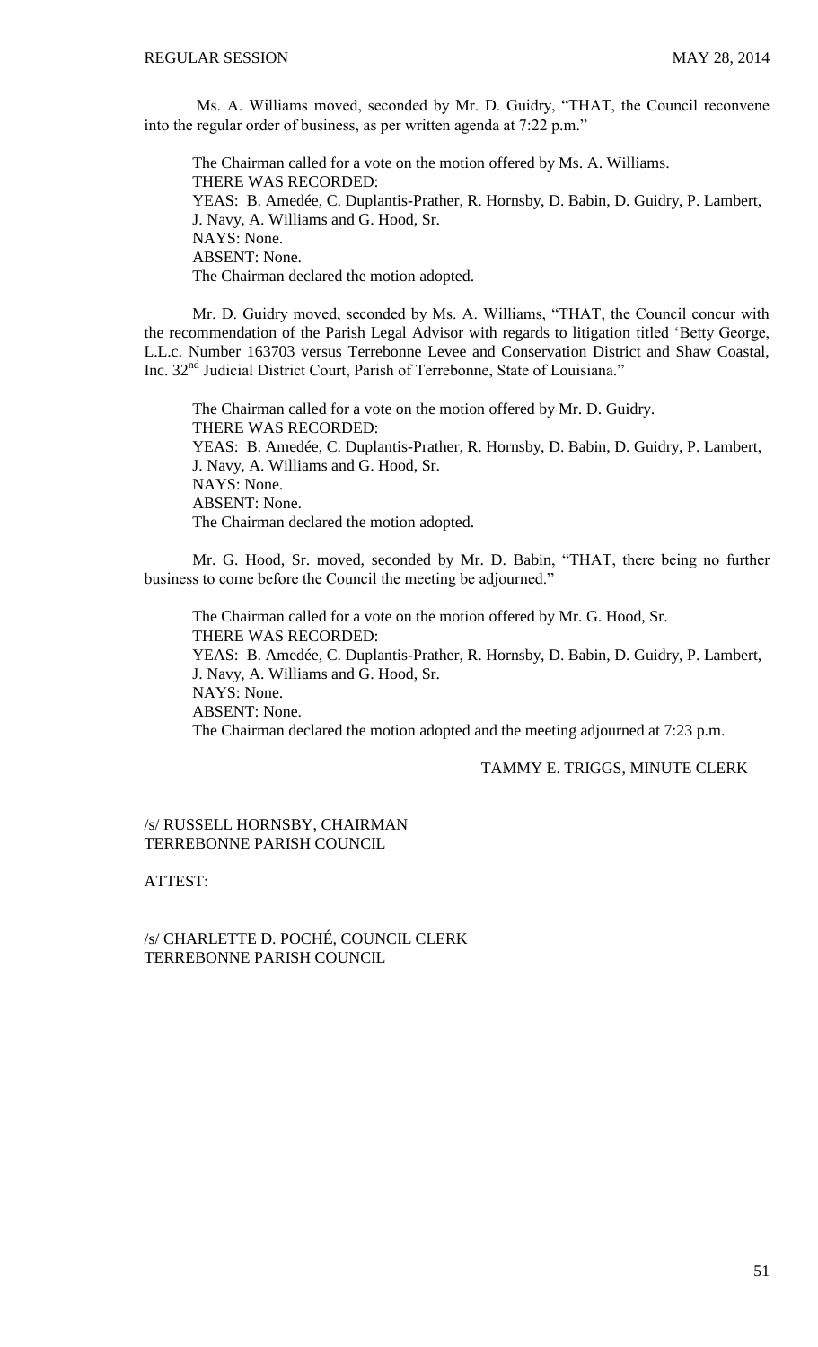Ms. A. Williams moved, seconded by Mr. D. Guidry, "THAT, the Council reconvene into the regular order of business, as per written agenda at 7:22 p.m."

The Chairman called for a vote on the motion offered by Ms. A. Williams.
THERE WAS RECORDED:
YEAS: B. Amedée, C. Duplantis-Prather, R. Hornsby, D. Babin, D. Guidry, P. Lambert, J. Navy, A. Williams and G. Hood, Sr.
NAYS: None.
ABSENT: None.
The Chairman declared the motion adopted.

Mr. D. Guidry moved, seconded by Ms. A. Williams, "THAT, the Council concur with the recommendation of the Parish Legal Advisor with regards to litigation titled 'Betty George, L.L.c. Number 163703 versus Terrebonne Levee and Conservation District and Shaw Coastal, Inc. 32nd Judicial District Court, Parish of Terrebonne, State of Louisiana."

The Chairman called for a vote on the motion offered by Mr. D. Guidry.
THERE WAS RECORDED:
YEAS: B. Amedée, C. Duplantis-Prather, R. Hornsby, D. Babin, D. Guidry, P. Lambert, J. Navy, A. Williams and G. Hood, Sr.
NAYS: None.
ABSENT: None.
The Chairman declared the motion adopted.

Mr. G. Hood, Sr. moved, seconded by Mr. D. Babin, "THAT, there being no further business to come before the Council the meeting be adjourned."

The Chairman called for a vote on the motion offered by Mr. G. Hood, Sr.
THERE WAS RECORDED:
YEAS: B. Amedée, C. Duplantis-Prather, R. Hornsby, D. Babin, D. Guidry, P. Lambert, J. Navy, A. Williams and G. Hood, Sr.
NAYS: None.
ABSENT: None.
The Chairman declared the motion adopted and the meeting adjourned at 7:23 p.m.

TAMMY E. TRIGGS, MINUTE CLERK

/s/ RUSSELL HORNSBY, CHAIRMAN
TERREBONNE PARISH COUNCIL

ATTEST:

/s/ CHARLETTE D. POCHÉ, COUNCIL CLERK
TERREBONNE PARISH COUNCIL